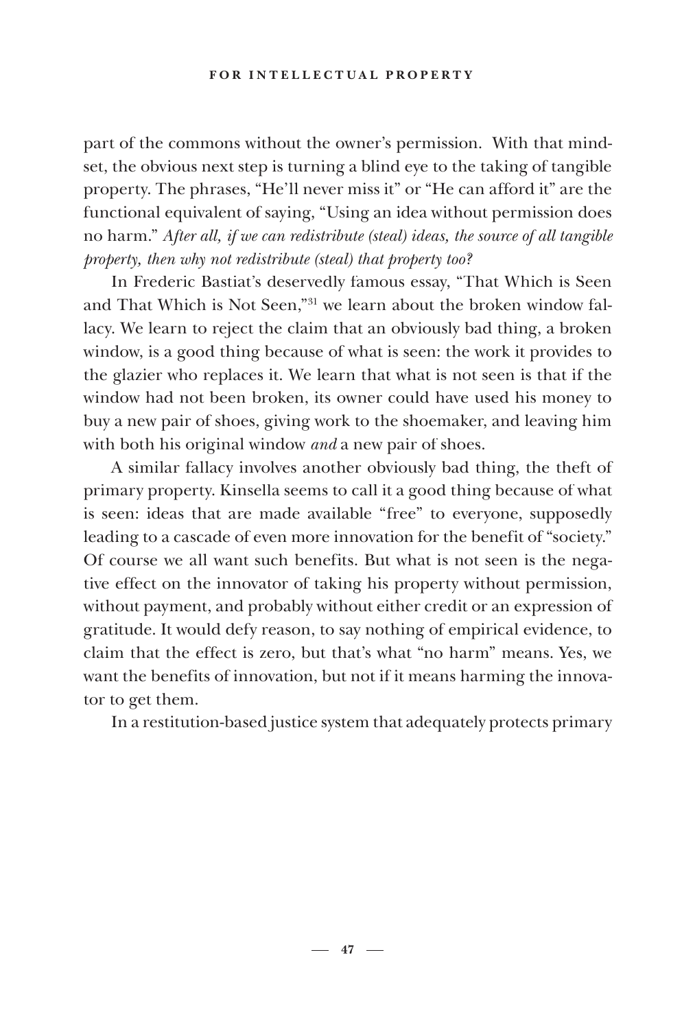part of the commons without the owner's permission. With that mindset, the obvious next step is turning a blind eye to the taking of tangible property. The phrases, "He'll never miss it" or "He can afford it" are the functional equivalent of saying, "Using an idea without permission does no harm." *After all, if we can redistribute (steal) ideas, the source of all tangible property, then why not redistribute (steal) that property too?*

In Frederic Bastiat's deservedly famous essay, "That Which is Seen and That Which is Not Seen,"[31] we learn about the broken window fallacy. We learn to reject the claim that an obviously bad thing, a broken window, is a good thing because of what is seen: the work it provides to the glazier who replaces it. We learn that what is not seen is that if the window had not been broken, its owner could have used his money to buy a new pair of shoes, giving work to the shoemaker, and leaving him with both his original window *and* a new pair of shoes.

A similar fallacy involves another obviously bad thing, the theft of primary property. Kinsella seems to call it a good thing because of what is seen: ideas that are made available "free" to everyone, supposedly leading to a cascade of even more innovation for the benefit of "society." Of course we all want such benefits. But what is not seen is the negative effect on the innovator of taking his property without permission, without payment, and probably without either credit or an expression of gratitude. It would defy reason, to say nothing of empirical evidence, to claim that the effect is zero, but that's what "no harm" means. Yes, we want the benefits of innovation, but not if it means harming the innovator to get them.

In a restitution-based justice system that adequately protects primary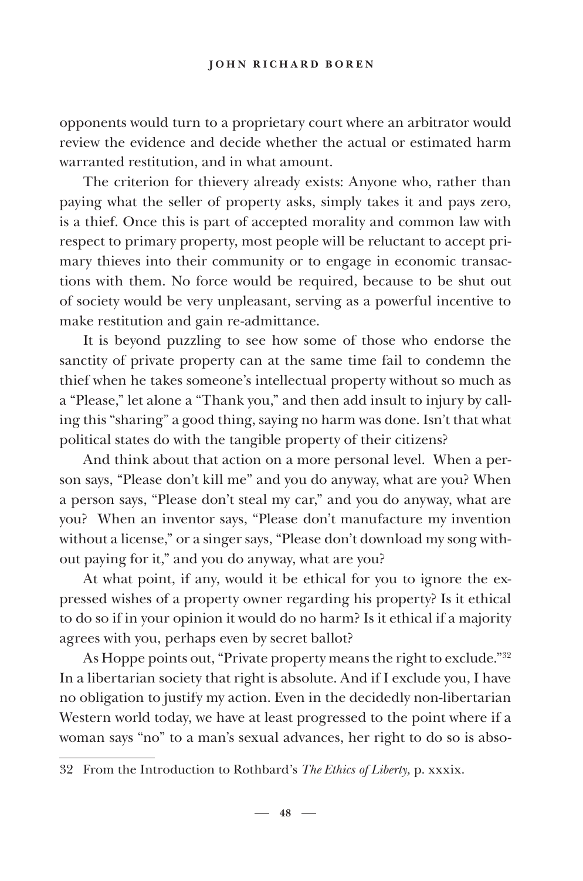opponents would turn to a proprietary court where an arbitrator would review the evidence and decide whether the actual or estimated harm warranted restitution, and in what amount.

The criterion for thievery already exists: Anyone who, rather than paying what the seller of property asks, simply takes it and pays zero, is a thief. Once this is part of accepted morality and common law with respect to primary property, most people will be reluctant to accept primary thieves into their community or to engage in economic transactions with them. No force would be required, because to be shut out of society would be very unpleasant, serving as a powerful incentive to make restitution and gain re-admittance.

It is beyond puzzling to see how some of those who endorse the sanctity of private property can at the same time fail to condemn the thief when he takes someone's intellectual property without so much as a "Please," let alone a "Thank you," and then add insult to injury by calling this "sharing" a good thing, saying no harm was done. Isn't that what political states do with the tangible property of their citizens?

And think about that action on a more personal level. When a person says, "Please don't kill me" and you do anyway, what are you? When a person says, "Please don't steal my car," and you do anyway, what are you? When an inventor says, "Please don't manufacture my invention without a license," or a singer says, "Please don't download my song without paying for it," and you do anyway, what are you?

At what point, if any, would it be ethical for you to ignore the expressed wishes of a property owner regarding his property? Is it ethical to do so if in your opinion it would do no harm? Is it ethical if a majority agrees with you, perhaps even by secret ballot?

As Hoppe points out, "Private property means the right to exclude."[32] In a libertarian society that right is absolute. And if I exclude you, I have no obligation to justify my action. Even in the decidedly non-libertarian Western world today, we have at least progressed to the point where if a woman says "no" to a man's sexual advances, her right to do so is abso-

---

32 From the Introduction to Rothbard's *The Ethics of Liberty,* p. xxxix.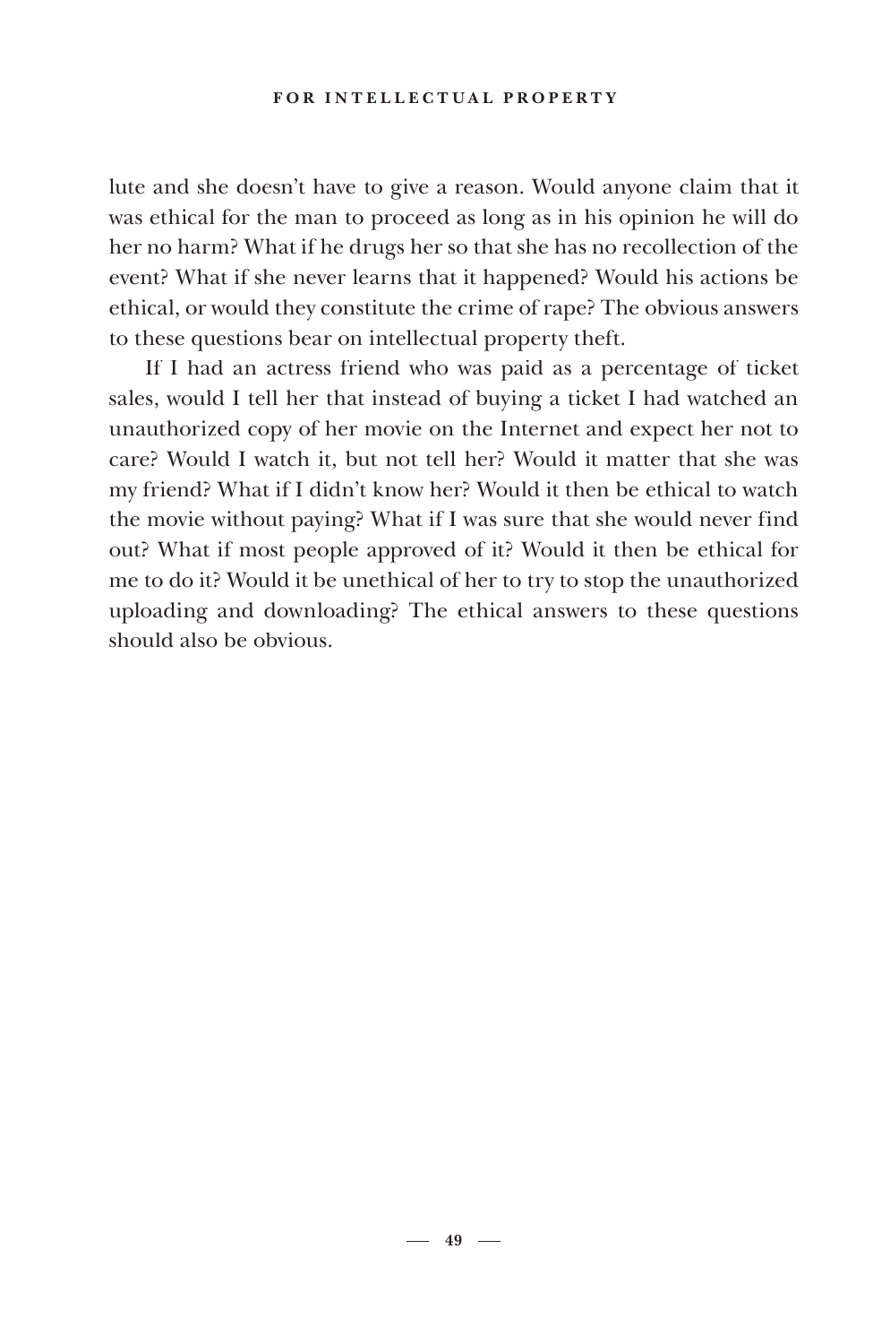lute and she doesn't have to give a reason. Would anyone claim that it was ethical for the man to proceed as long as in his opinion he will do her no harm? What if he drugs her so that she has no recollection of the event? What if she never learns that it happened? Would his actions be ethical, or would they constitute the crime of rape? The obvious answers to these questions bear on intellectual property theft.

If I had an actress friend who was paid as a percentage of ticket sales, would I tell her that instead of buying a ticket I had watched an unauthorized copy of her movie on the Internet and expect her not to care? Would I watch it, but not tell her? Would it matter that she was my friend? What if I didn't know her? Would it then be ethical to watch the movie without paying? What if I was sure that she would never find out? What if most people approved of it? Would it then be ethical for me to do it? Would it be unethical of her to try to stop the unauthorized uploading and downloading? The ethical answers to these questions should also be obvious.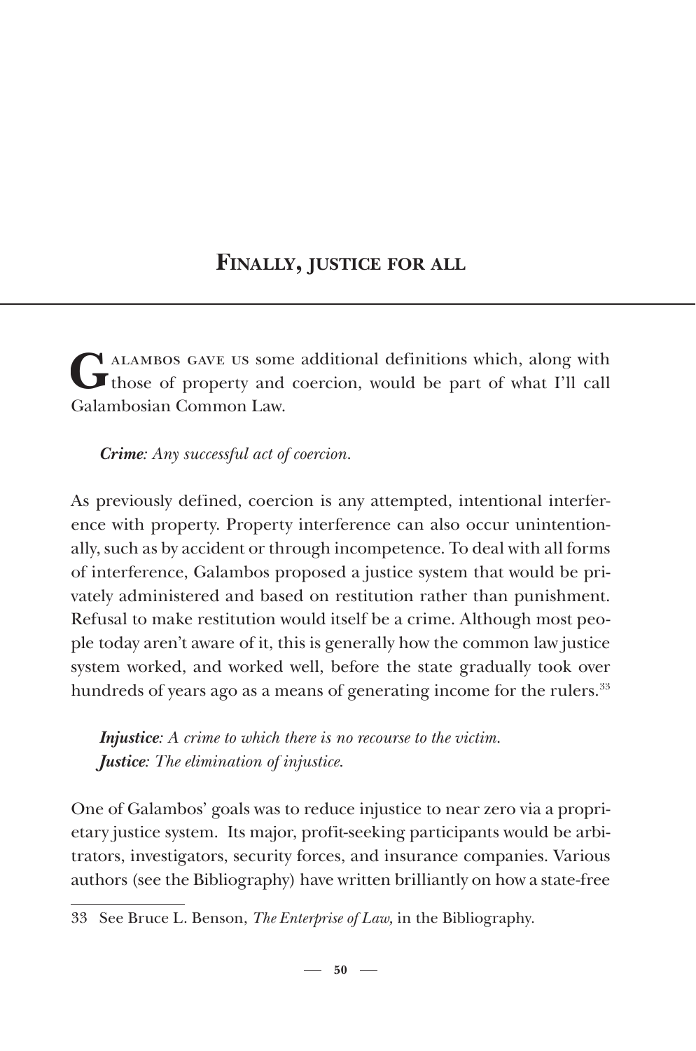## Finally, justice for all

Galambos gave us some additional definitions which, along with those of property and coercion, would be part of what I'll call Galambosian Common Law.

***Crime****: Any successful act of coercion.*

As previously defined, coercion is any attempted, intentional interference with property. Property interference can also occur unintentionally, such as by accident or through incompetence. To deal with all forms of interference, Galambos proposed a justice system that would be privately administered and based on restitution rather than punishment. Refusal to make restitution would itself be a crime. Although most people today aren't aware of it, this is generally how the common law justice system worked, and worked well, before the state gradually took over hundreds of years ago as a means of generating income for the rulers.[33]

***Injustice****: A crime to which there is no recourse to the victim.*
***Justice****: The elimination of injustice.*

One of Galambos' goals was to reduce injustice to near zero via a proprietary justice system. Its major, profit-seeking participants would be arbitrators, investigators, security forces, and insurance companies. Various authors (see the Bibliography) have written brilliantly on how a state-free

33 See Bruce L. Benson, *The Enterprise of Law,* in the Bibliography.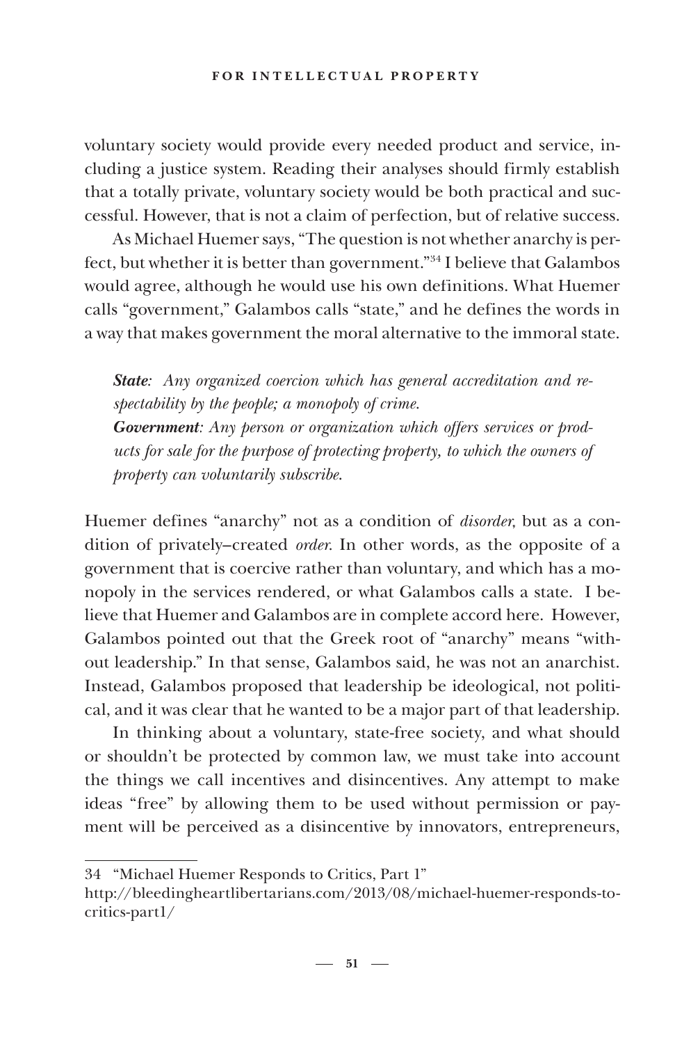voluntary society would provide every needed product and service, including a justice system. Reading their analyses should firmly establish that a totally private, voluntary society would be both practical and successful. However, that is not a claim of perfection, but of relative success.

As Michael Huemer says, "The question is not whether anarchy is perfect, but whether it is better than government."[34] I believe that Galambos would agree, although he would use his own definitions. What Huemer calls "government," Galambos calls "state," and he defines the words in a way that makes government the moral alternative to the immoral state.

> ***State**: Any organized coercion which has general accreditation and respectability by the people; a monopoly of crime.*
> ***Government**: Any person or organization which offers services or products for sale for the purpose of protecting property, to which the owners of property can voluntarily subscribe.*

Huemer defines "anarchy" not as a condition of *disorder*, but as a condition of privately–created *order*. In other words, as the opposite of a government that is coercive rather than voluntary, and which has a monopoly in the services rendered, or what Galambos calls a state. I believe that Huemer and Galambos are in complete accord here. However, Galambos pointed out that the Greek root of "anarchy" means "without leadership." In that sense, Galambos said, he was not an anarchist. Instead, Galambos proposed that leadership be ideological, not political, and it was clear that he wanted to be a major part of that leadership.

In thinking about a voluntary, state-free society, and what should or shouldn't be protected by common law, we must take into account the things we call incentives and disincentives. Any attempt to make ideas "free" by allowing them to be used without permission or payment will be perceived as a disincentive by innovators, entrepreneurs,

---

34 "Michael Huemer Responds to Critics, Part 1"
http://bleedingheartlibertarians.com/2013/08/michael-huemer-responds-to-critics-part1/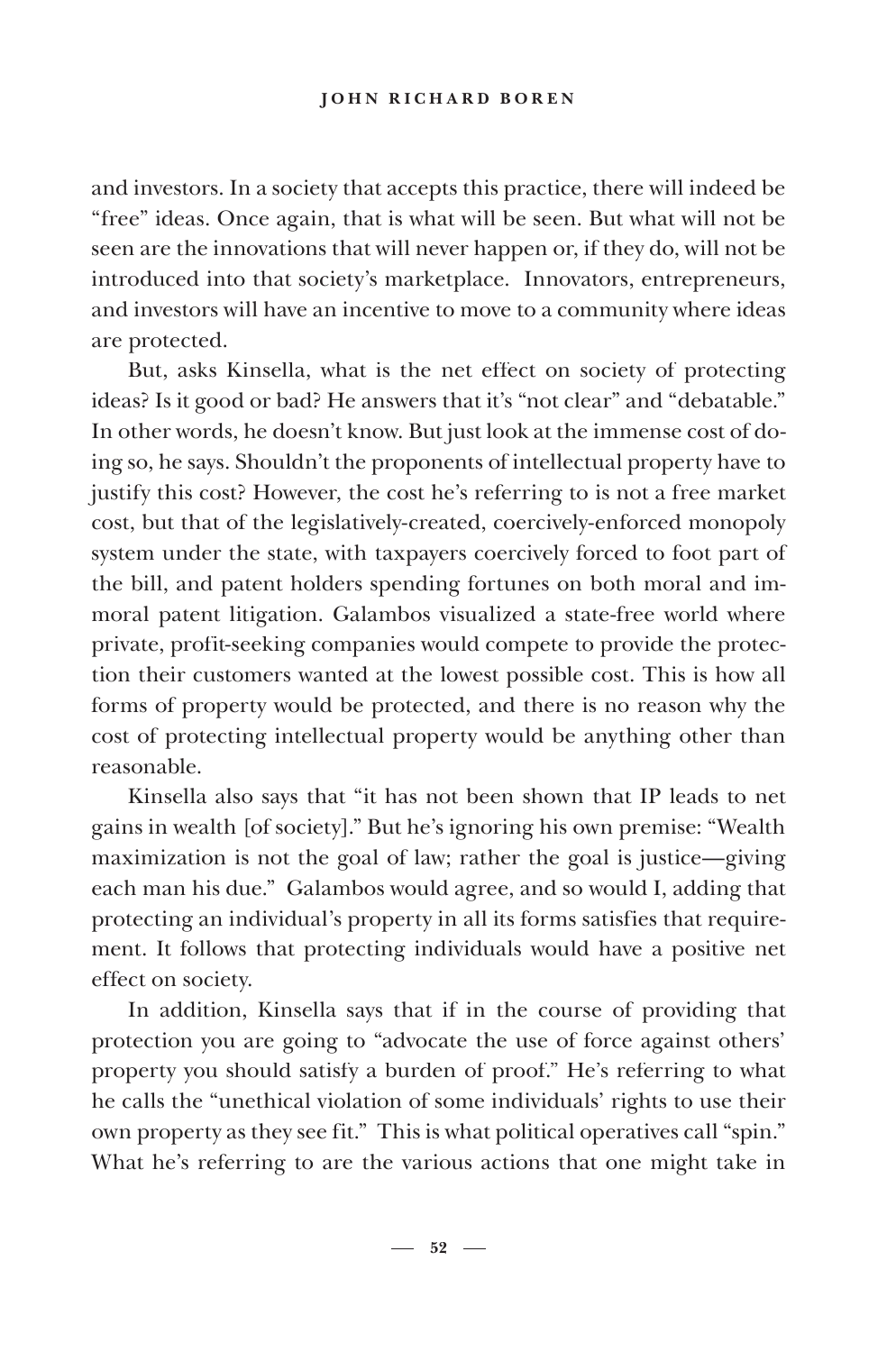and investors. In a society that accepts this practice, there will indeed be "free" ideas. Once again, that is what will be seen. But what will not be seen are the innovations that will never happen or, if they do, will not be introduced into that society's marketplace. Innovators, entrepreneurs, and investors will have an incentive to move to a community where ideas are protected.

But, asks Kinsella, what is the net effect on society of protecting ideas? Is it good or bad? He answers that it's "not clear" and "debatable." In other words, he doesn't know. But just look at the immense cost of doing so, he says. Shouldn't the proponents of intellectual property have to justify this cost? However, the cost he's referring to is not a free market cost, but that of the legislatively-created, coercively-enforced monopoly system under the state, with taxpayers coercively forced to foot part of the bill, and patent holders spending fortunes on both moral and immoral patent litigation. Galambos visualized a state-free world where private, profit-seeking companies would compete to provide the protection their customers wanted at the lowest possible cost. This is how all forms of property would be protected, and there is no reason why the cost of protecting intellectual property would be anything other than reasonable.

Kinsella also says that "it has not been shown that IP leads to net gains in wealth [of society]." But he's ignoring his own premise: "Wealth maximization is not the goal of law; rather the goal is justice—giving each man his due." Galambos would agree, and so would I, adding that protecting an individual's property in all its forms satisfies that requirement. It follows that protecting individuals would have a positive net effect on society.

In addition, Kinsella says that if in the course of providing that protection you are going to "advocate the use of force against others' property you should satisfy a burden of proof." He's referring to what he calls the "unethical violation of some individuals' rights to use their own property as they see fit." This is what political operatives call "spin." What he's referring to are the various actions that one might take in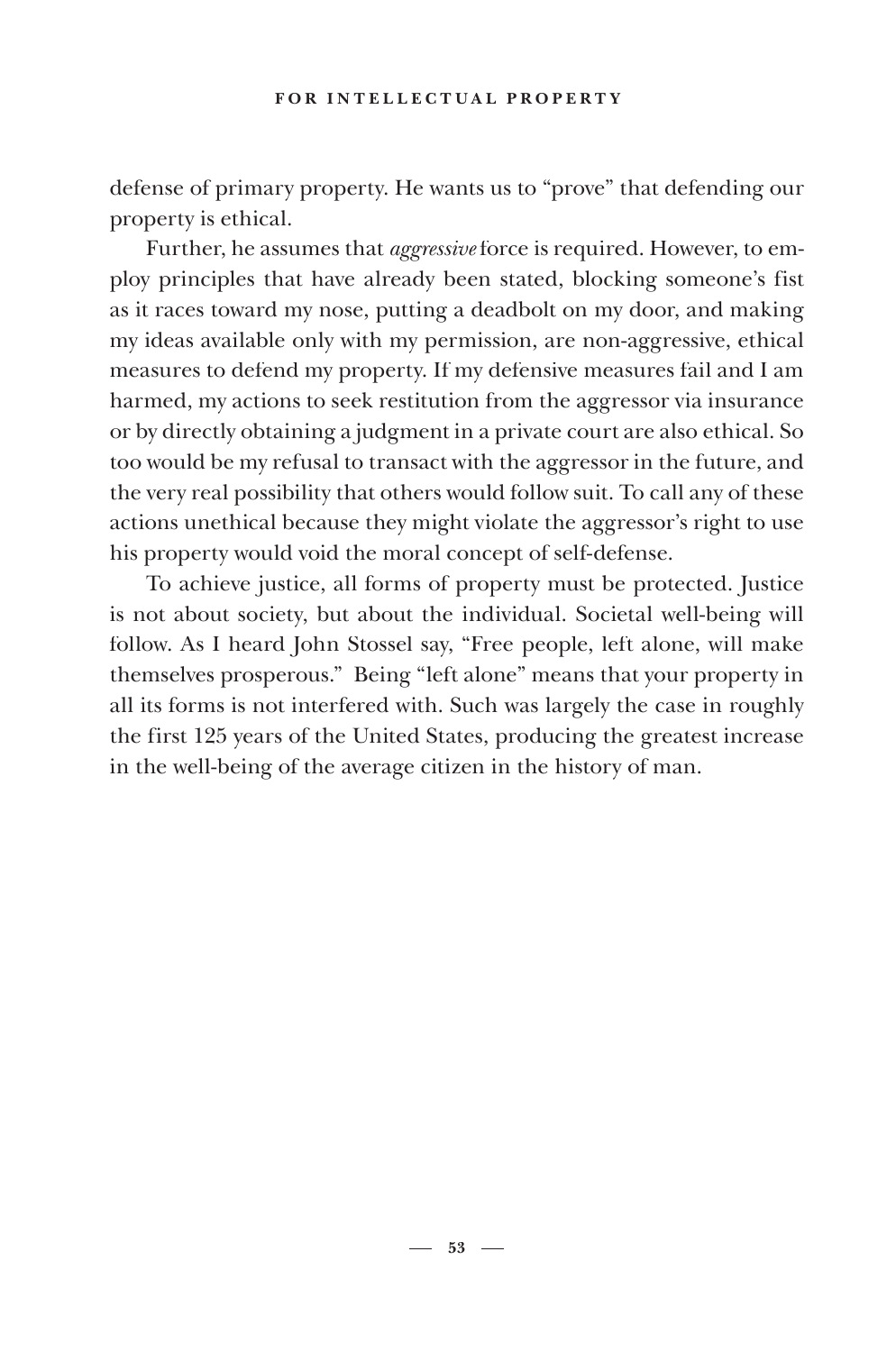defense of primary property. He wants us to "prove" that defending our property is ethical.

Further, he assumes that *aggressive* force is required. However, to employ principles that have already been stated, blocking someone's fist as it races toward my nose, putting a deadbolt on my door, and making my ideas available only with my permission, are non-aggressive, ethical measures to defend my property. If my defensive measures fail and I am harmed, my actions to seek restitution from the aggressor via insurance or by directly obtaining a judgment in a private court are also ethical. So too would be my refusal to transact with the aggressor in the future, and the very real possibility that others would follow suit. To call any of these actions unethical because they might violate the aggressor's right to use his property would void the moral concept of self-defense.

To achieve justice, all forms of property must be protected. Justice is not about society, but about the individual. Societal well-being will follow. As I heard John Stossel say, "Free people, left alone, will make themselves prosperous." Being "left alone" means that your property in all its forms is not interfered with. Such was largely the case in roughly the first 125 years of the United States, producing the greatest increase in the well-being of the average citizen in the history of man.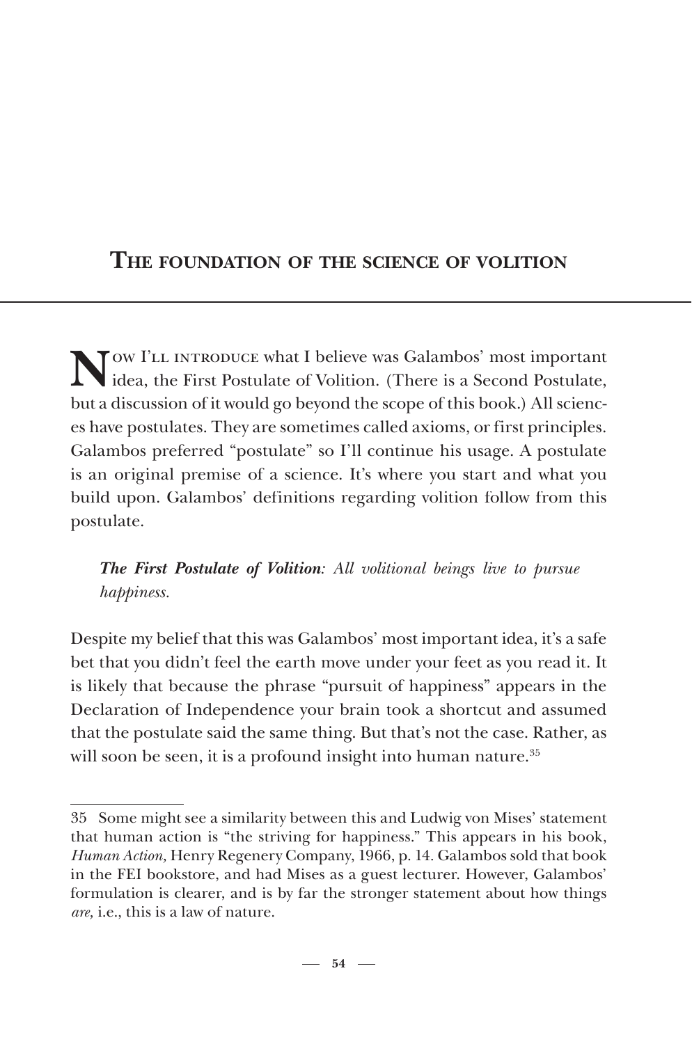## The foundation of the science of volition

Now I'll introduce what I believe was Galambos' most important idea, the First Postulate of Volition. (There is a Second Postulate, but a discussion of it would go beyond the scope of this book.) All sciences have postulates. They are sometimes called axioms, or first principles. Galambos preferred "postulate" so I'll continue his usage. A postulate is an original premise of a science. It's where you start and what you build upon. Galambos' definitions regarding volition follow from this postulate.

> ***The First Postulate of Volition****: All volitional beings live to pursue happiness.*

Despite my belief that this was Galambos' most important idea, it's a safe bet that you didn't feel the earth move under your feet as you read it. It is likely that because the phrase "pursuit of happiness" appears in the Declaration of Independence your brain took a shortcut and assumed that the postulate said the same thing. But that's not the case. Rather, as will soon be seen, it is a profound insight into human nature.[35]

---

35 Some might see a similarity between this and Ludwig von Mises' statement that human action is "the striving for happiness." This appears in his book, *Human Action,* Henry Regenery Company, 1966, p. 14. Galambos sold that book in the FEI bookstore, and had Mises as a guest lecturer. However, Galambos' formulation is clearer, and is by far the stronger statement about how things *are,* i.e., this is a law of nature.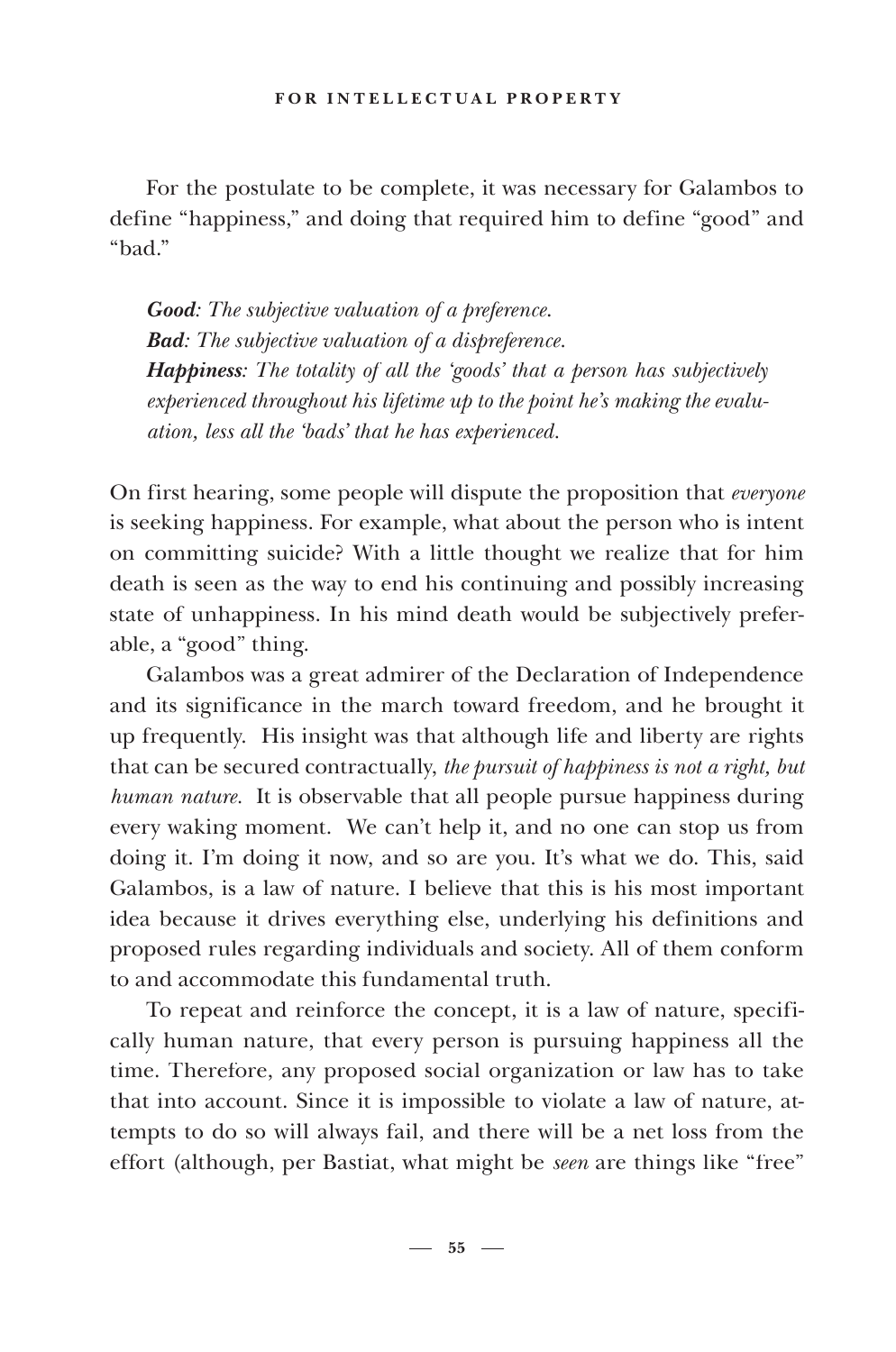For the postulate to be complete, it was necessary for Galambos to define "happiness," and doing that required him to define "good" and "bad."

> ***Good**: The subjective valuation of a preference.*
> ***Bad**: The subjective valuation of a dispreference.*
> ***Happiness**: The totality of all the 'goods' that a person has subjectively experienced throughout his lifetime up to the point he's making the evaluation, less all the 'bads' that he has experienced.*

On first hearing, some people will dispute the proposition that *everyone* is seeking happiness. For example, what about the person who is intent on committing suicide? With a little thought we realize that for him death is seen as the way to end his continuing and possibly increasing state of unhappiness. In his mind death would be subjectively preferable, a "good" thing.

Galambos was a great admirer of the Declaration of Independence and its significance in the march toward freedom, and he brought it up frequently. His insight was that although life and liberty are rights that can be secured contractually, *the pursuit of happiness is not a right, but human nature.* It is observable that all people pursue happiness during every waking moment. We can't help it, and no one can stop us from doing it. I'm doing it now, and so are you. It's what we do. This, said Galambos, is a law of nature. I believe that this is his most important idea because it drives everything else, underlying his definitions and proposed rules regarding individuals and society. All of them conform to and accommodate this fundamental truth.

To repeat and reinforce the concept, it is a law of nature, specifically human nature, that every person is pursuing happiness all the time. Therefore, any proposed social organization or law has to take that into account. Since it is impossible to violate a law of nature, attempts to do so will always fail, and there will be a net loss from the effort (although, per Bastiat, what might be *seen* are things like "free"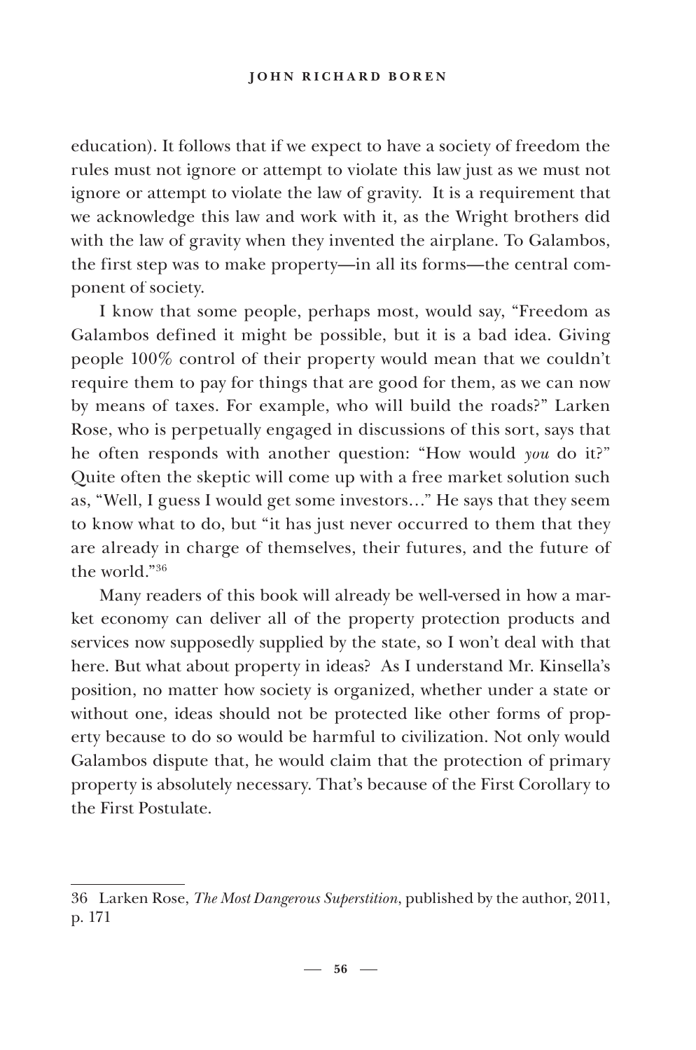education). It follows that if we expect to have a society of freedom the rules must not ignore or attempt to violate this law just as we must not ignore or attempt to violate the law of gravity. It is a requirement that we acknowledge this law and work with it, as the Wright brothers did with the law of gravity when they invented the airplane. To Galambos, the first step was to make property—in all its forms—the central component of society.

I know that some people, perhaps most, would say, "Freedom as Galambos defined it might be possible, but it is a bad idea. Giving people 100% control of their property would mean that we couldn't require them to pay for things that are good for them, as we can now by means of taxes. For example, who will build the roads?" Larken Rose, who is perpetually engaged in discussions of this sort, says that he often responds with another question: "How would *you* do it?" Quite often the skeptic will come up with a free market solution such as, "Well, I guess I would get some investors…" He says that they seem to know what to do, but "it has just never occurred to them that they are already in charge of themselves, their futures, and the future of the world."[36]

Many readers of this book will already be well-versed in how a market economy can deliver all of the property protection products and services now supposedly supplied by the state, so I won't deal with that here. But what about property in ideas? As I understand Mr. Kinsella's position, no matter how society is organized, whether under a state or without one, ideas should not be protected like other forms of property because to do so would be harmful to civilization. Not only would Galambos dispute that, he would claim that the protection of primary property is absolutely necessary. That's because of the First Corollary to the First Postulate.

---

36 Larken Rose, *The Most Dangerous Superstition*, published by the author, 2011, p. 171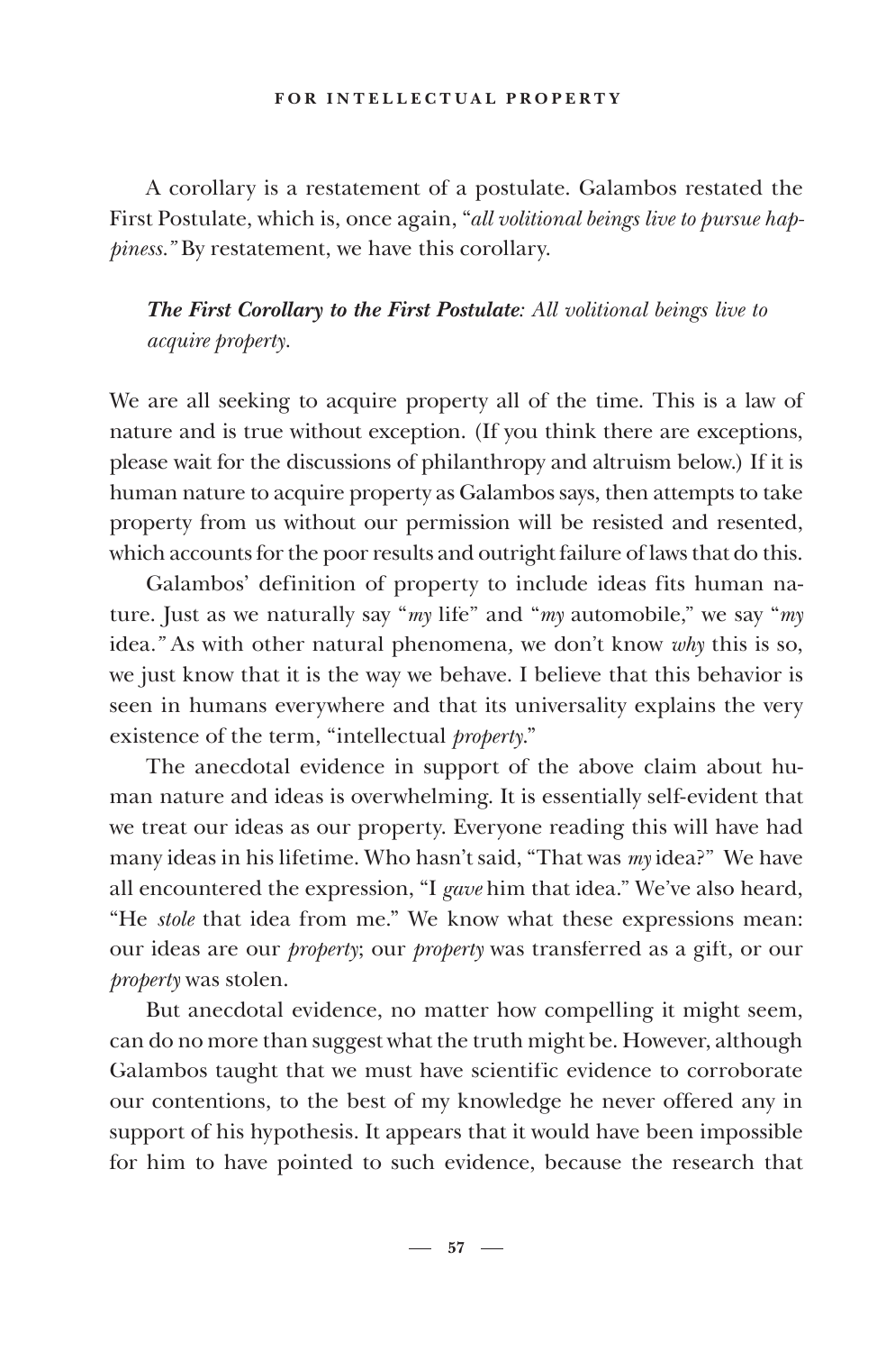A corollary is a restatement of a postulate. Galambos restated the First Postulate, which is, once again, "*all volitional beings live to pursue happiness."* By restatement, we have this corollary.

> ***The First Corollary to the First Postulate****: All volitional beings live to acquire property.*

We are all seeking to acquire property all of the time. This is a law of nature and is true without exception. (If you think there are exceptions, please wait for the discussions of philanthropy and altruism below.) If it is human nature to acquire property as Galambos says, then attempts to take property from us without our permission will be resisted and resented, which accounts for the poor results and outright failure of laws that do this.

Galambos' definition of property to include ideas fits human nature. Just as we naturally say "*my* life" and "*my* automobile," we say "*my* idea.*"* As with other natural phenomena, we don't know *why* this is so, we just know that it is the way we behave. I believe that this behavior is seen in humans everywhere and that its universality explains the very existence of the term, "intellectual *property*."

The anecdotal evidence in support of the above claim about human nature and ideas is overwhelming. It is essentially self-evident that we treat our ideas as our property. Everyone reading this will have had many ideas in his lifetime. Who hasn't said, "That was *my* idea?" We have all encountered the expression, "I *gave* him that idea." We've also heard, "He *stole* that idea from me." We know what these expressions mean: our ideas are our *property*; our *property* was transferred as a gift, or our *property* was stolen.

But anecdotal evidence, no matter how compelling it might seem, can do no more than suggest what the truth might be. However, although Galambos taught that we must have scientific evidence to corroborate our contentions, to the best of my knowledge he never offered any in support of his hypothesis. It appears that it would have been impossible for him to have pointed to such evidence, because the research that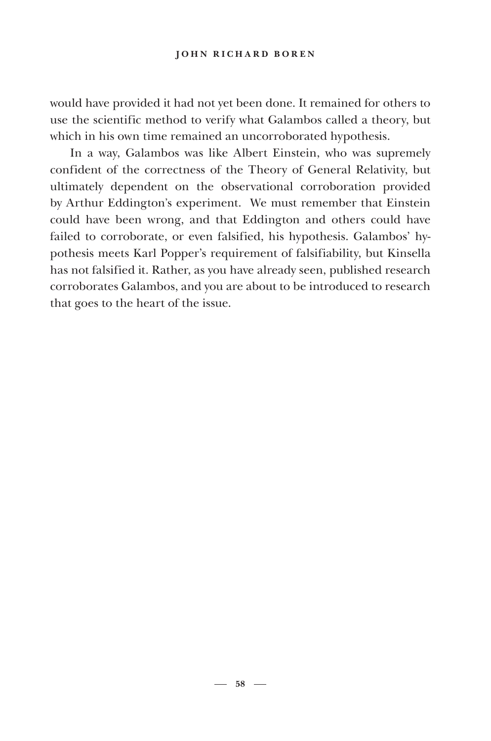would have provided it had not yet been done. It remained for others to use the scientific method to verify what Galambos called a theory, but which in his own time remained an uncorroborated hypothesis.

In a way, Galambos was like Albert Einstein, who was supremely confident of the correctness of the Theory of General Relativity, but ultimately dependent on the observational corroboration provided by Arthur Eddington's experiment. We must remember that Einstein could have been wrong, and that Eddington and others could have failed to corroborate, or even falsified, his hypothesis. Galambos' hypothesis meets Karl Popper's requirement of falsifiability, but Kinsella has not falsified it. Rather, as you have already seen, published research corroborates Galambos, and you are about to be introduced to research that goes to the heart of the issue.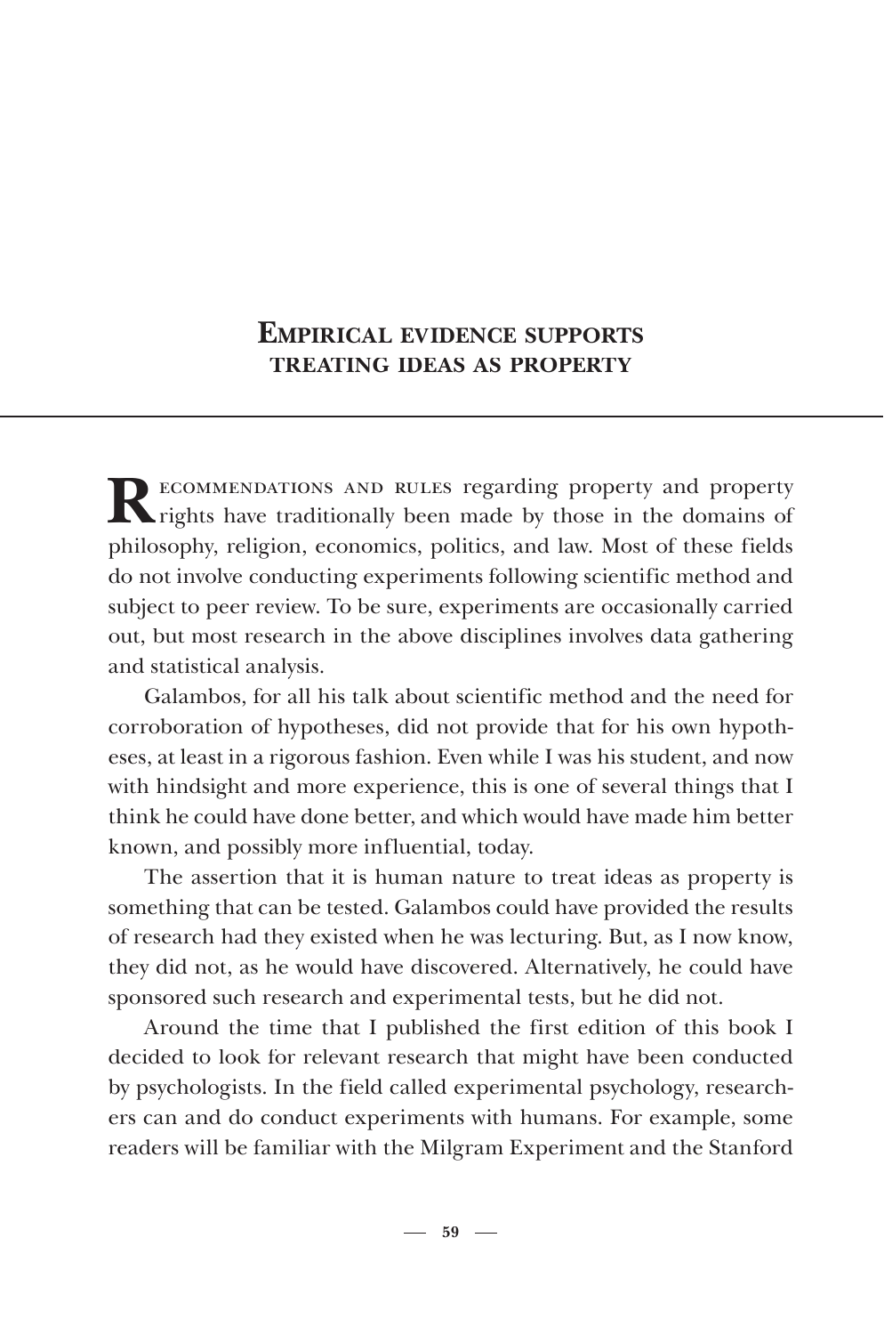# Empirical evidence supports treating ideas as property

Recommendations and rules regarding property and property rights have traditionally been made by those in the domains of philosophy, religion, economics, politics, and law. Most of these fields do not involve conducting experiments following scientific method and subject to peer review. To be sure, experiments are occasionally carried out, but most research in the above disciplines involves data gathering and statistical analysis.

Galambos, for all his talk about scientific method and the need for corroboration of hypotheses, did not provide that for his own hypotheses, at least in a rigorous fashion. Even while I was his student, and now with hindsight and more experience, this is one of several things that I think he could have done better, and which would have made him better known, and possibly more influential, today.

The assertion that it is human nature to treat ideas as property is something that can be tested. Galambos could have provided the results of research had they existed when he was lecturing. But, as I now know, they did not, as he would have discovered. Alternatively, he could have sponsored such research and experimental tests, but he did not.

Around the time that I published the first edition of this book I decided to look for relevant research that might have been conducted by psychologists. In the field called experimental psychology, researchers can and do conduct experiments with humans. For example, some readers will be familiar with the Milgram Experiment and the Stanford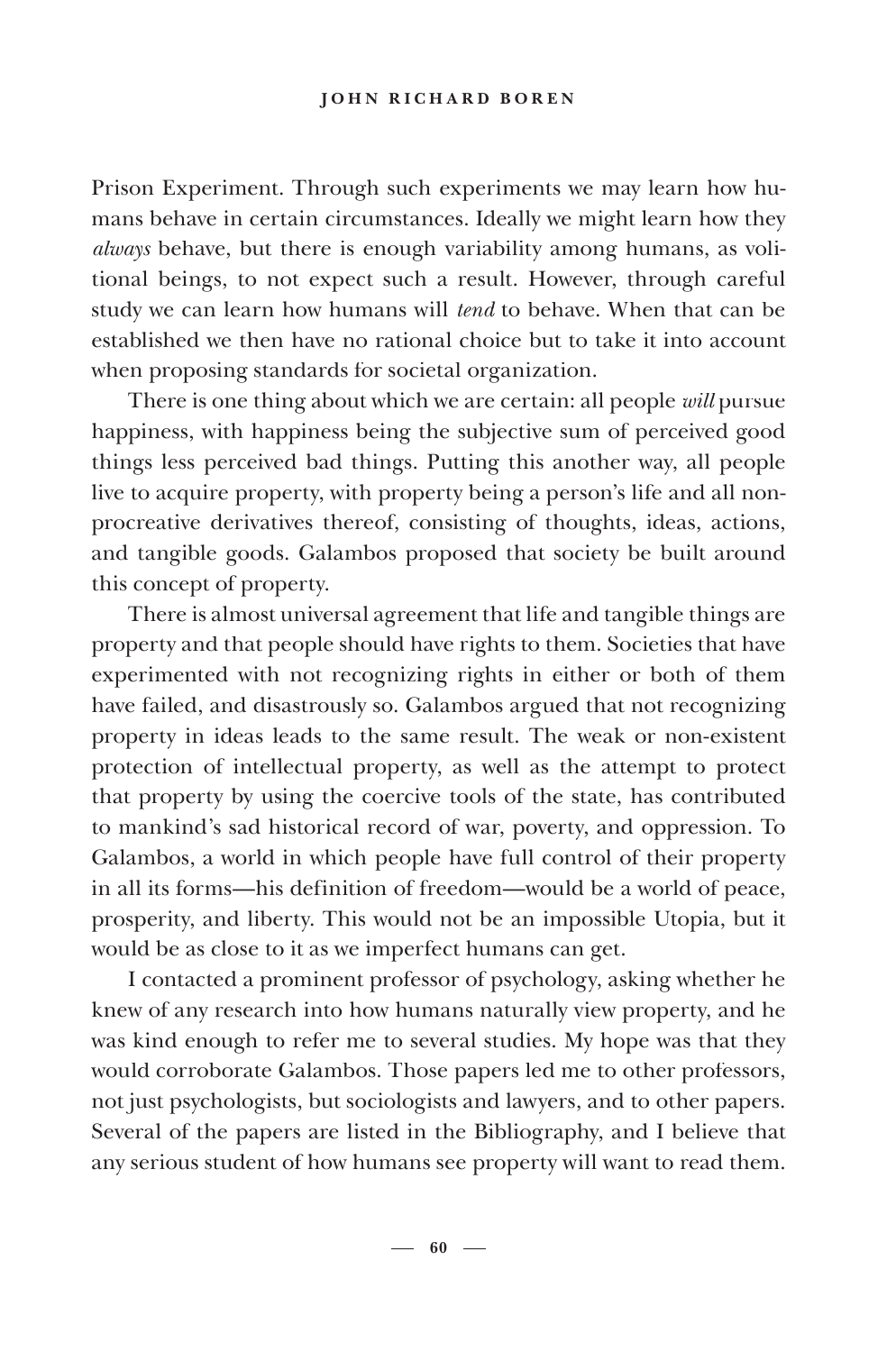Prison Experiment. Through such experiments we may learn how humans behave in certain circumstances. Ideally we might learn how they *always* behave, but there is enough variability among humans, as volitional beings, to not expect such a result. However, through careful study we can learn how humans will *tend* to behave. When that can be established we then have no rational choice but to take it into account when proposing standards for societal organization.

There is one thing about which we are certain: all people *will* pursue happiness, with happiness being the subjective sum of perceived good things less perceived bad things. Putting this another way, all people live to acquire property, with property being a person's life and all non-procreative derivatives thereof, consisting of thoughts, ideas, actions, and tangible goods. Galambos proposed that society be built around this concept of property.

There is almost universal agreement that life and tangible things are property and that people should have rights to them. Societies that have experimented with not recognizing rights in either or both of them have failed, and disastrously so. Galambos argued that not recognizing property in ideas leads to the same result. The weak or non-existent protection of intellectual property, as well as the attempt to protect that property by using the coercive tools of the state, has contributed to mankind's sad historical record of war, poverty, and oppression. To Galambos, a world in which people have full control of their property in all its forms—his definition of freedom—would be a world of peace, prosperity, and liberty. This would not be an impossible Utopia, but it would be as close to it as we imperfect humans can get.

I contacted a prominent professor of psychology, asking whether he knew of any research into how humans naturally view property, and he was kind enough to refer me to several studies. My hope was that they would corroborate Galambos. Those papers led me to other professors, not just psychologists, but sociologists and lawyers, and to other papers. Several of the papers are listed in the Bibliography, and I believe that any serious student of how humans see property will want to read them.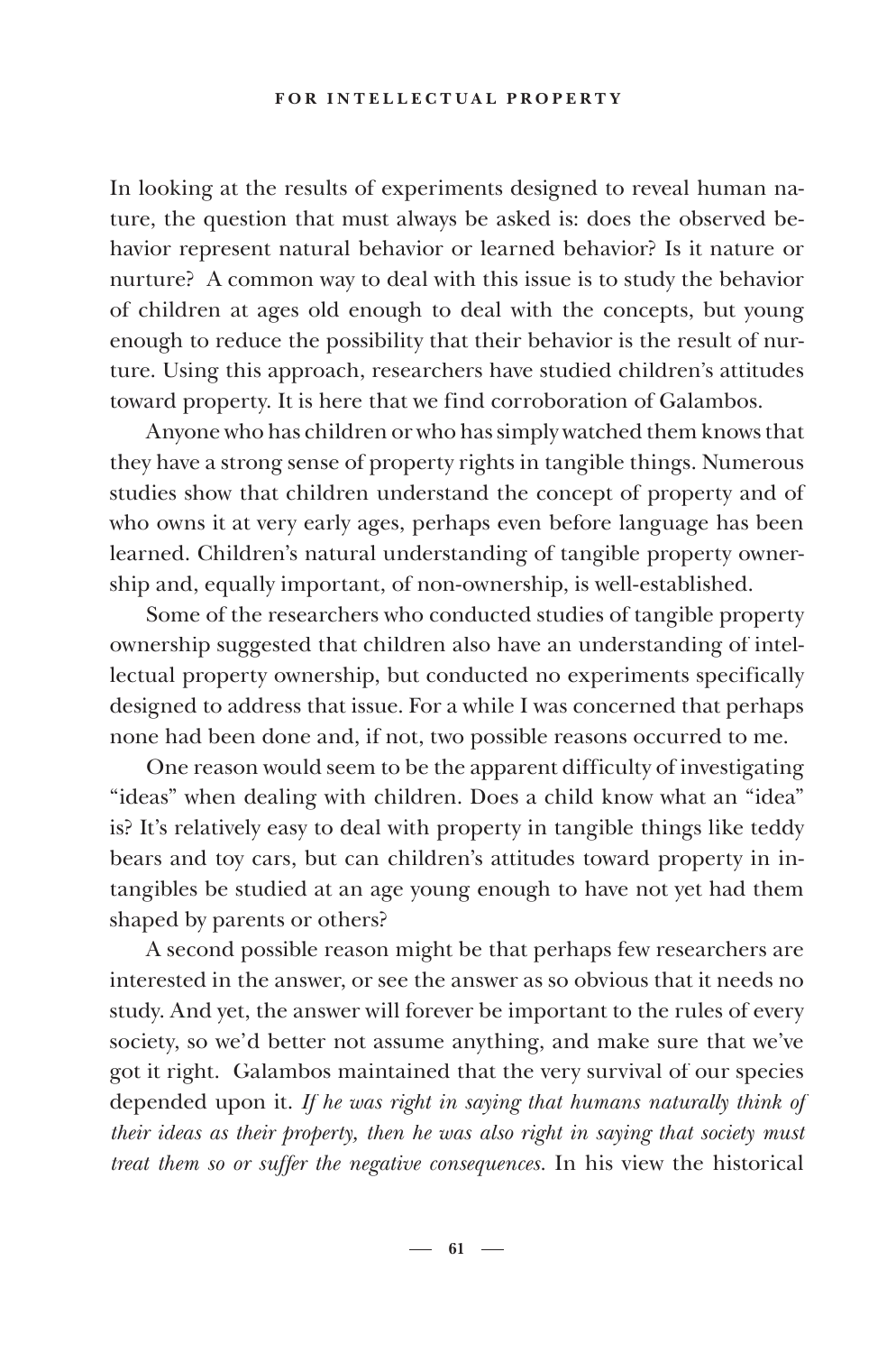In looking at the results of experiments designed to reveal human nature, the question that must always be asked is: does the observed behavior represent natural behavior or learned behavior? Is it nature or nurture? A common way to deal with this issue is to study the behavior of children at ages old enough to deal with the concepts, but young enough to reduce the possibility that their behavior is the result of nurture. Using this approach, researchers have studied children's attitudes toward property. It is here that we find corroboration of Galambos.

Anyone who has children or who has simply watched them knows that they have a strong sense of property rights in tangible things. Numerous studies show that children understand the concept of property and of who owns it at very early ages, perhaps even before language has been learned. Children's natural understanding of tangible property ownership and, equally important, of non-ownership, is well-established.

Some of the researchers who conducted studies of tangible property ownership suggested that children also have an understanding of intellectual property ownership, but conducted no experiments specifically designed to address that issue. For a while I was concerned that perhaps none had been done and, if not, two possible reasons occurred to me.

One reason would seem to be the apparent difficulty of investigating "ideas" when dealing with children. Does a child know what an "idea" is? It's relatively easy to deal with property in tangible things like teddy bears and toy cars, but can children's attitudes toward property in intangibles be studied at an age young enough to have not yet had them shaped by parents or others?

A second possible reason might be that perhaps few researchers are interested in the answer, or see the answer as so obvious that it needs no study. And yet, the answer will forever be important to the rules of every society, so we'd better not assume anything, and make sure that we've got it right. Galambos maintained that the very survival of our species depended upon it. *If he was right in saying that humans naturally think of their ideas as their property, then he was also right in saying that society must treat them so or suffer the negative consequences.* In his view the historical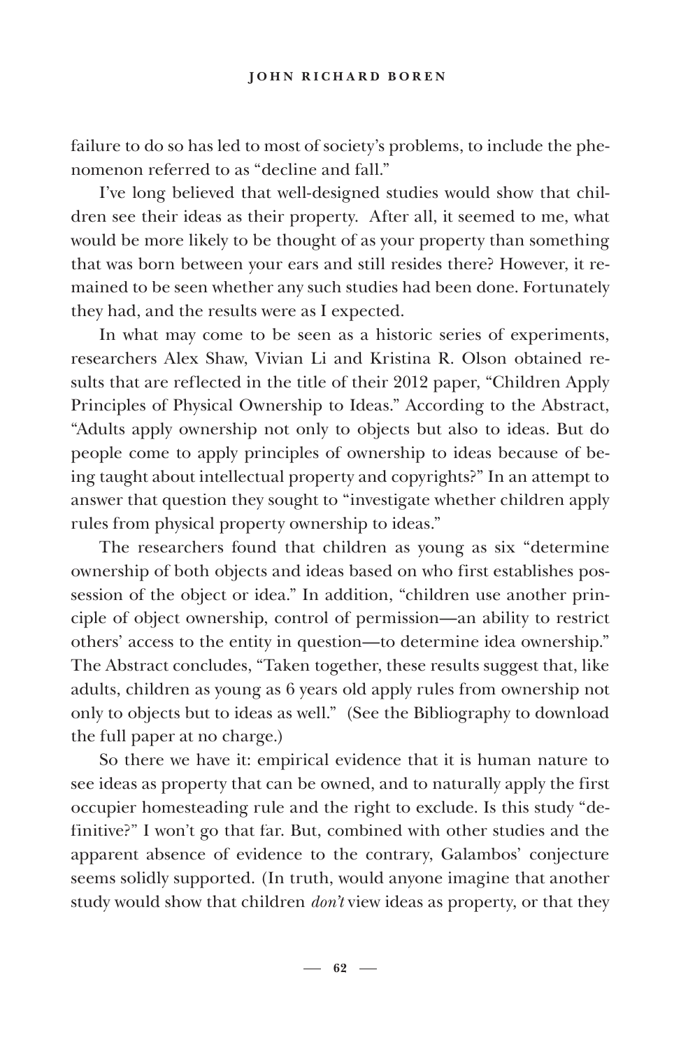failure to do so has led to most of society's problems, to include the phenomenon referred to as "decline and fall."

I've long believed that well-designed studies would show that children see their ideas as their property. After all, it seemed to me, what would be more likely to be thought of as your property than something that was born between your ears and still resides there? However, it remained to be seen whether any such studies had been done. Fortunately they had, and the results were as I expected.

In what may come to be seen as a historic series of experiments, researchers Alex Shaw, Vivian Li and Kristina R. Olson obtained results that are reflected in the title of their 2012 paper, "Children Apply Principles of Physical Ownership to Ideas." According to the Abstract, "Adults apply ownership not only to objects but also to ideas. But do people come to apply principles of ownership to ideas because of being taught about intellectual property and copyrights?" In an attempt to answer that question they sought to "investigate whether children apply rules from physical property ownership to ideas."

The researchers found that children as young as six "determine ownership of both objects and ideas based on who first establishes possession of the object or idea." In addition, "children use another principle of object ownership, control of permission—an ability to restrict others' access to the entity in question—to determine idea ownership." The Abstract concludes, "Taken together, these results suggest that, like adults, children as young as 6 years old apply rules from ownership not only to objects but to ideas as well." (See the Bibliography to download the full paper at no charge.)

So there we have it: empirical evidence that it is human nature to see ideas as property that can be owned, and to naturally apply the first occupier homesteading rule and the right to exclude. Is this study "definitive?" I won't go that far. But, combined with other studies and the apparent absence of evidence to the contrary, Galambos' conjecture seems solidly supported. (In truth, would anyone imagine that another study would show that children *don't* view ideas as property, or that they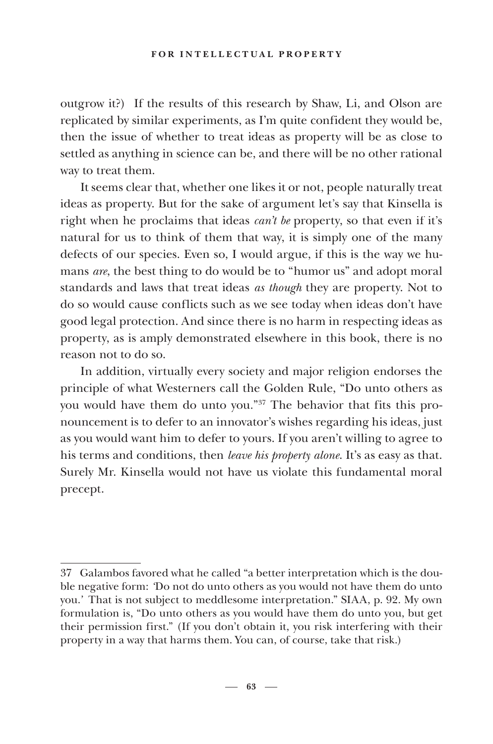outgrow it?) If the results of this research by Shaw, Li, and Olson are replicated by similar experiments, as I'm quite confident they would be, then the issue of whether to treat ideas as property will be as close to settled as anything in science can be, and there will be no other rational way to treat them.

It seems clear that, whether one likes it or not, people naturally treat ideas as property. But for the sake of argument let's say that Kinsella is right when he proclaims that ideas *can't be* property, so that even if it's natural for us to think of them that way, it is simply one of the many defects of our species. Even so, I would argue, if this is the way we humans *are*, the best thing to do would be to "humor us" and adopt moral standards and laws that treat ideas *as though* they are property. Not to do so would cause conflicts such as we see today when ideas don't have good legal protection. And since there is no harm in respecting ideas as property, as is amply demonstrated elsewhere in this book, there is no reason not to do so.

In addition, virtually every society and major religion endorses the principle of what Westerners call the Golden Rule, "Do unto others as you would have them do unto you."[37] The behavior that fits this pronouncement is to defer to an innovator's wishes regarding his ideas, just as you would want him to defer to yours. If you aren't willing to agree to his terms and conditions, then *leave his property alone*. It's as easy as that. Surely Mr. Kinsella would not have us violate this fundamental moral precept.

---

37 Galambos favored what he called "a better interpretation which is the double negative form: 'Do not do unto others as you would not have them do unto you.' That is not subject to meddlesome interpretation." SIAA, p. 92. My own formulation is, "Do unto others as you would have them do unto you, but get their permission first." (If you don't obtain it, you risk interfering with their property in a way that harms them. You can, of course, take that risk.)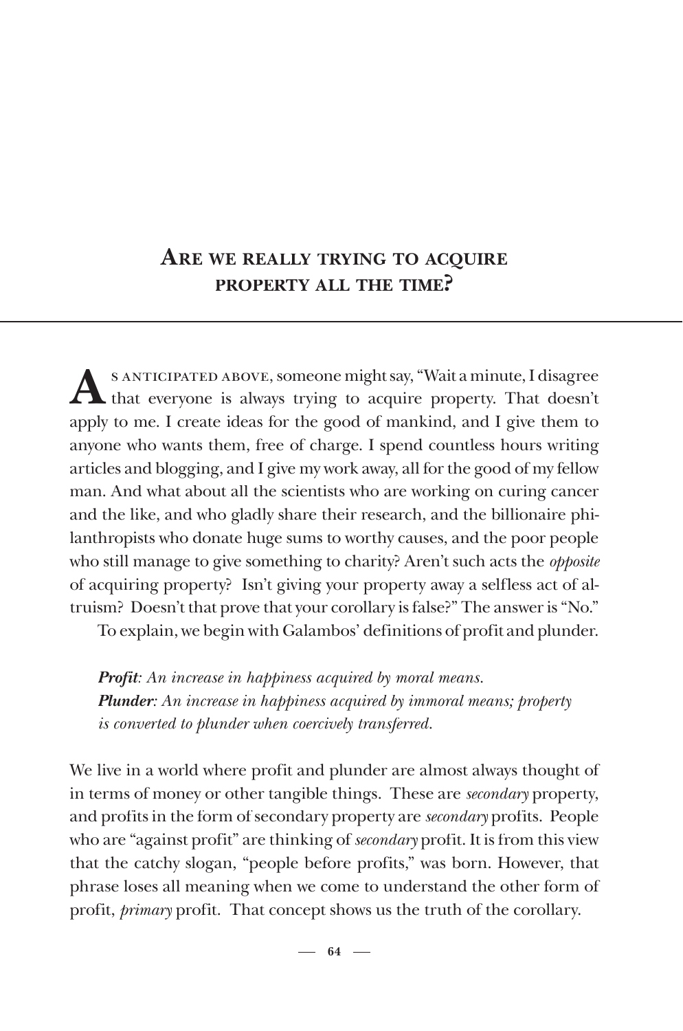## Are we really trying to acquire property all the time?

As anticipated above, someone might say, "Wait a minute, I disagree that everyone is always trying to acquire property. That doesn't apply to me. I create ideas for the good of mankind, and I give them to anyone who wants them, free of charge. I spend countless hours writing articles and blogging, and I give my work away, all for the good of my fellow man. And what about all the scientists who are working on curing cancer and the like, and who gladly share their research, and the billionaire philanthropists who donate huge sums to worthy causes, and the poor people who still manage to give something to charity? Aren't such acts the *opposite* of acquiring property? Isn't giving your property away a selfless act of altruism? Doesn't that prove that your corollary is false?" The answer is "No."

To explain, we begin with Galambos' definitions of profit and plunder.

> ***Profit****: An increase in happiness acquired by moral means.*
> ***Plunder****: An increase in happiness acquired by immoral means; property is converted to plunder when coercively transferred.*

We live in a world where profit and plunder are almost always thought of in terms of money or other tangible things. These are *secondary* property, and profits in the form of secondary property are *secondary* profits. People who are "against profit" are thinking of *secondary* profit. It is from this view that the catchy slogan, "people before profits," was born. However, that phrase loses all meaning when we come to understand the other form of profit, *primary* profit. That concept shows us the truth of the corollary.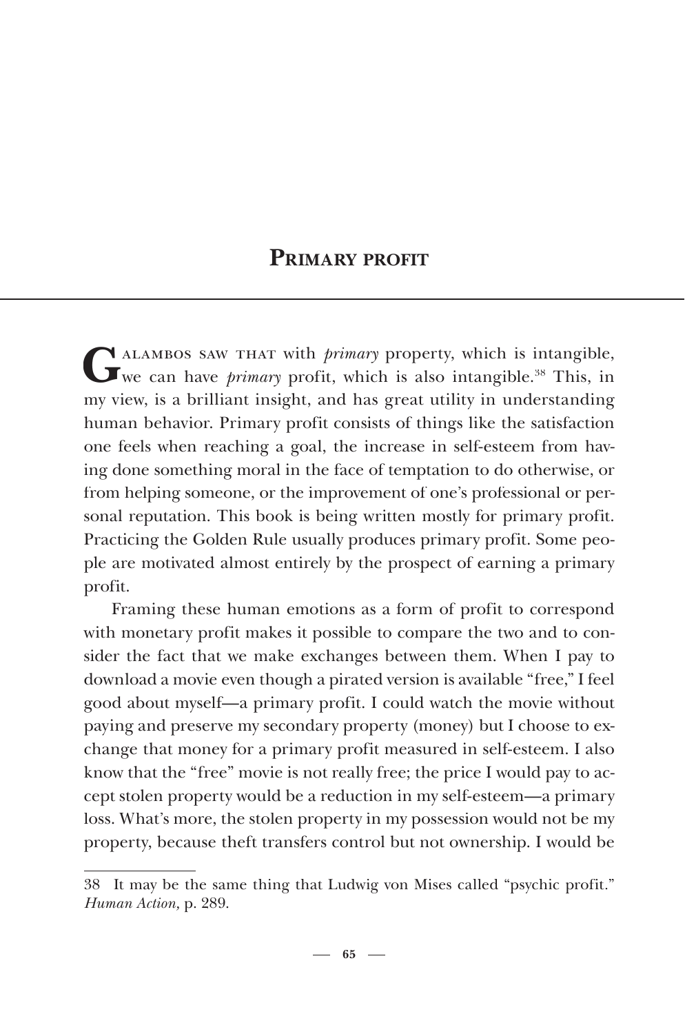## Primary profit

Galambos saw that with *primary* property, which is intangible, we can have *primary* profit, which is also intangible.[38] This, in my view, is a brilliant insight, and has great utility in understanding human behavior. Primary profit consists of things like the satisfaction one feels when reaching a goal, the increase in self-esteem from having done something moral in the face of temptation to do otherwise, or from helping someone, or the improvement of one's professional or personal reputation. This book is being written mostly for primary profit. Practicing the Golden Rule usually produces primary profit. Some people are motivated almost entirely by the prospect of earning a primary profit.

Framing these human emotions as a form of profit to correspond with monetary profit makes it possible to compare the two and to consider the fact that we make exchanges between them. When I pay to download a movie even though a pirated version is available "free," I feel good about myself—a primary profit. I could watch the movie without paying and preserve my secondary property (money) but I choose to exchange that money for a primary profit measured in self-esteem. I also know that the "free" movie is not really free; the price I would pay to accept stolen property would be a reduction in my self-esteem—a primary loss. What's more, the stolen property in my possession would not be my property, because theft transfers control but not ownership. I would be

38 It may be the same thing that Ludwig von Mises called "psychic profit." *Human Action*, p. 289.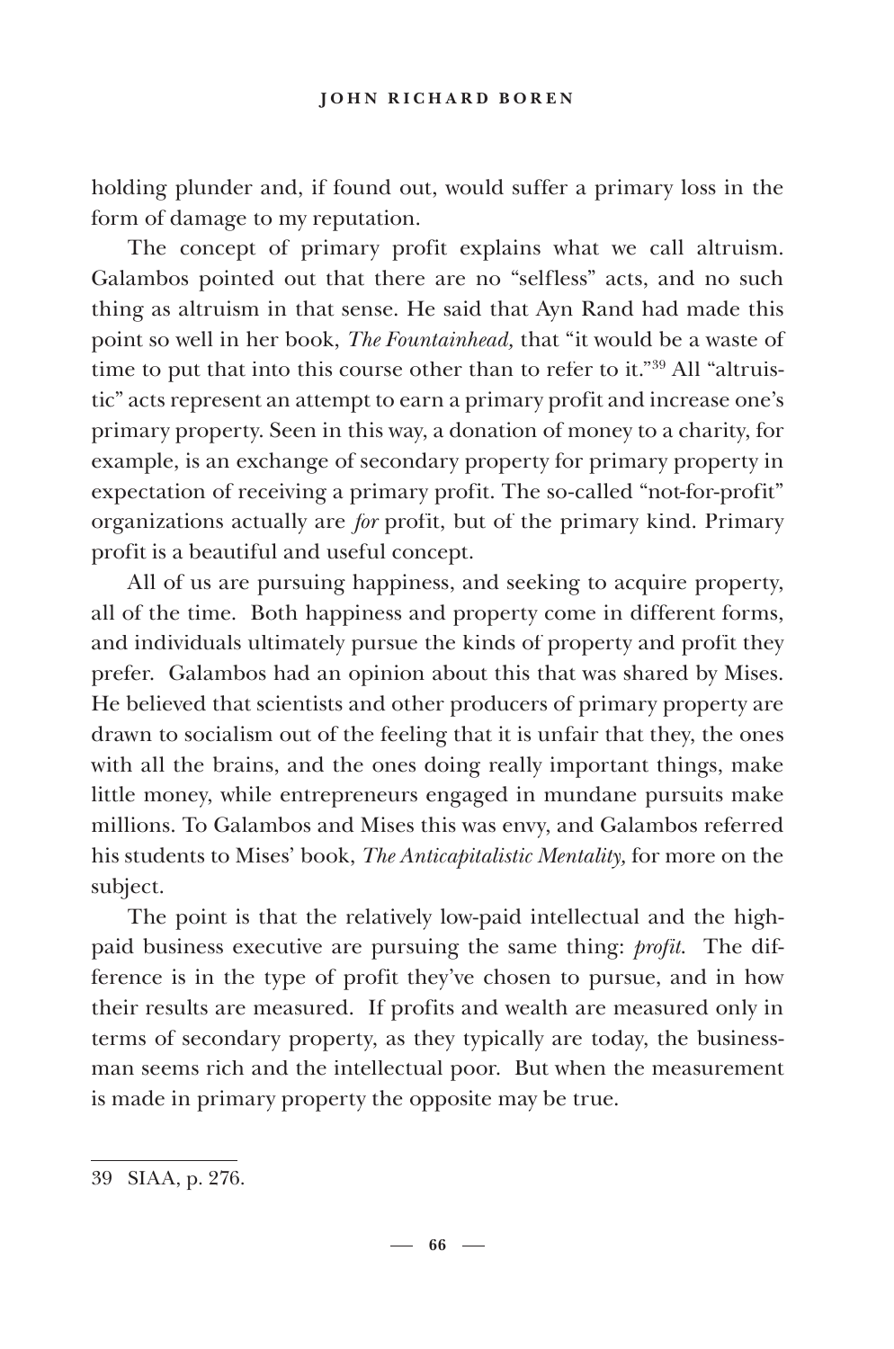holding plunder and, if found out, would suffer a primary loss in the form of damage to my reputation.

The concept of primary profit explains what we call altruism. Galambos pointed out that there are no "selfless" acts, and no such thing as altruism in that sense. He said that Ayn Rand had made this point so well in her book, *The Fountainhead,* that "it would be a waste of time to put that into this course other than to refer to it."[39] All "altruistic" acts represent an attempt to earn a primary profit and increase one's primary property. Seen in this way, a donation of money to a charity, for example, is an exchange of secondary property for primary property in expectation of receiving a primary profit. The so-called "not-for-profit" organizations actually are *for* profit, but of the primary kind. Primary profit is a beautiful and useful concept.

All of us are pursuing happiness, and seeking to acquire property, all of the time. Both happiness and property come in different forms, and individuals ultimately pursue the kinds of property and profit they prefer. Galambos had an opinion about this that was shared by Mises. He believed that scientists and other producers of primary property are drawn to socialism out of the feeling that it is unfair that they, the ones with all the brains, and the ones doing really important things, make little money, while entrepreneurs engaged in mundane pursuits make millions. To Galambos and Mises this was envy, and Galambos referred his students to Mises' book, *The Anticapitalistic Mentality,* for more on the subject.

The point is that the relatively low-paid intellectual and the high-paid business executive are pursuing the same thing: *profit.* The difference is in the type of profit they've chosen to pursue, and in how their results are measured. If profits and wealth are measured only in terms of secondary property, as they typically are today, the businessman seems rich and the intellectual poor. But when the measurement is made in primary property the opposite may be true.

---

39 SIAA, p. 276.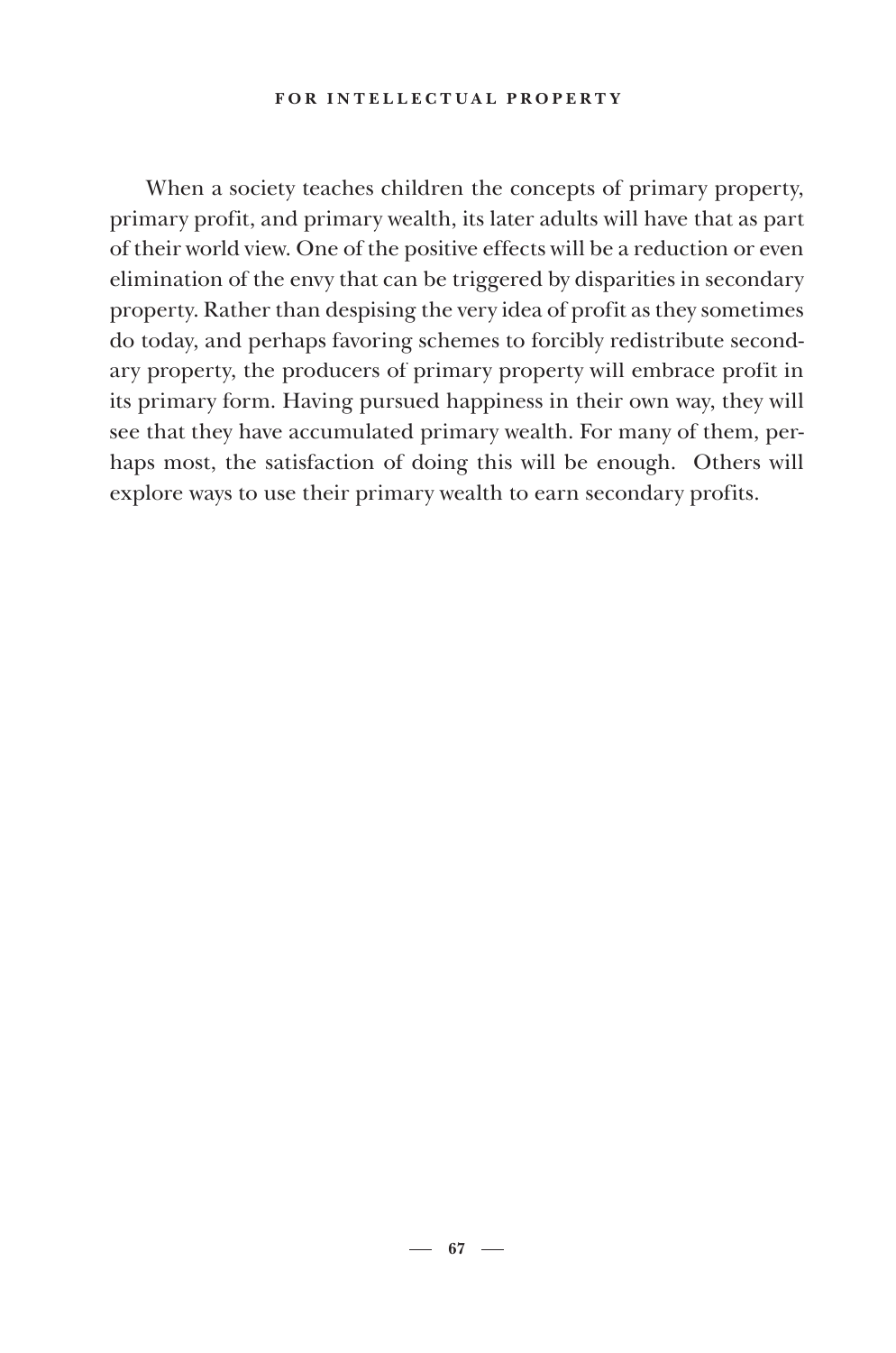When a society teaches children the concepts of primary property, primary profit, and primary wealth, its later adults will have that as part of their world view. One of the positive effects will be a reduction or even elimination of the envy that can be triggered by disparities in secondary property. Rather than despising the very idea of profit as they sometimes do today, and perhaps favoring schemes to forcibly redistribute secondary property, the producers of primary property will embrace profit in its primary form. Having pursued happiness in their own way, they will see that they have accumulated primary wealth. For many of them, perhaps most, the satisfaction of doing this will be enough. Others will explore ways to use their primary wealth to earn secondary profits.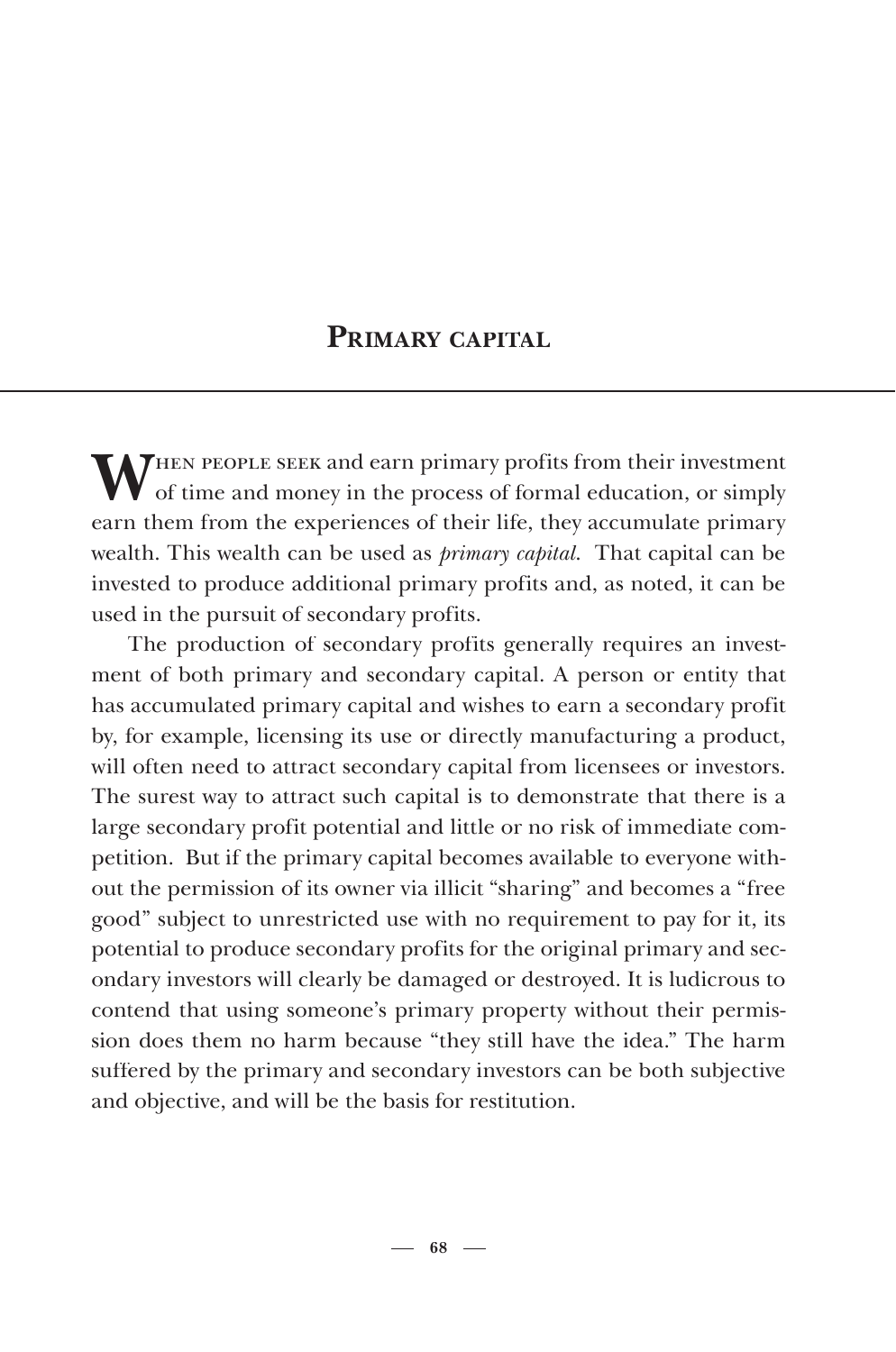## Primary capital

When people seek and earn primary profits from their investment of time and money in the process of formal education, or simply earn them from the experiences of their life, they accumulate primary wealth. This wealth can be used as *primary capital*. That capital can be invested to produce additional primary profits and, as noted, it can be used in the pursuit of secondary profits.

The production of secondary profits generally requires an investment of both primary and secondary capital. A person or entity that has accumulated primary capital and wishes to earn a secondary profit by, for example, licensing its use or directly manufacturing a product, will often need to attract secondary capital from licensees or investors. The surest way to attract such capital is to demonstrate that there is a large secondary profit potential and little or no risk of immediate competition. But if the primary capital becomes available to everyone without the permission of its owner via illicit "sharing" and becomes a "free good" subject to unrestricted use with no requirement to pay for it, its potential to produce secondary profits for the original primary and secondary investors will clearly be damaged or destroyed. It is ludicrous to contend that using someone's primary property without their permission does them no harm because "they still have the idea." The harm suffered by the primary and secondary investors can be both subjective and objective, and will be the basis for restitution.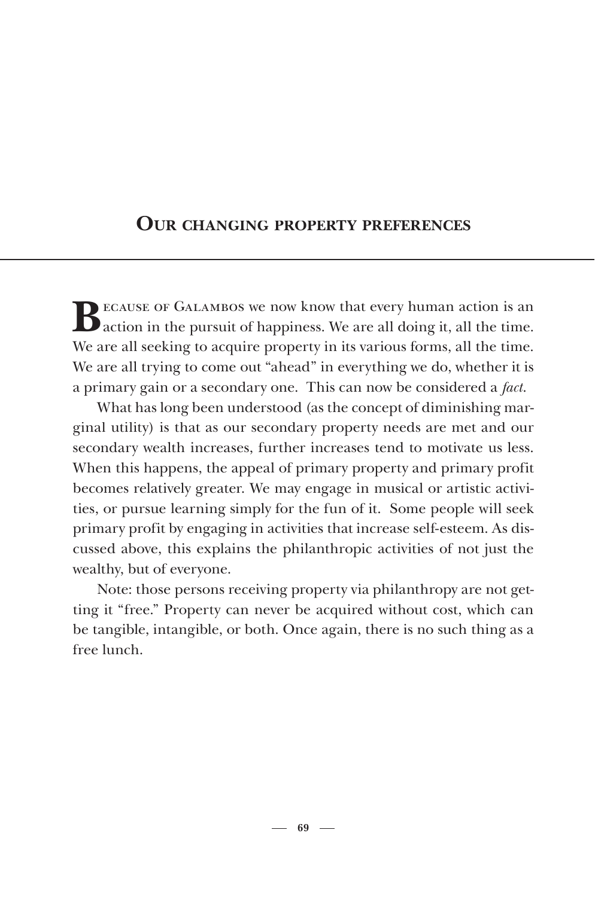## Our changing property preferences

Because of Galambos we now know that every human action is an action in the pursuit of happiness. We are all doing it, all the time. We are all seeking to acquire property in its various forms, all the time. We are all trying to come out "ahead" in everything we do, whether it is a primary gain or a secondary one. This can now be considered a *fact*.

What has long been understood (as the concept of diminishing marginal utility) is that as our secondary property needs are met and our secondary wealth increases, further increases tend to motivate us less. When this happens, the appeal of primary property and primary profit becomes relatively greater. We may engage in musical or artistic activities, or pursue learning simply for the fun of it. Some people will seek primary profit by engaging in activities that increase self-esteem. As discussed above, this explains the philanthropic activities of not just the wealthy, but of everyone.

Note: those persons receiving property via philanthropy are not getting it "free." Property can never be acquired without cost, which can be tangible, intangible, or both. Once again, there is no such thing as a free lunch.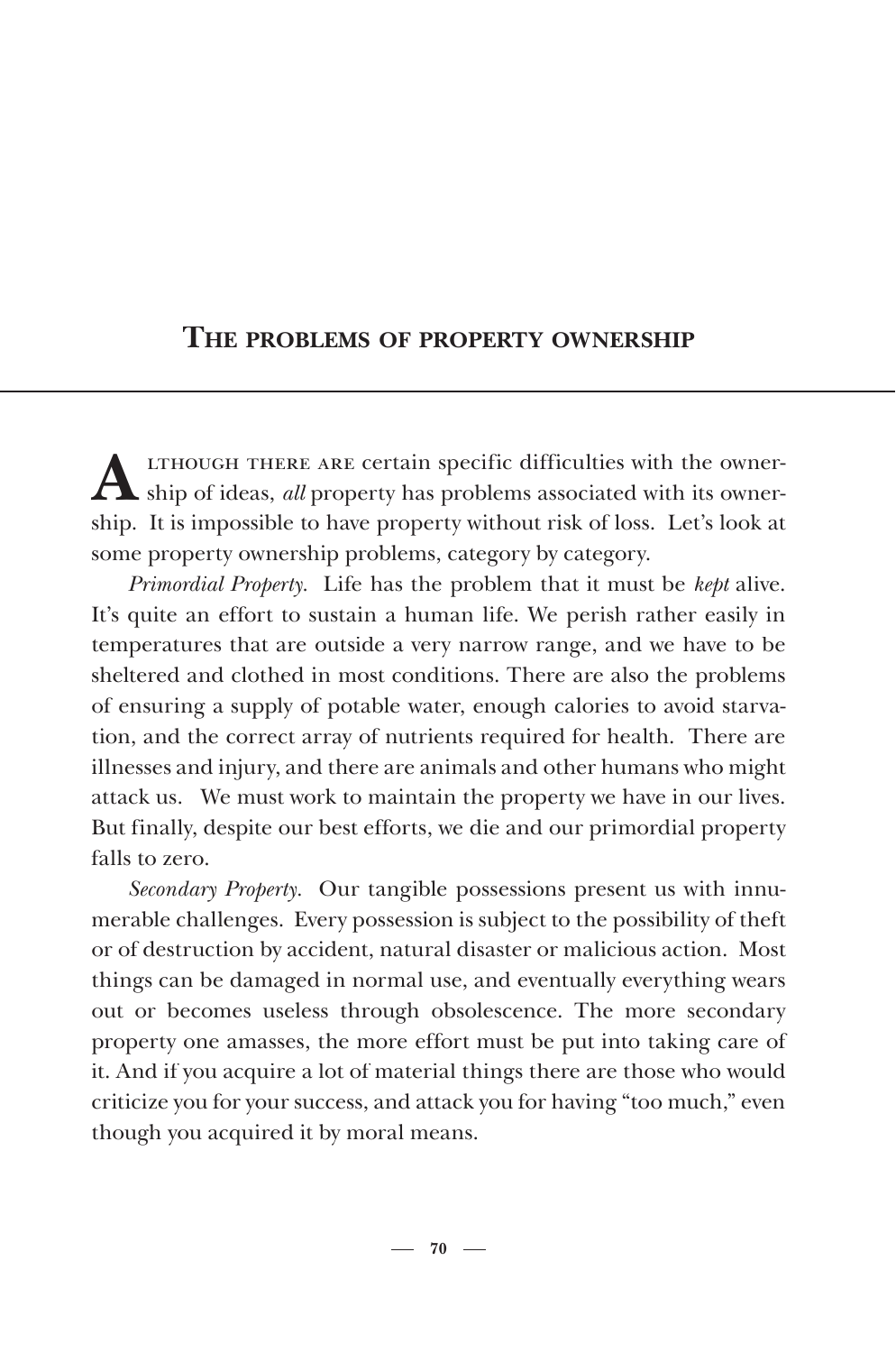## The problems of property ownership

Although there are certain specific difficulties with the ownership of ideas, *all* property has problems associated with its ownership. It is impossible to have property without risk of loss. Let's look at some property ownership problems, category by category.

*Primordial Property.* Life has the problem that it must be *kept* alive. It's quite an effort to sustain a human life. We perish rather easily in temperatures that are outside a very narrow range, and we have to be sheltered and clothed in most conditions. There are also the problems of ensuring a supply of potable water, enough calories to avoid starvation, and the correct array of nutrients required for health. There are illnesses and injury, and there are animals and other humans who might attack us. We must work to maintain the property we have in our lives. But finally, despite our best efforts, we die and our primordial property falls to zero.

*Secondary Property.* Our tangible possessions present us with innumerable challenges. Every possession is subject to the possibility of theft or of destruction by accident, natural disaster or malicious action. Most things can be damaged in normal use, and eventually everything wears out or becomes useless through obsolescence. The more secondary property one amasses, the more effort must be put into taking care of it. And if you acquire a lot of material things there are those who would criticize you for your success, and attack you for having "too much," even though you acquired it by moral means.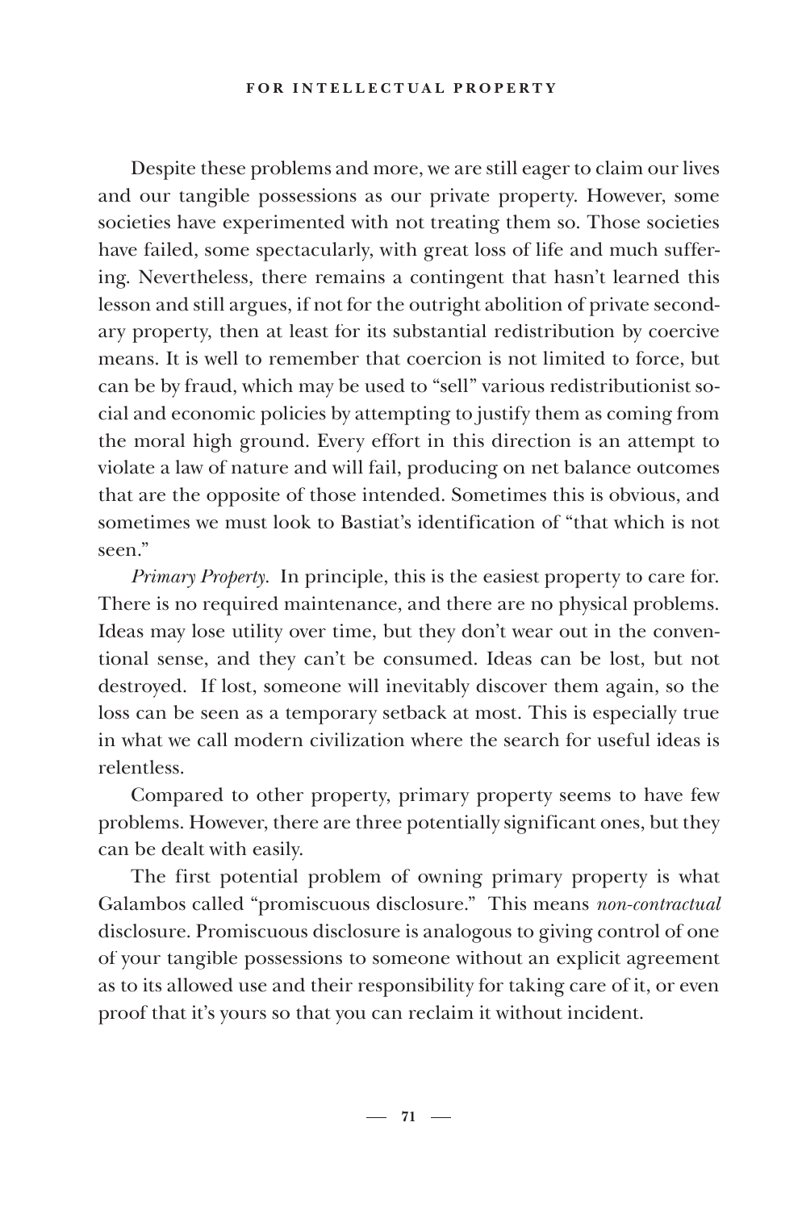Despite these problems and more, we are still eager to claim our lives and our tangible possessions as our private property. However, some societies have experimented with not treating them so. Those societies have failed, some spectacularly, with great loss of life and much suffering. Nevertheless, there remains a contingent that hasn't learned this lesson and still argues, if not for the outright abolition of private secondary property, then at least for its substantial redistribution by coercive means. It is well to remember that coercion is not limited to force, but can be by fraud, which may be used to "sell" various redistributionist social and economic policies by attempting to justify them as coming from the moral high ground. Every effort in this direction is an attempt to violate a law of nature and will fail, producing on net balance outcomes that are the opposite of those intended. Sometimes this is obvious, and sometimes we must look to Bastiat's identification of "that which is not seen."

*Primary Property.* In principle, this is the easiest property to care for. There is no required maintenance, and there are no physical problems. Ideas may lose utility over time, but they don't wear out in the conventional sense, and they can't be consumed. Ideas can be lost, but not destroyed. If lost, someone will inevitably discover them again, so the loss can be seen as a temporary setback at most. This is especially true in what we call modern civilization where the search for useful ideas is relentless.

Compared to other property, primary property seems to have few problems. However, there are three potentially significant ones, but they can be dealt with easily.

The first potential problem of owning primary property is what Galambos called "promiscuous disclosure." This means *non-contractual* disclosure. Promiscuous disclosure is analogous to giving control of one of your tangible possessions to someone without an explicit agreement as to its allowed use and their responsibility for taking care of it, or even proof that it's yours so that you can reclaim it without incident.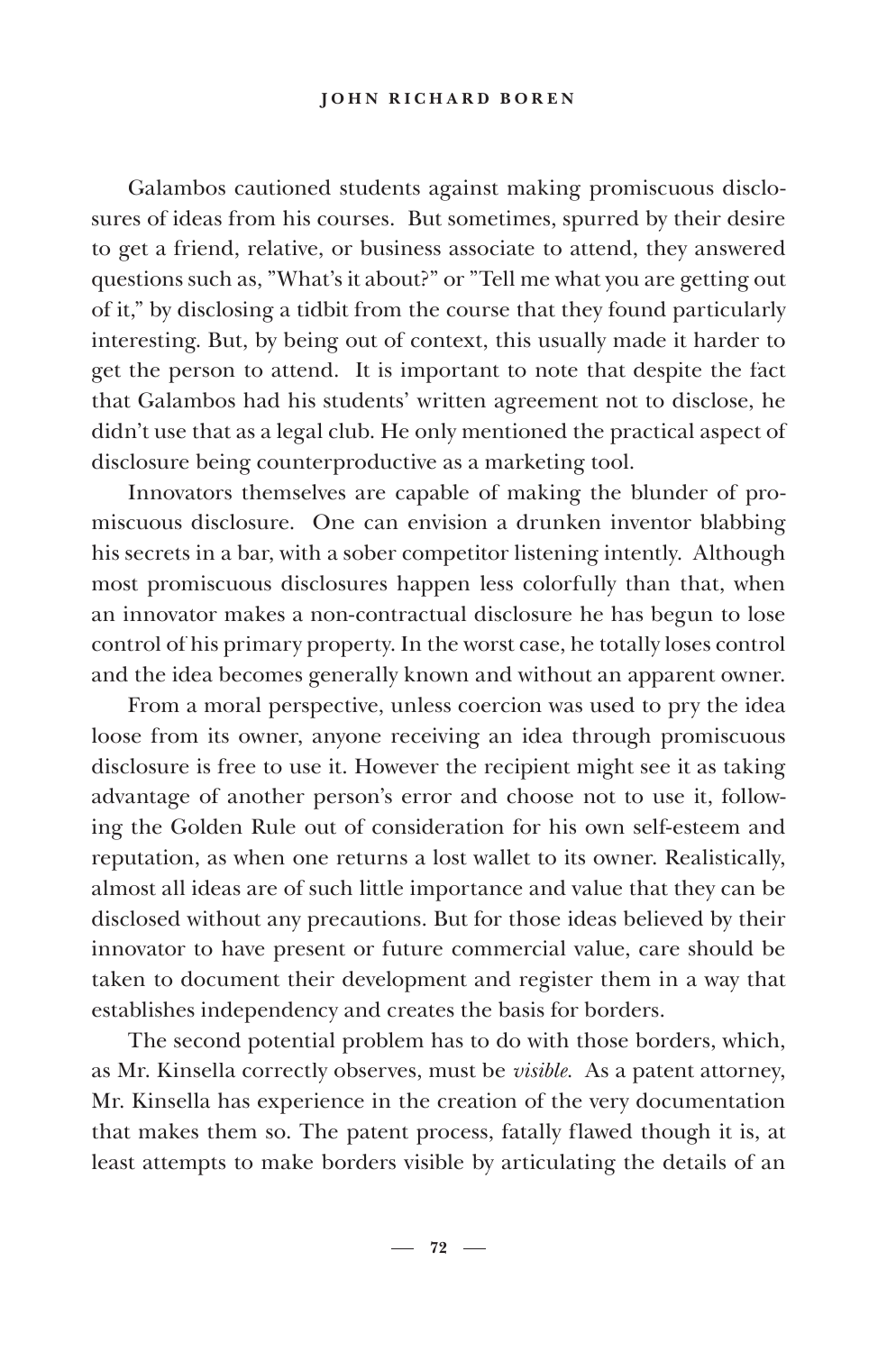Galambos cautioned students against making promiscuous disclosures of ideas from his courses. But sometimes, spurred by their desire to get a friend, relative, or business associate to attend, they answered questions such as, "What's it about?" or "Tell me what you are getting out of it," by disclosing a tidbit from the course that they found particularly interesting. But, by being out of context, this usually made it harder to get the person to attend. It is important to note that despite the fact that Galambos had his students' written agreement not to disclose, he didn't use that as a legal club. He only mentioned the practical aspect of disclosure being counterproductive as a marketing tool.

Innovators themselves are capable of making the blunder of promiscuous disclosure. One can envision a drunken inventor blabbing his secrets in a bar, with a sober competitor listening intently. Although most promiscuous disclosures happen less colorfully than that, when an innovator makes a non-contractual disclosure he has begun to lose control of his primary property. In the worst case, he totally loses control and the idea becomes generally known and without an apparent owner.

From a moral perspective, unless coercion was used to pry the idea loose from its owner, anyone receiving an idea through promiscuous disclosure is free to use it. However the recipient might see it as taking advantage of another person's error and choose not to use it, following the Golden Rule out of consideration for his own self-esteem and reputation, as when one returns a lost wallet to its owner. Realistically, almost all ideas are of such little importance and value that they can be disclosed without any precautions. But for those ideas believed by their innovator to have present or future commercial value, care should be taken to document their development and register them in a way that establishes independency and creates the basis for borders.

The second potential problem has to do with those borders, which, as Mr. Kinsella correctly observes, must be *visible*. As a patent attorney, Mr. Kinsella has experience in the creation of the very documentation that makes them so. The patent process, fatally flawed though it is, at least attempts to make borders visible by articulating the details of an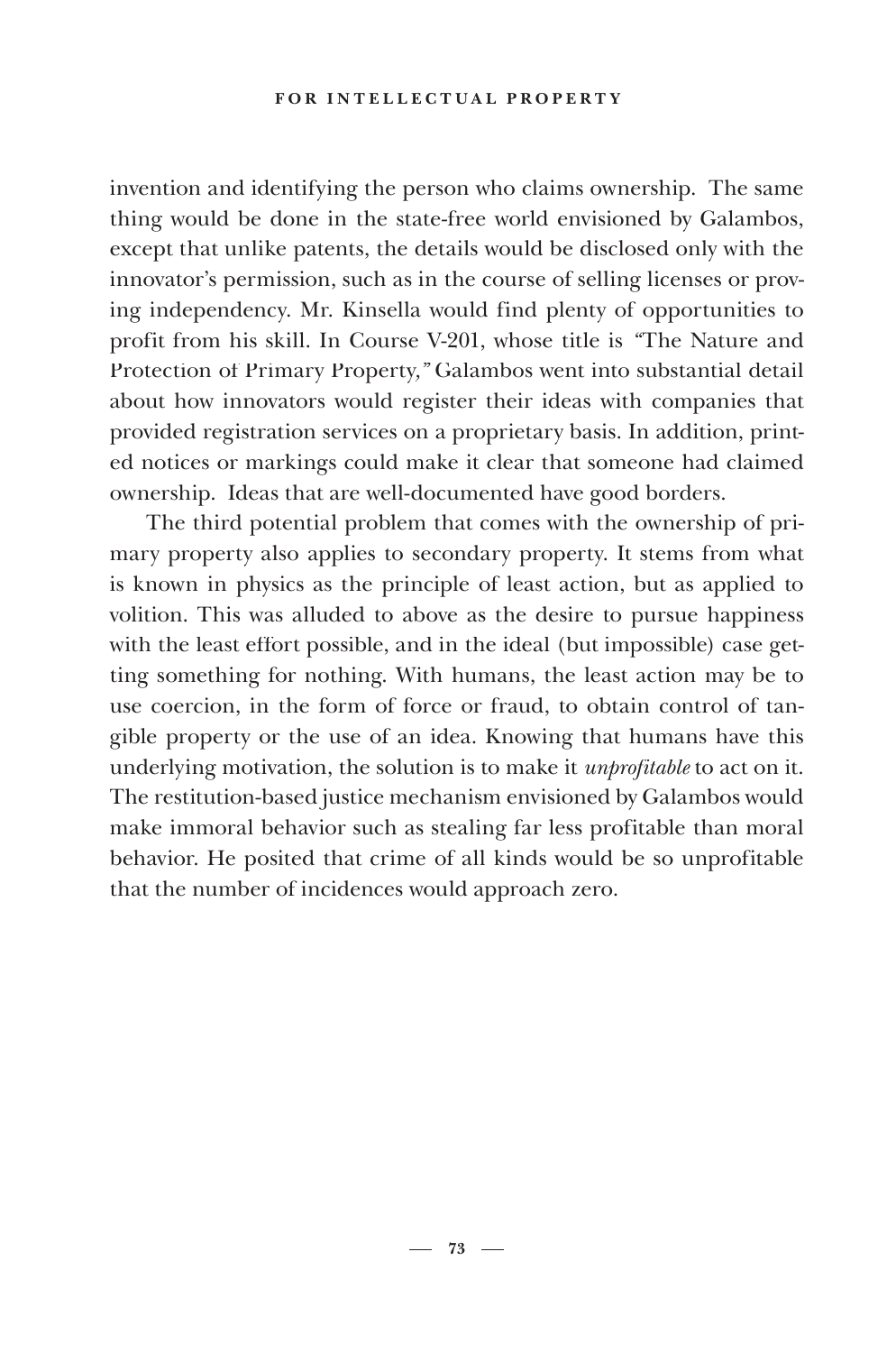invention and identifying the person who claims ownership. The same thing would be done in the state-free world envisioned by Galambos, except that unlike patents, the details would be disclosed only with the innovator's permission, such as in the course of selling licenses or proving independency. Mr. Kinsella would find plenty of opportunities to profit from his skill. In Course V-201, whose title is "The Nature and Protection of Primary Property," Galambos went into substantial detail about how innovators would register their ideas with companies that provided registration services on a proprietary basis. In addition, printed notices or markings could make it clear that someone had claimed ownership. Ideas that are well-documented have good borders.

The third potential problem that comes with the ownership of primary property also applies to secondary property. It stems from what is known in physics as the principle of least action, but as applied to volition. This was alluded to above as the desire to pursue happiness with the least effort possible, and in the ideal (but impossible) case getting something for nothing. With humans, the least action may be to use coercion, in the form of force or fraud, to obtain control of tangible property or the use of an idea. Knowing that humans have this underlying motivation, the solution is to make it *unprofitable* to act on it. The restitution-based justice mechanism envisioned by Galambos would make immoral behavior such as stealing far less profitable than moral behavior. He posited that crime of all kinds would be so unprofitable that the number of incidences would approach zero.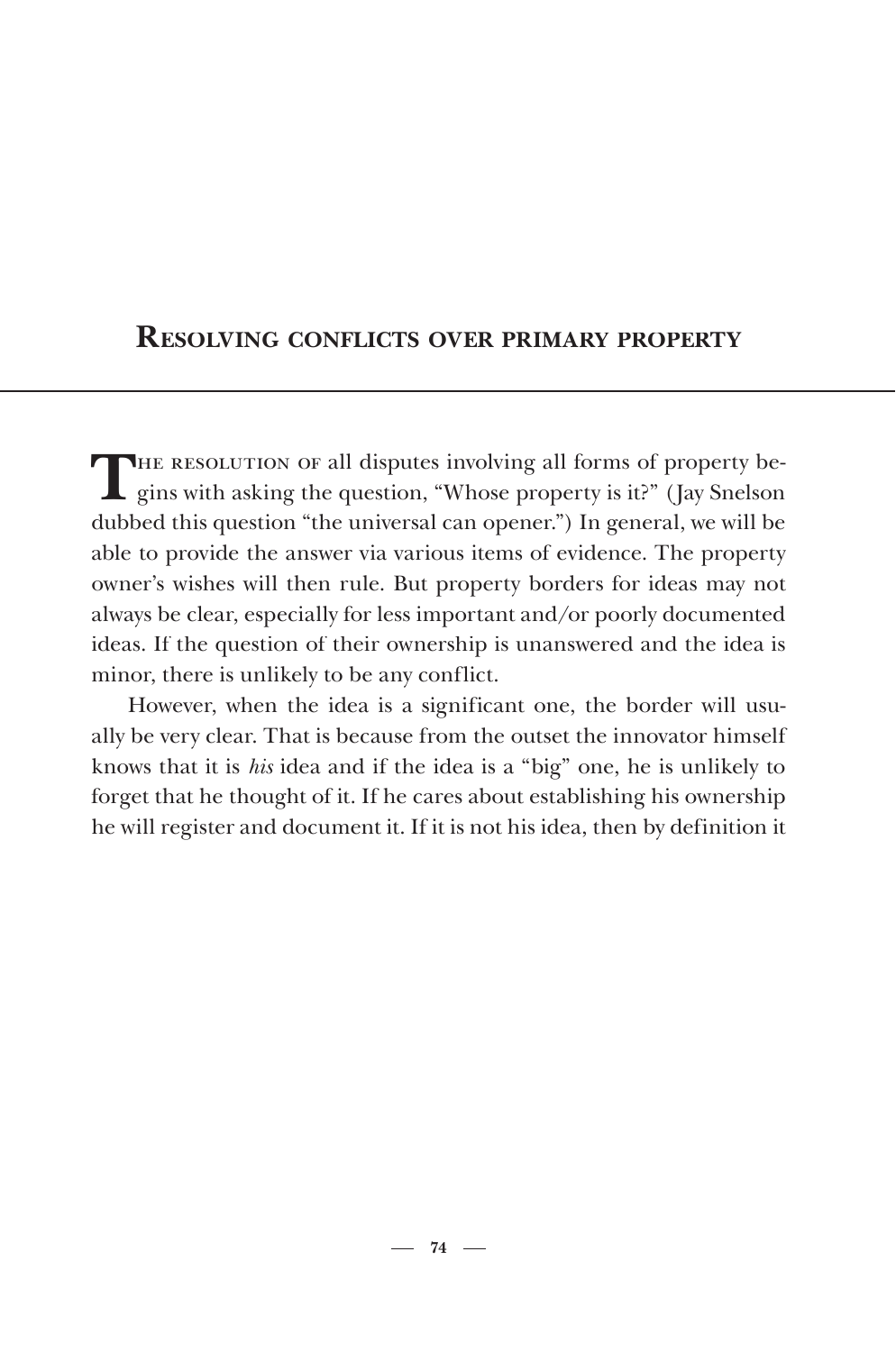## Resolving conflicts over primary property

The resolution of all disputes involving all forms of property begins with asking the question, "Whose property is it?" (Jay Snelson dubbed this question "the universal can opener.") In general, we will be able to provide the answer via various items of evidence. The property owner's wishes will then rule. But property borders for ideas may not always be clear, especially for less important and/or poorly documented ideas. If the question of their ownership is unanswered and the idea is minor, there is unlikely to be any conflict.

However, when the idea is a significant one, the border will usually be very clear. That is because from the outset the innovator himself knows that it is *his* idea and if the idea is a "big" one, he is unlikely to forget that he thought of it. If he cares about establishing his ownership he will register and document it. If it is not his idea, then by definition it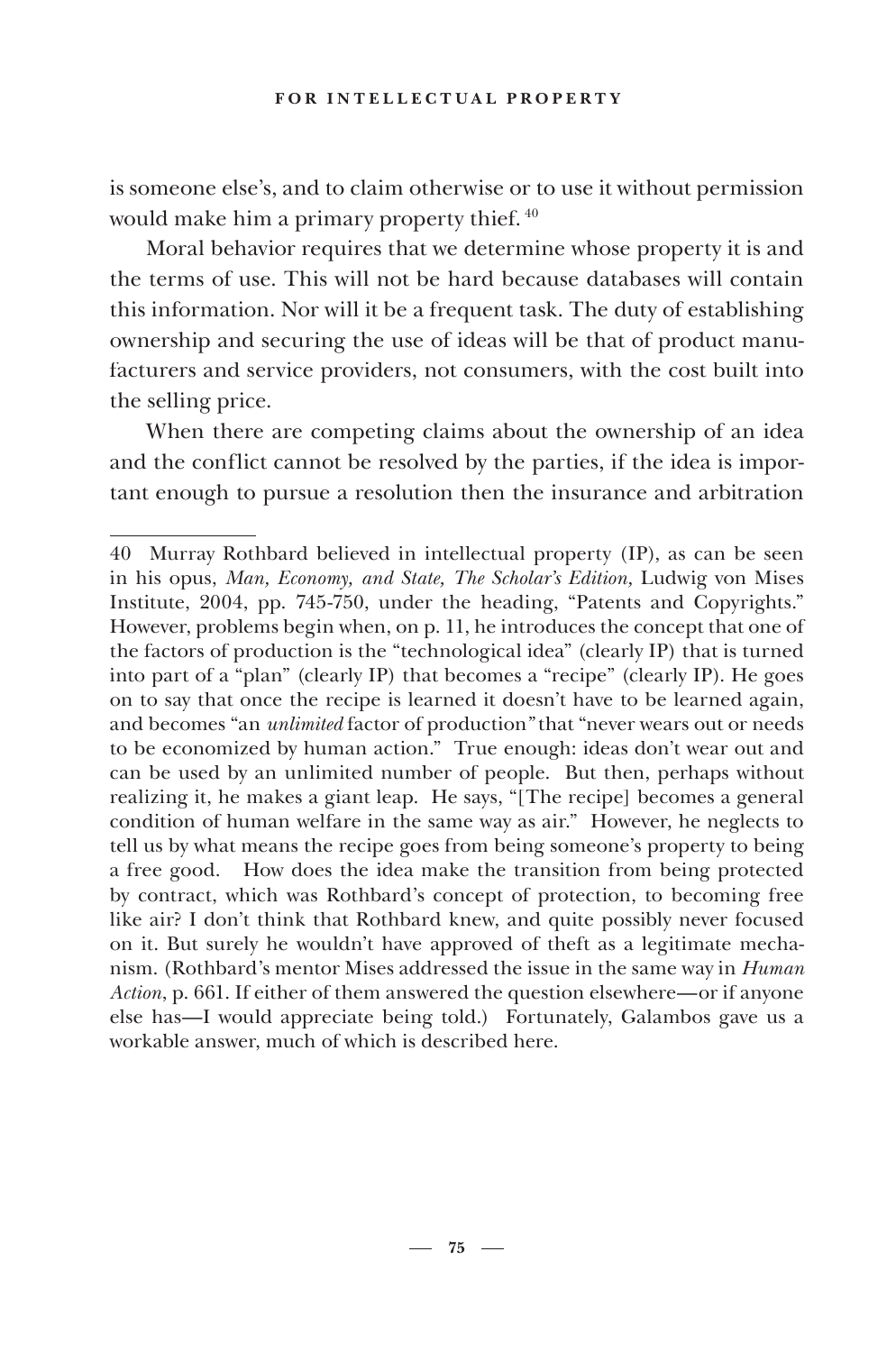is someone else's, and to claim otherwise or to use it without permission would make him a primary property thief. [40]

Moral behavior requires that we determine whose property it is and the terms of use. This will not be hard because databases will contain this information. Nor will it be a frequent task. The duty of establishing ownership and securing the use of ideas will be that of product manufacturers and service providers, not consumers, with the cost built into the selling price.

When there are competing claims about the ownership of an idea and the conflict cannot be resolved by the parties, if the idea is important enough to pursue a resolution then the insurance and arbitration

---

40 Murray Rothbard believed in intellectual property (IP), as can be seen in his opus, *Man, Economy, and State, The Scholar's Edition,* Ludwig von Mises Institute, 2004, pp. 745-750, under the heading, "Patents and Copyrights." However, problems begin when, on p. 11, he introduces the concept that one of the factors of production is the "technological idea" (clearly IP) that is turned into part of a "plan" (clearly IP) that becomes a "recipe" (clearly IP). He goes on to say that once the recipe is learned it doesn't have to be learned again, and becomes "an *unlimited* factor of production" that "never wears out or needs to be economized by human action." True enough: ideas don't wear out and can be used by an unlimited number of people. But then, perhaps without realizing it, he makes a giant leap. He says, "[The recipe] becomes a general condition of human welfare in the same way as air." However, he neglects to tell us by what means the recipe goes from being someone's property to being a free good. How does the idea make the transition from being protected by contract, which was Rothbard's concept of protection, to becoming free like air? I don't think that Rothbard knew, and quite possibly never focused on it. But surely he wouldn't have approved of theft as a legitimate mechanism. (Rothbard's mentor Mises addressed the issue in the same way in *Human Action*, p. 661. If either of them answered the question elsewhere—or if anyone else has—I would appreciate being told.) Fortunately, Galambos gave us a workable answer, much of which is described here.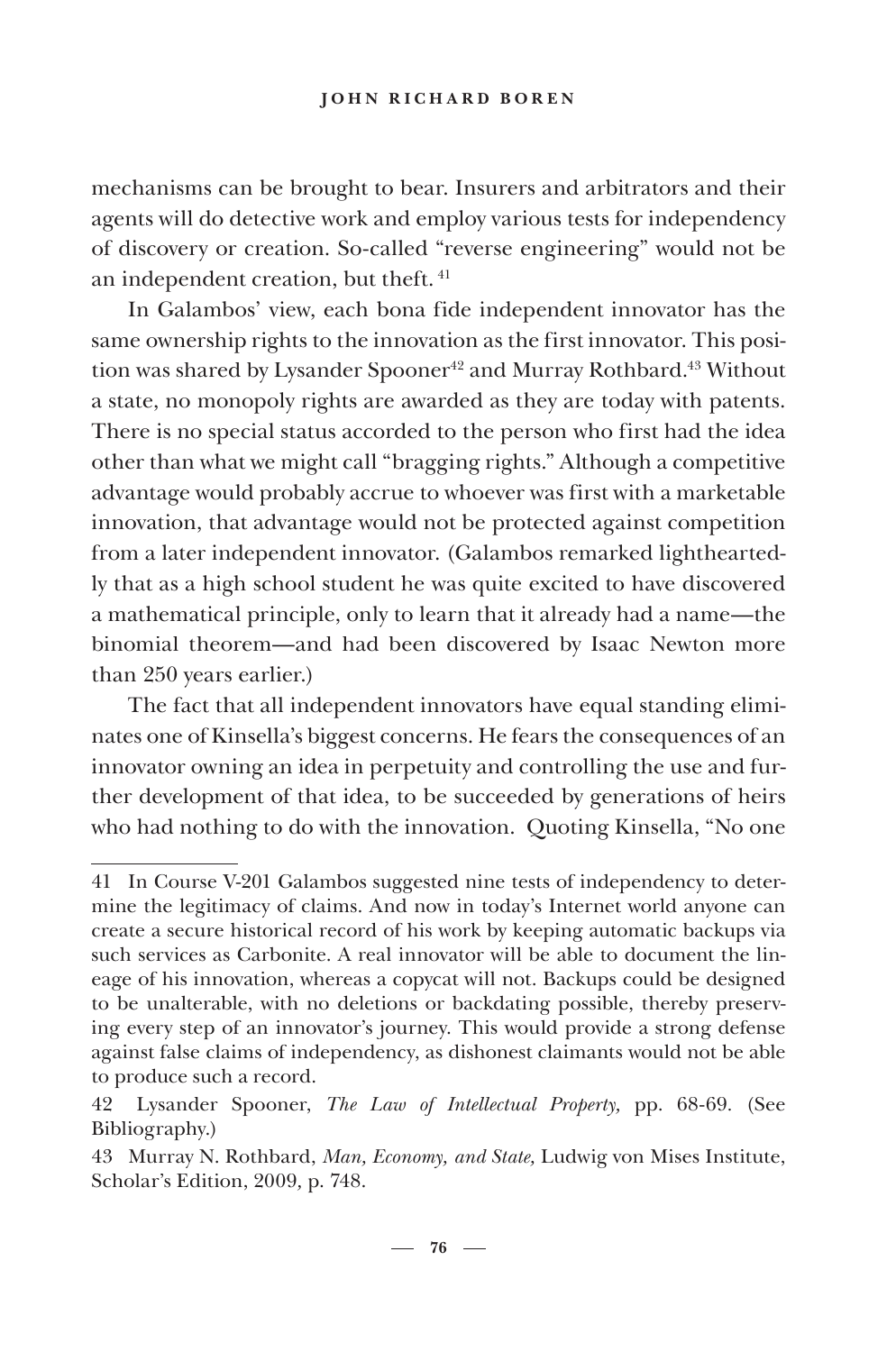mechanisms can be brought to bear. Insurers and arbitrators and their agents will do detective work and employ various tests for independency of discovery or creation. So-called "reverse engineering" would not be an independent creation, but theft. [41]

In Galambos' view, each bona fide independent innovator has the same ownership rights to the innovation as the first innovator. This position was shared by Lysander Spooner[42] and Murray Rothbard.[43] Without a state, no monopoly rights are awarded as they are today with patents. There is no special status accorded to the person who first had the idea other than what we might call "bragging rights." Although a competitive advantage would probably accrue to whoever was first with a marketable innovation, that advantage would not be protected against competition from a later independent innovator. (Galambos remarked lightheartedly that as a high school student he was quite excited to have discovered a mathematical principle, only to learn that it already had a name—the binomial theorem—and had been discovered by Isaac Newton more than 250 years earlier.)

The fact that all independent innovators have equal standing eliminates one of Kinsella's biggest concerns. He fears the consequences of an innovator owning an idea in perpetuity and controlling the use and further development of that idea, to be succeeded by generations of heirs who had nothing to do with the innovation. Quoting Kinsella, "No one

---

41 In Course V-201 Galambos suggested nine tests of independency to determine the legitimacy of claims. And now in today's Internet world anyone can create a secure historical record of his work by keeping automatic backups via such services as Carbonite. A real innovator will be able to document the lineage of his innovation, whereas a copycat will not. Backups could be designed to be unalterable, with no deletions or backdating possible, thereby preserving every step of an innovator's journey. This would provide a strong defense against false claims of independency, as dishonest claimants would not be able to produce such a record.

42 Lysander Spooner, *The Law of Intellectual Property,* pp. 68-69. (See Bibliography.)

43 Murray N. Rothbard, *Man, Economy, and State,* Ludwig von Mises Institute, Scholar's Edition, 2009, p. 748.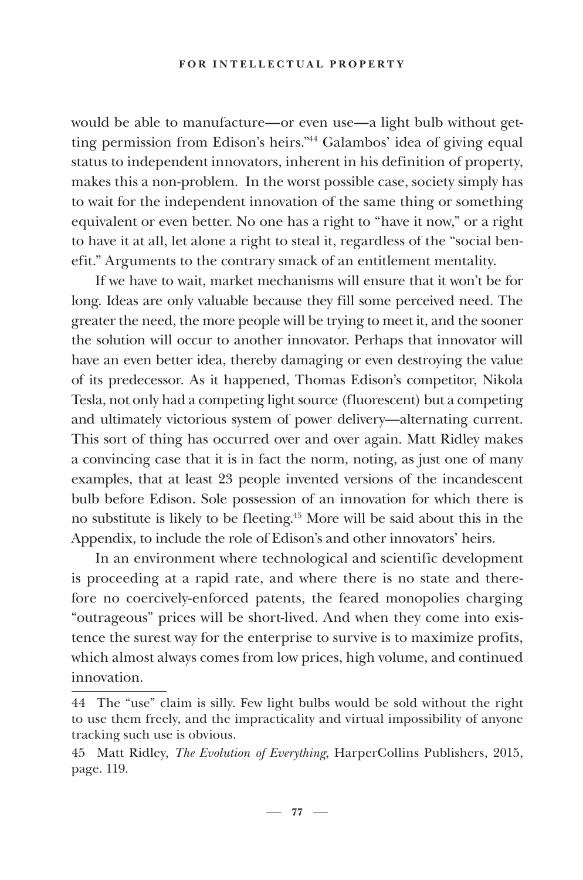would be able to manufacture—or even use—a light bulb without getting permission from Edison's heirs."[44] Galambos' idea of giving equal status to independent innovators, inherent in his definition of property, makes this a non-problem. In the worst possible case, society simply has to wait for the independent innovation of the same thing or something equivalent or even better. No one has a right to "have it now," or a right to have it at all, let alone a right to steal it, regardless of the "social benefit." Arguments to the contrary smack of an entitlement mentality.

If we have to wait, market mechanisms will ensure that it won't be for long. Ideas are only valuable because they fill some perceived need. The greater the need, the more people will be trying to meet it, and the sooner the solution will occur to another innovator. Perhaps that innovator will have an even better idea, thereby damaging or even destroying the value of its predecessor. As it happened, Thomas Edison's competitor, Nikola Tesla, not only had a competing light source (fluorescent) but a competing and ultimately victorious system of power delivery—alternating current. This sort of thing has occurred over and over again. Matt Ridley makes a convincing case that it is in fact the norm, noting, as just one of many examples, that at least 23 people invented versions of the incandescent bulb before Edison. Sole possession of an innovation for which there is no substitute is likely to be fleeting.[45] More will be said about this in the Appendix, to include the role of Edison's and other innovators' heirs.

In an environment where technological and scientific development is proceeding at a rapid rate, and where there is no state and therefore no coercively-enforced patents, the feared monopolies charging "outrageous" prices will be short-lived. And when they come into existence the surest way for the enterprise to survive is to maximize profits, which almost always comes from low prices, high volume, and continued innovation.

---

44 The "use" claim is silly. Few light bulbs would be sold without the right to use them freely, and the impracticality and virtual impossibility of anyone tracking such use is obvious.

45 Matt Ridley, *The Evolution of Everything*, HarperCollins Publishers, 2015, page. 119.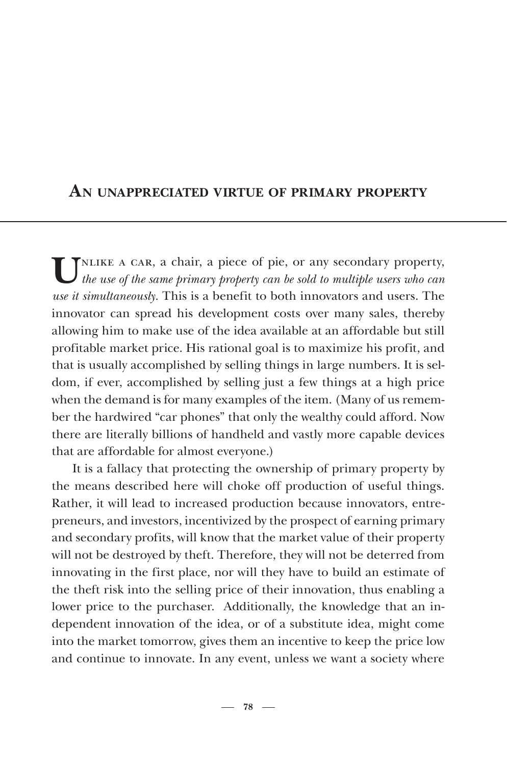## An unappreciated virtue of primary property

Unlike a car, a chair, a piece of pie, or any secondary property, *the use of the same primary property can be sold to multiple users who can use it simultaneously*. This is a benefit to both innovators and users. The innovator can spread his development costs over many sales, thereby allowing him to make use of the idea available at an affordable but still profitable market price. His rational goal is to maximize his profit, and that is usually accomplished by selling things in large numbers. It is seldom, if ever, accomplished by selling just a few things at a high price when the demand is for many examples of the item. (Many of us remember the hardwired "car phones" that only the wealthy could afford. Now there are literally billions of handheld and vastly more capable devices that are affordable for almost everyone.)

It is a fallacy that protecting the ownership of primary property by the means described here will choke off production of useful things. Rather, it will lead to increased production because innovators, entrepreneurs, and investors, incentivized by the prospect of earning primary and secondary profits, will know that the market value of their property will not be destroyed by theft. Therefore, they will not be deterred from innovating in the first place, nor will they have to build an estimate of the theft risk into the selling price of their innovation, thus enabling a lower price to the purchaser. Additionally, the knowledge that an independent innovation of the idea, or of a substitute idea, might come into the market tomorrow, gives them an incentive to keep the price low and continue to innovate. In any event, unless we want a society where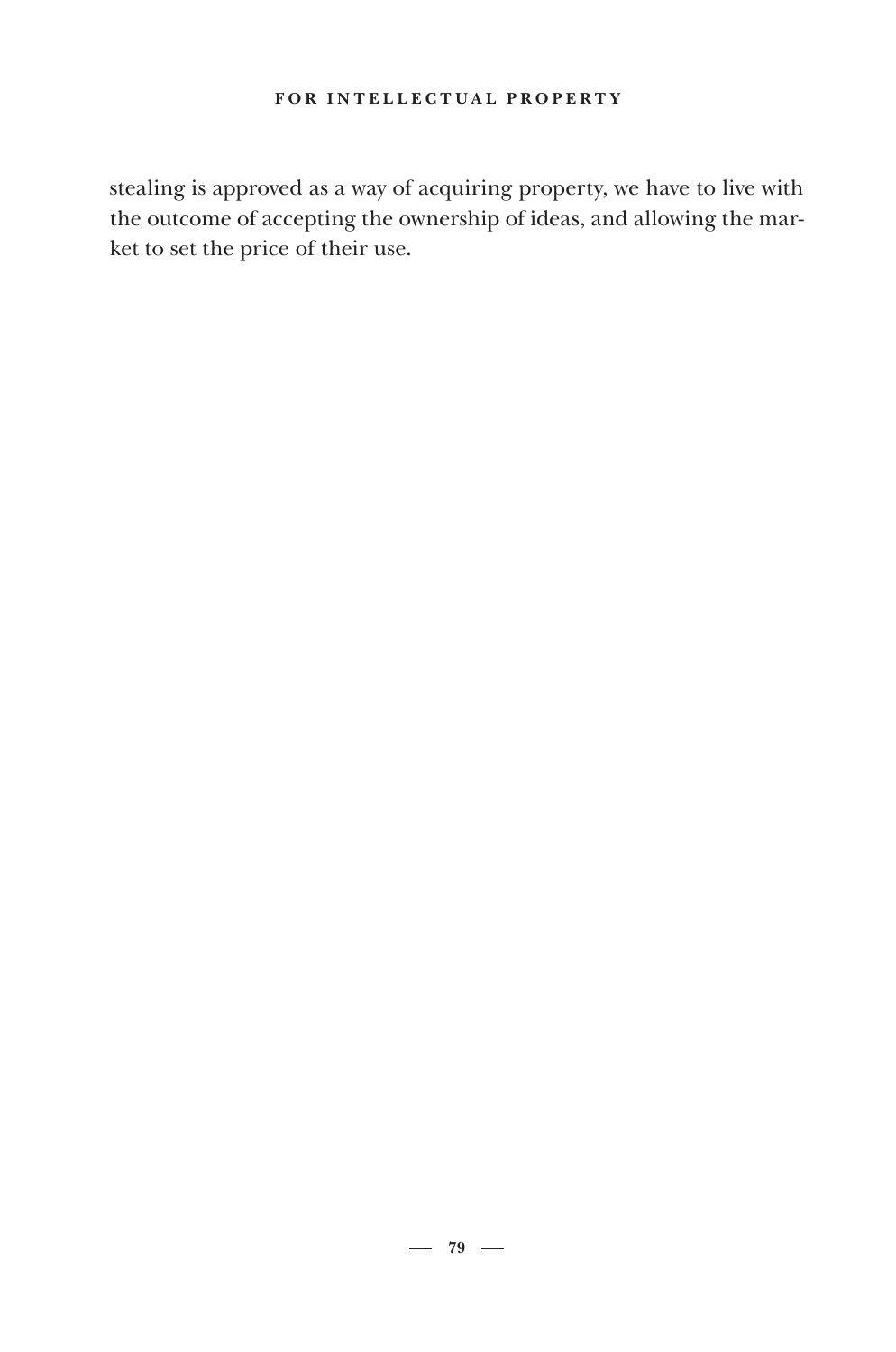stealing is approved as a way of acquiring property, we have to live with the outcome of accepting the ownership of ideas, and allowing the market to set the price of their use.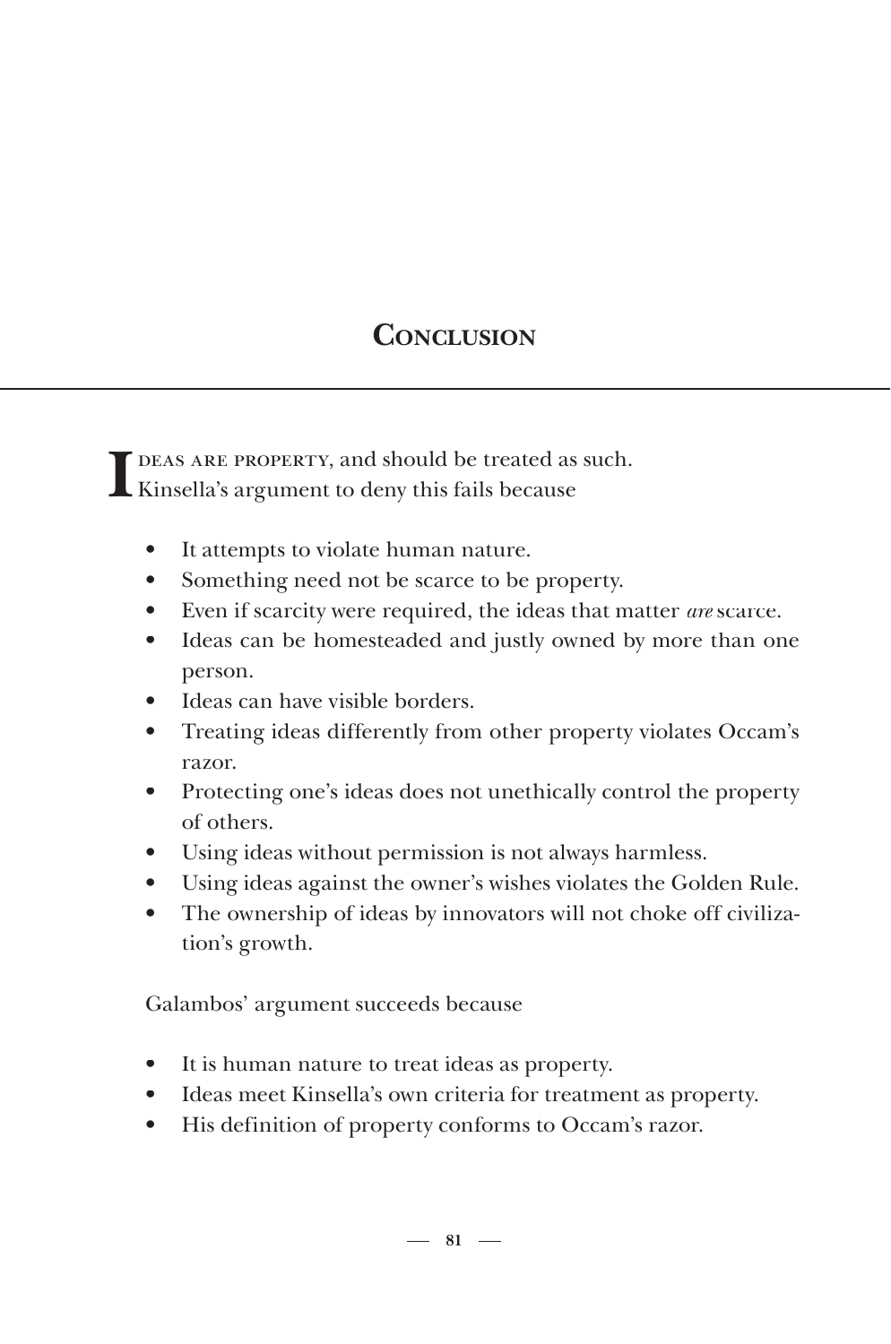# Conclusion

Ideas are property, and should be treated as such. Kinsella's argument to deny this fails because

- It attempts to violate human nature.
- Something need not be scarce to be property.
- Even if scarcity were required, the ideas that matter *are* scarce.
- Ideas can be homesteaded and justly owned by more than one person.
- Ideas can have visible borders.
- Treating ideas differently from other property violates Occam's razor.
- Protecting one's ideas does not unethically control the property of others.
- Using ideas without permission is not always harmless.
- Using ideas against the owner's wishes violates the Golden Rule.
- The ownership of ideas by innovators will not choke off civilization's growth.

Galambos' argument succeeds because

- It is human nature to treat ideas as property.
- Ideas meet Kinsella's own criteria for treatment as property.
- His definition of property conforms to Occam's razor.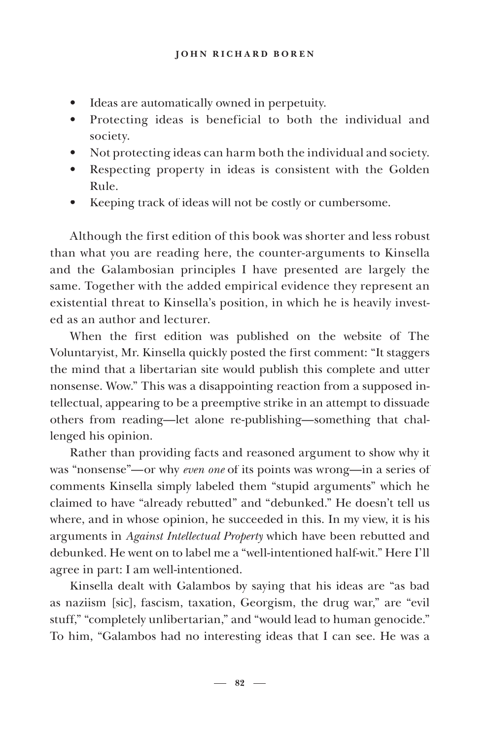- Ideas are automatically owned in perpetuity.
- Protecting ideas is beneficial to both the individual and society.
- Not protecting ideas can harm both the individual and society.
- Respecting property in ideas is consistent with the Golden Rule.
- Keeping track of ideas will not be costly or cumbersome.

Although the first edition of this book was shorter and less robust than what you are reading here, the counter-arguments to Kinsella and the Galambosian principles I have presented are largely the same. Together with the added empirical evidence they represent an existential threat to Kinsella's position, in which he is heavily invested as an author and lecturer.

When the first edition was published on the website of The Voluntaryist, Mr. Kinsella quickly posted the first comment: "It staggers the mind that a libertarian site would publish this complete and utter nonsense. Wow." This was a disappointing reaction from a supposed intellectual, appearing to be a preemptive strike in an attempt to dissuade others from reading—let alone re-publishing—something that challenged his opinion.

Rather than providing facts and reasoned argument to show why it was "nonsense"—or why *even one* of its points was wrong—in a series of comments Kinsella simply labeled them "stupid arguments" which he claimed to have "already rebutted" and "debunked." He doesn't tell us where, and in whose opinion, he succeeded in this. In my view, it is his arguments in *Against Intellectual Property* which have been rebutted and debunked. He went on to label me a "well-intentioned half-wit." Here I'll agree in part: I am well-intentioned.

Kinsella dealt with Galambos by saying that his ideas are "as bad as naziism [sic], fascism, taxation, Georgism, the drug war," are "evil stuff," "completely unlibertarian," and "would lead to human genocide." To him, "Galambos had no interesting ideas that I can see. He was a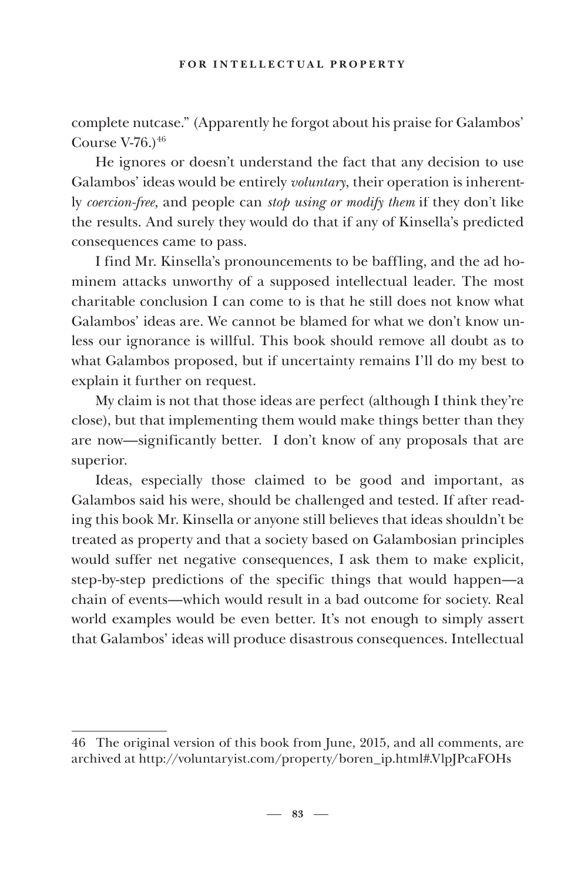complete nutcase." (Apparently he forgot about his praise for Galambos' Course V-76.)[46]

He ignores or doesn't understand the fact that any decision to use Galambos' ideas would be entirely *voluntary*, their operation is inherently *coercion-free,* and people can *stop using or modify them* if they don't like the results. And surely they would do that if any of Kinsella's predicted consequences came to pass.

I find Mr. Kinsella's pronouncements to be baffling, and the ad hominem attacks unworthy of a supposed intellectual leader. The most charitable conclusion I can come to is that he still does not know what Galambos' ideas are. We cannot be blamed for what we don't know unless our ignorance is willful. This book should remove all doubt as to what Galambos proposed, but if uncertainty remains I'll do my best to explain it further on request.

My claim is not that those ideas are perfect (although I think they're close), but that implementing them would make things better than they are now—significantly better. I don't know of any proposals that are superior.

Ideas, especially those claimed to be good and important, as Galambos said his were, should be challenged and tested. If after reading this book Mr. Kinsella or anyone still believes that ideas shouldn't be treated as property and that a society based on Galambosian principles would suffer net negative consequences, I ask them to make explicit, step-by-step predictions of the specific things that would happen—a chain of events—which would result in a bad outcome for society. Real world examples would be even better. It's not enough to simply assert that Galambos' ideas will produce disastrous consequences. Intellectual

---

46 The original version of this book from June, 2015, and all comments, are archived at http://voluntaryist.com/property/boren_ip.html#.VlpJPcaFOHs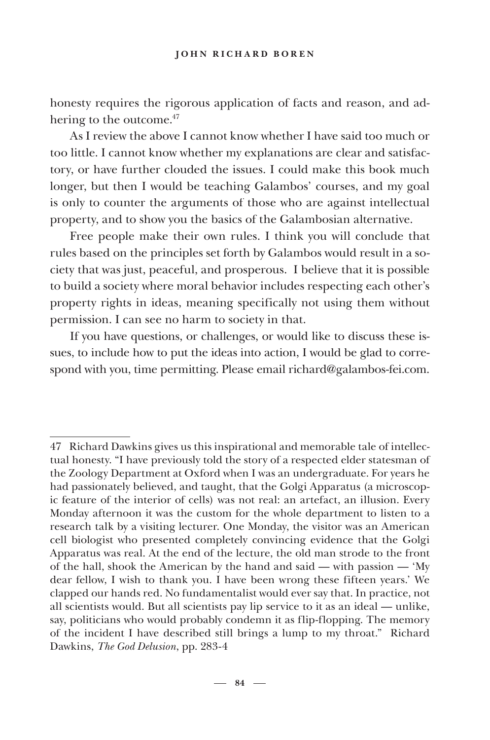honesty requires the rigorous application of facts and reason, and adhering to the outcome.[47]

As I review the above I cannot know whether I have said too much or too little. I cannot know whether my explanations are clear and satisfactory, or have further clouded the issues. I could make this book much longer, but then I would be teaching Galambos' courses, and my goal is only to counter the arguments of those who are against intellectual property, and to show you the basics of the Galambosian alternative.

Free people make their own rules. I think you will conclude that rules based on the principles set forth by Galambos would result in a society that was just, peaceful, and prosperous. I believe that it is possible to build a society where moral behavior includes respecting each other's property rights in ideas, meaning specifically not using them without permission. I can see no harm to society in that.

If you have questions, or challenges, or would like to discuss these issues, to include how to put the ideas into action, I would be glad to correspond with you, time permitting. Please email richard@galambos-fei.com.

---

47 Richard Dawkins gives us this inspirational and memorable tale of intellectual honesty. "I have previously told the story of a respected elder statesman of the Zoology Department at Oxford when I was an undergraduate. For years he had passionately believed, and taught, that the Golgi Apparatus (a microscopic feature of the interior of cells) was not real: an artefact, an illusion. Every Monday afternoon it was the custom for the whole department to listen to a research talk by a visiting lecturer. One Monday, the visitor was an American cell biologist who presented completely convincing evidence that the Golgi Apparatus was real. At the end of the lecture, the old man strode to the front of the hall, shook the American by the hand and said — with passion — 'My dear fellow, I wish to thank you. I have been wrong these fifteen years.' We clapped our hands red. No fundamentalist would ever say that. In practice, not all scientists would. But all scientists pay lip service to it as an ideal — unlike, say, politicians who would probably condemn it as flip-flopping. The memory of the incident I have described still brings a lump to my throat." Richard Dawkins, *The God Delusion*, pp. 283-4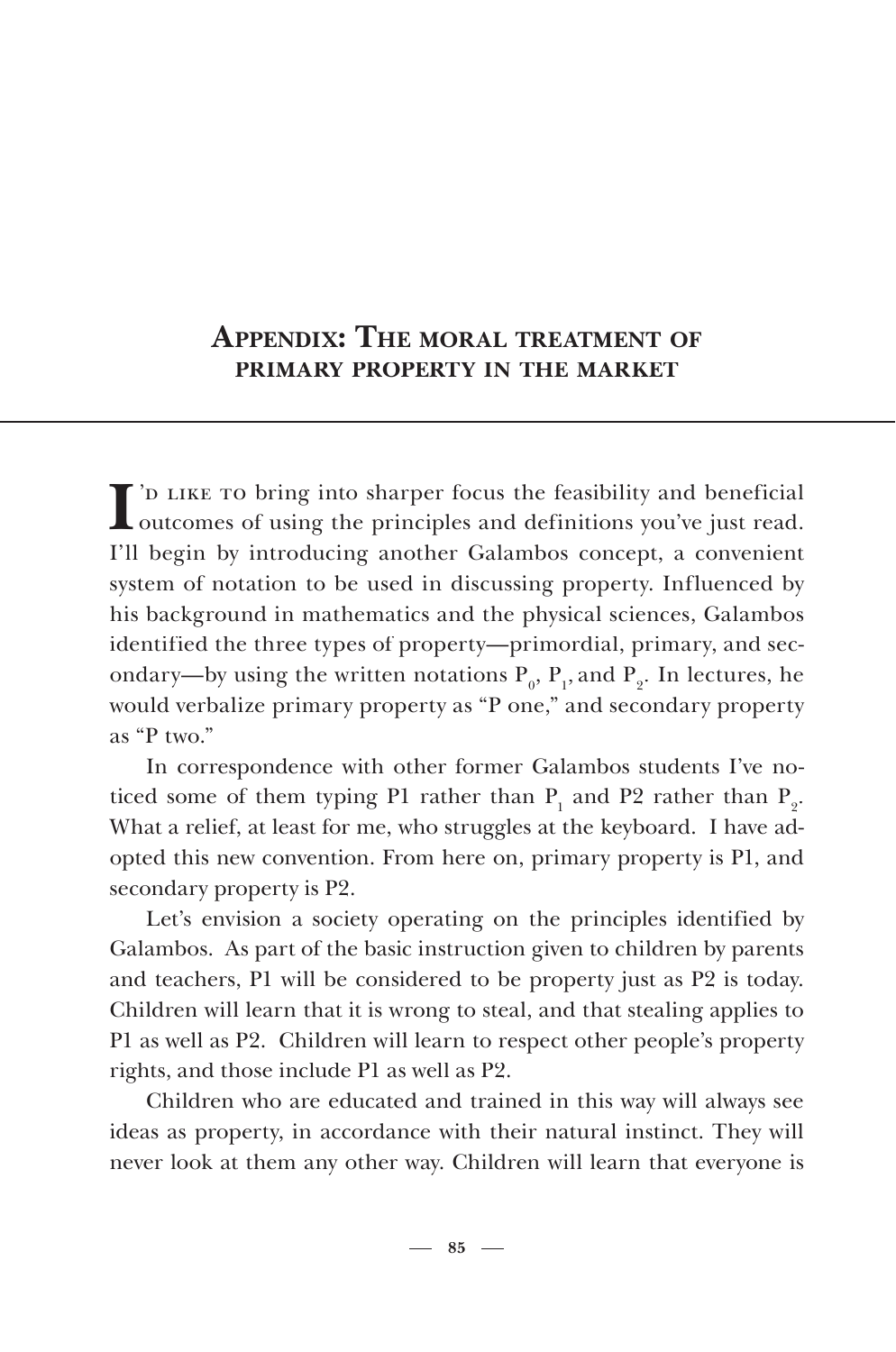## Appendix: The moral treatment of primary property in the market

I'd like to bring into sharper focus the feasibility and beneficial outcomes of using the principles and definitions you've just read. I'll begin by introducing another Galambos concept, a convenient system of notation to be used in discussing property. Influenced by his background in mathematics and the physical sciences, Galambos identified the three types of property—primordial, primary, and secondary—by using the written notations $P_0$, $P_1$, and $P_2$. In lectures, he would verbalize primary property as "P one," and secondary property as "P two."

In correspondence with other former Galambos students I've noticed some of them typing P1 rather than $P_1$ and P2 rather than $P_2$. What a relief, at least for me, who struggles at the keyboard. I have adopted this new convention. From here on, primary property is P1, and secondary property is P2.

Let's envision a society operating on the principles identified by Galambos. As part of the basic instruction given to children by parents and teachers, P1 will be considered to be property just as P2 is today. Children will learn that it is wrong to steal, and that stealing applies to P1 as well as P2. Children will learn to respect other people's property rights, and those include P1 as well as P2.

Children who are educated and trained in this way will always see ideas as property, in accordance with their natural instinct. They will never look at them any other way. Children will learn that everyone is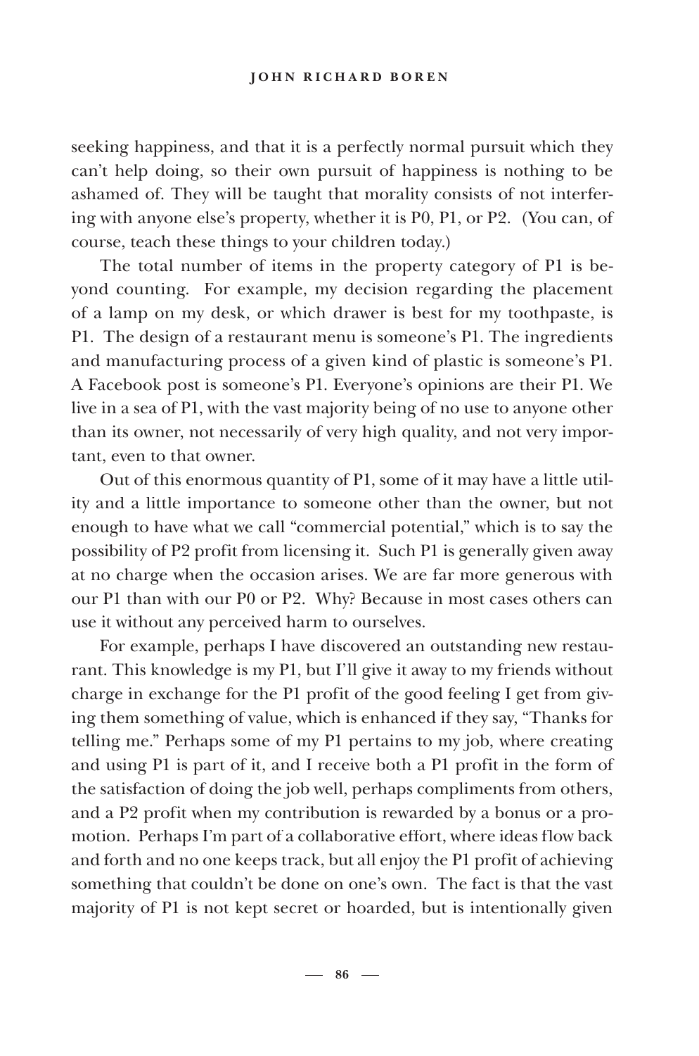seeking happiness, and that it is a perfectly normal pursuit which they can't help doing, so their own pursuit of happiness is nothing to be ashamed of. They will be taught that morality consists of not interfering with anyone else's property, whether it is P0, P1, or P2. (You can, of course, teach these things to your children today.)

The total number of items in the property category of P1 is beyond counting. For example, my decision regarding the placement of a lamp on my desk, or which drawer is best for my toothpaste, is P1. The design of a restaurant menu is someone's P1. The ingredients and manufacturing process of a given kind of plastic is someone's P1. A Facebook post is someone's P1. Everyone's opinions are their P1. We live in a sea of P1, with the vast majority being of no use to anyone other than its owner, not necessarily of very high quality, and not very important, even to that owner.

Out of this enormous quantity of P1, some of it may have a little utility and a little importance to someone other than the owner, but not enough to have what we call "commercial potential," which is to say the possibility of P2 profit from licensing it. Such P1 is generally given away at no charge when the occasion arises. We are far more generous with our P1 than with our P0 or P2. Why? Because in most cases others can use it without any perceived harm to ourselves.

For example, perhaps I have discovered an outstanding new restaurant. This knowledge is my P1, but I'll give it away to my friends without charge in exchange for the P1 profit of the good feeling I get from giving them something of value, which is enhanced if they say, "Thanks for telling me." Perhaps some of my P1 pertains to my job, where creating and using P1 is part of it, and I receive both a P1 profit in the form of the satisfaction of doing the job well, perhaps compliments from others, and a P2 profit when my contribution is rewarded by a bonus or a promotion. Perhaps I'm part of a collaborative effort, where ideas flow back and forth and no one keeps track, but all enjoy the P1 profit of achieving something that couldn't be done on one's own. The fact is that the vast majority of P1 is not kept secret or hoarded, but is intentionally given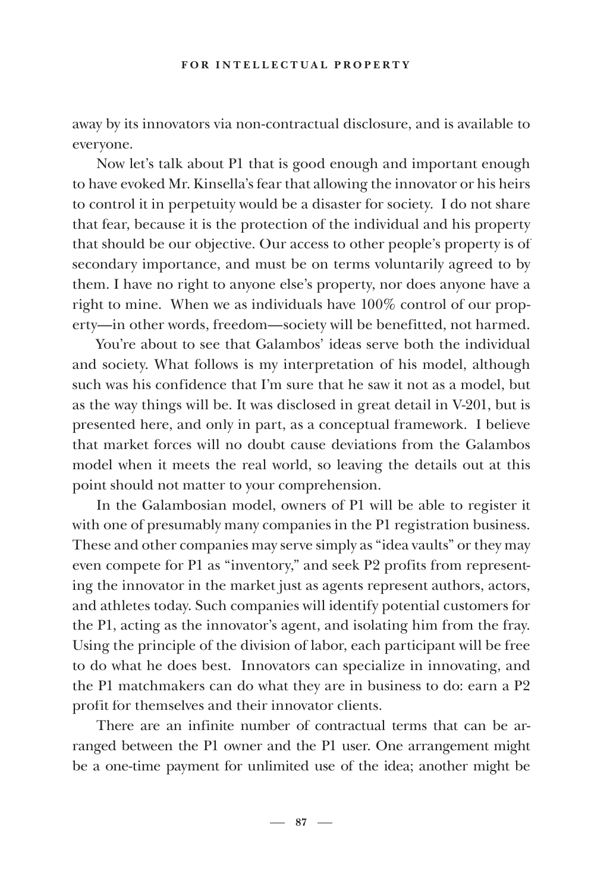away by its innovators via non-contractual disclosure, and is available to everyone.

Now let's talk about P1 that is good enough and important enough to have evoked Mr. Kinsella's fear that allowing the innovator or his heirs to control it in perpetuity would be a disaster for society. I do not share that fear, because it is the protection of the individual and his property that should be our objective. Our access to other people's property is of secondary importance, and must be on terms voluntarily agreed to by them. I have no right to anyone else's property, nor does anyone have a right to mine. When we as individuals have 100% control of our property—in other words, freedom—society will be benefitted, not harmed.

You're about to see that Galambos' ideas serve both the individual and society. What follows is my interpretation of his model, although such was his confidence that I'm sure that he saw it not as a model, but as the way things will be. It was disclosed in great detail in V-201, but is presented here, and only in part, as a conceptual framework. I believe that market forces will no doubt cause deviations from the Galambos model when it meets the real world, so leaving the details out at this point should not matter to your comprehension.

In the Galambosian model, owners of P1 will be able to register it with one of presumably many companies in the P1 registration business. These and other companies may serve simply as "idea vaults" or they may even compete for P1 as "inventory," and seek P2 profits from representing the innovator in the market just as agents represent authors, actors, and athletes today. Such companies will identify potential customers for the P1, acting as the innovator's agent, and isolating him from the fray. Using the principle of the division of labor, each participant will be free to do what he does best. Innovators can specialize in innovating, and the P1 matchmakers can do what they are in business to do: earn a P2 profit for themselves and their innovator clients.

There are an infinite number of contractual terms that can be arranged between the P1 owner and the P1 user. One arrangement might be a one-time payment for unlimited use of the idea; another might be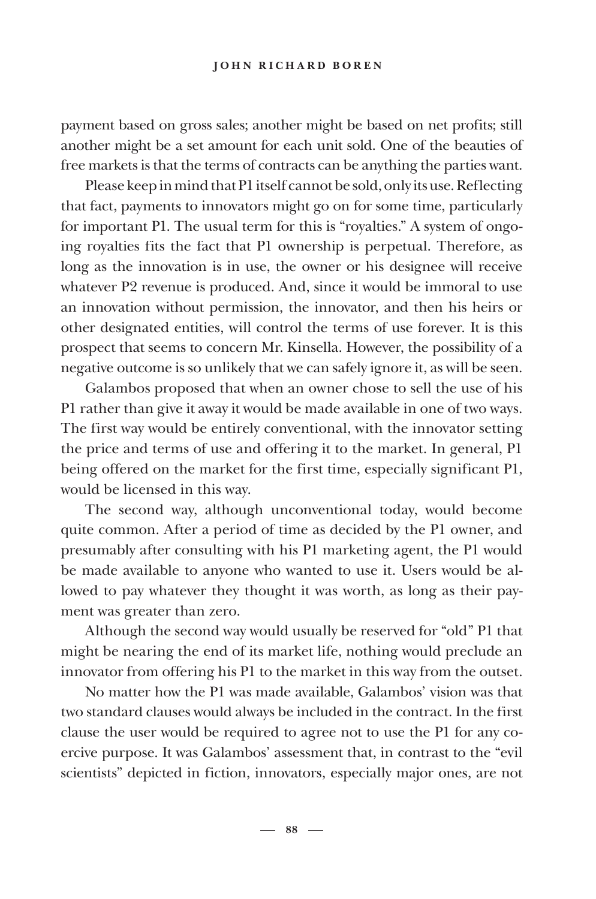payment based on gross sales; another might be based on net profits; still another might be a set amount for each unit sold. One of the beauties of free markets is that the terms of contracts can be anything the parties want.

Please keep in mind that P1 itself cannot be sold, only its use. Reflecting that fact, payments to innovators might go on for some time, particularly for important P1. The usual term for this is "royalties." A system of ongoing royalties fits the fact that P1 ownership is perpetual. Therefore, as long as the innovation is in use, the owner or his designee will receive whatever P2 revenue is produced. And, since it would be immoral to use an innovation without permission, the innovator, and then his heirs or other designated entities, will control the terms of use forever. It is this prospect that seems to concern Mr. Kinsella. However, the possibility of a negative outcome is so unlikely that we can safely ignore it, as will be seen.

Galambos proposed that when an owner chose to sell the use of his P1 rather than give it away it would be made available in one of two ways. The first way would be entirely conventional, with the innovator setting the price and terms of use and offering it to the market. In general, P1 being offered on the market for the first time, especially significant P1, would be licensed in this way.

The second way, although unconventional today, would become quite common. After a period of time as decided by the P1 owner, and presumably after consulting with his P1 marketing agent, the P1 would be made available to anyone who wanted to use it. Users would be allowed to pay whatever they thought it was worth, as long as their payment was greater than zero.

Although the second way would usually be reserved for "old" P1 that might be nearing the end of its market life, nothing would preclude an innovator from offering his P1 to the market in this way from the outset.

No matter how the P1 was made available, Galambos' vision was that two standard clauses would always be included in the contract. In the first clause the user would be required to agree not to use the P1 for any coercive purpose. It was Galambos' assessment that, in contrast to the "evil scientists" depicted in fiction, innovators, especially major ones, are not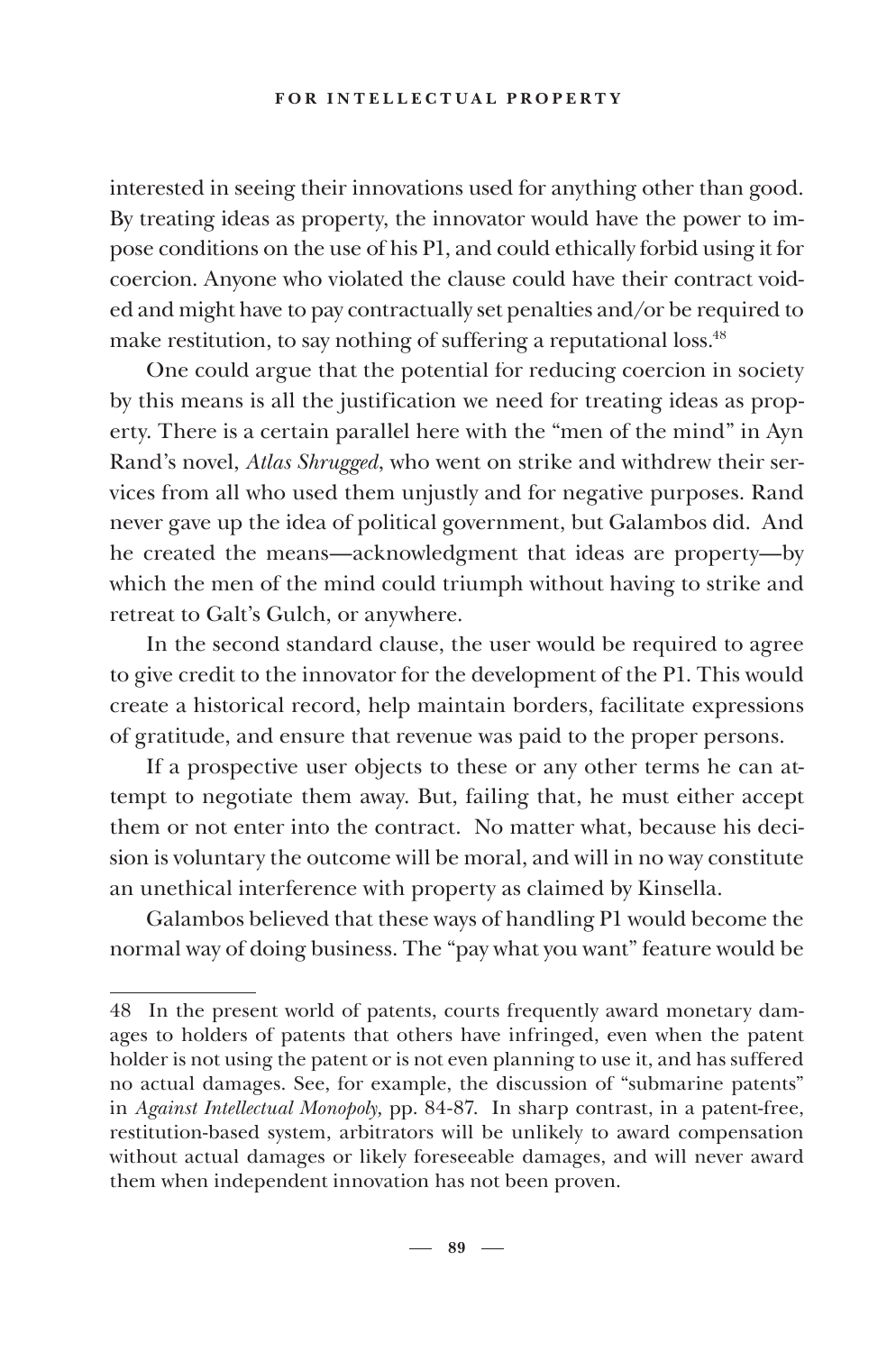interested in seeing their innovations used for anything other than good. By treating ideas as property, the innovator would have the power to impose conditions on the use of his P1, and could ethically forbid using it for coercion. Anyone who violated the clause could have their contract voided and might have to pay contractually set penalties and/or be required to make restitution, to say nothing of suffering a reputational loss.[48]

One could argue that the potential for reducing coercion in society by this means is all the justification we need for treating ideas as property. There is a certain parallel here with the "men of the mind" in Ayn Rand's novel, *Atlas Shrugged*, who went on strike and withdrew their services from all who used them unjustly and for negative purposes. Rand never gave up the idea of political government, but Galambos did. And he created the means—acknowledgment that ideas are property—by which the men of the mind could triumph without having to strike and retreat to Galt's Gulch, or anywhere.

In the second standard clause, the user would be required to agree to give credit to the innovator for the development of the P1. This would create a historical record, help maintain borders, facilitate expressions of gratitude, and ensure that revenue was paid to the proper persons.

If a prospective user objects to these or any other terms he can attempt to negotiate them away. But, failing that, he must either accept them or not enter into the contract. No matter what, because his decision is voluntary the outcome will be moral, and will in no way constitute an unethical interference with property as claimed by Kinsella.

Galambos believed that these ways of handling P1 would become the normal way of doing business. The "pay what you want" feature would be

---

48 In the present world of patents, courts frequently award monetary damages to holders of patents that others have infringed, even when the patent holder is not using the patent or is not even planning to use it, and has suffered no actual damages. See, for example, the discussion of "submarine patents" in *Against Intellectual Monopoly,* pp. 84-87. In sharp contrast, in a patent-free, restitution-based system, arbitrators will be unlikely to award compensation without actual damages or likely foreseeable damages, and will never award them when independent innovation has not been proven.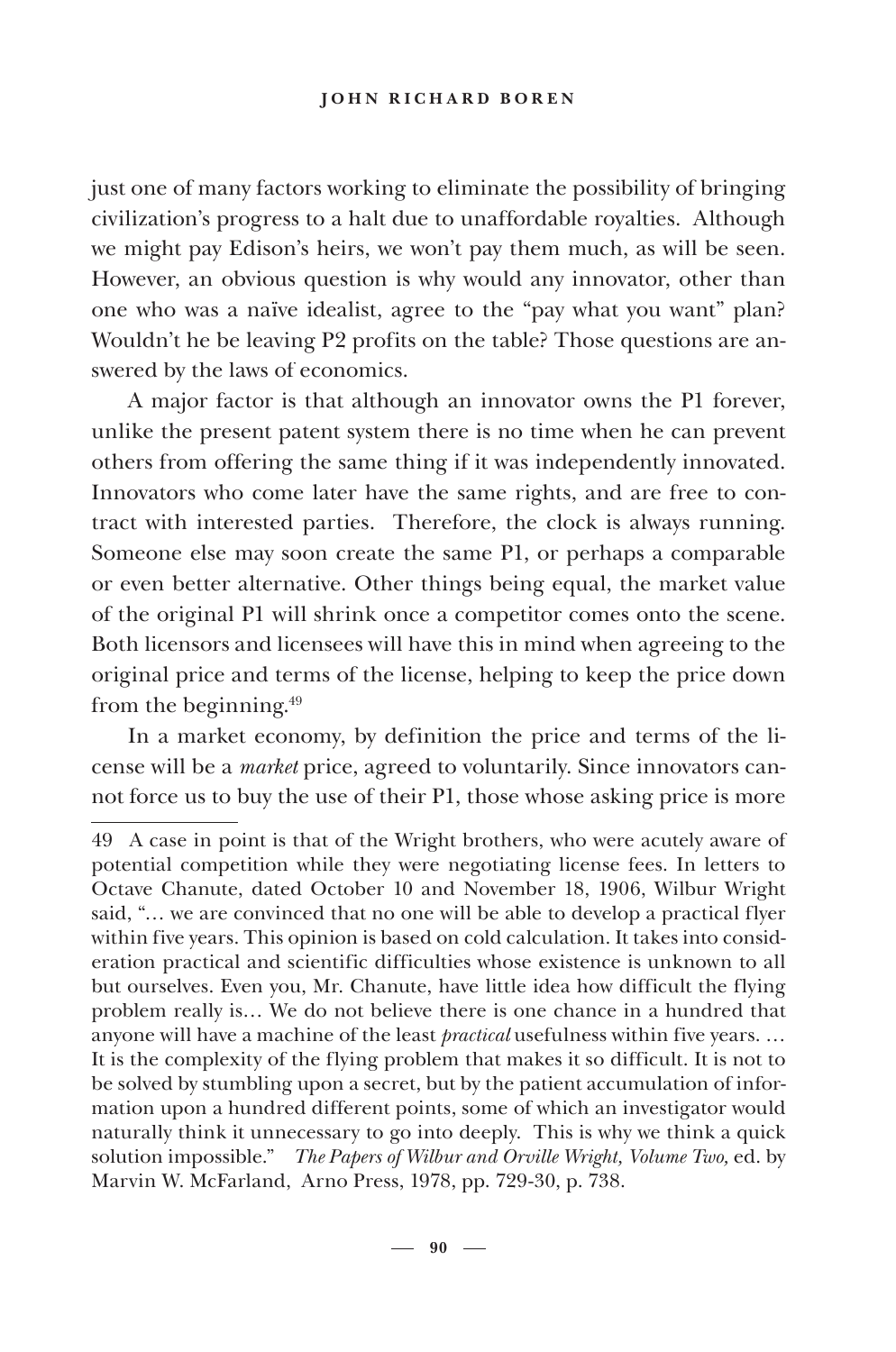just one of many factors working to eliminate the possibility of bringing civilization's progress to a halt due to unaffordable royalties. Although we might pay Edison's heirs, we won't pay them much, as will be seen. However, an obvious question is why would any innovator, other than one who was a naïve idealist, agree to the "pay what you want" plan? Wouldn't he be leaving P2 profits on the table? Those questions are answered by the laws of economics.

A major factor is that although an innovator owns the P1 forever, unlike the present patent system there is no time when he can prevent others from offering the same thing if it was independently innovated. Innovators who come later have the same rights, and are free to contract with interested parties. Therefore, the clock is always running. Someone else may soon create the same P1, or perhaps a comparable or even better alternative. Other things being equal, the market value of the original P1 will shrink once a competitor comes onto the scene. Both licensors and licensees will have this in mind when agreeing to the original price and terms of the license, helping to keep the price down from the beginning.[49]

In a market economy, by definition the price and terms of the license will be a *market* price, agreed to voluntarily. Since innovators cannot force us to buy the use of their P1, those whose asking price is more

---

49 A case in point is that of the Wright brothers, who were acutely aware of potential competition while they were negotiating license fees. In letters to Octave Chanute, dated October 10 and November 18, 1906, Wilbur Wright said, "… we are convinced that no one will be able to develop a practical flyer within five years. This opinion is based on cold calculation. It takes into consideration practical and scientific difficulties whose existence is unknown to all but ourselves. Even you, Mr. Chanute, have little idea how difficult the flying problem really is… We do not believe there is one chance in a hundred that anyone will have a machine of the least *practical* usefulness within five years. … It is the complexity of the flying problem that makes it so difficult. It is not to be solved by stumbling upon a secret, but by the patient accumulation of information upon a hundred different points, some of which an investigator would naturally think it unnecessary to go into deeply. This is why we think a quick solution impossible." *The Papers of Wilbur and Orville Wright, Volume Two,* ed. by Marvin W. McFarland, Arno Press, 1978, pp. 729-30, p. 738.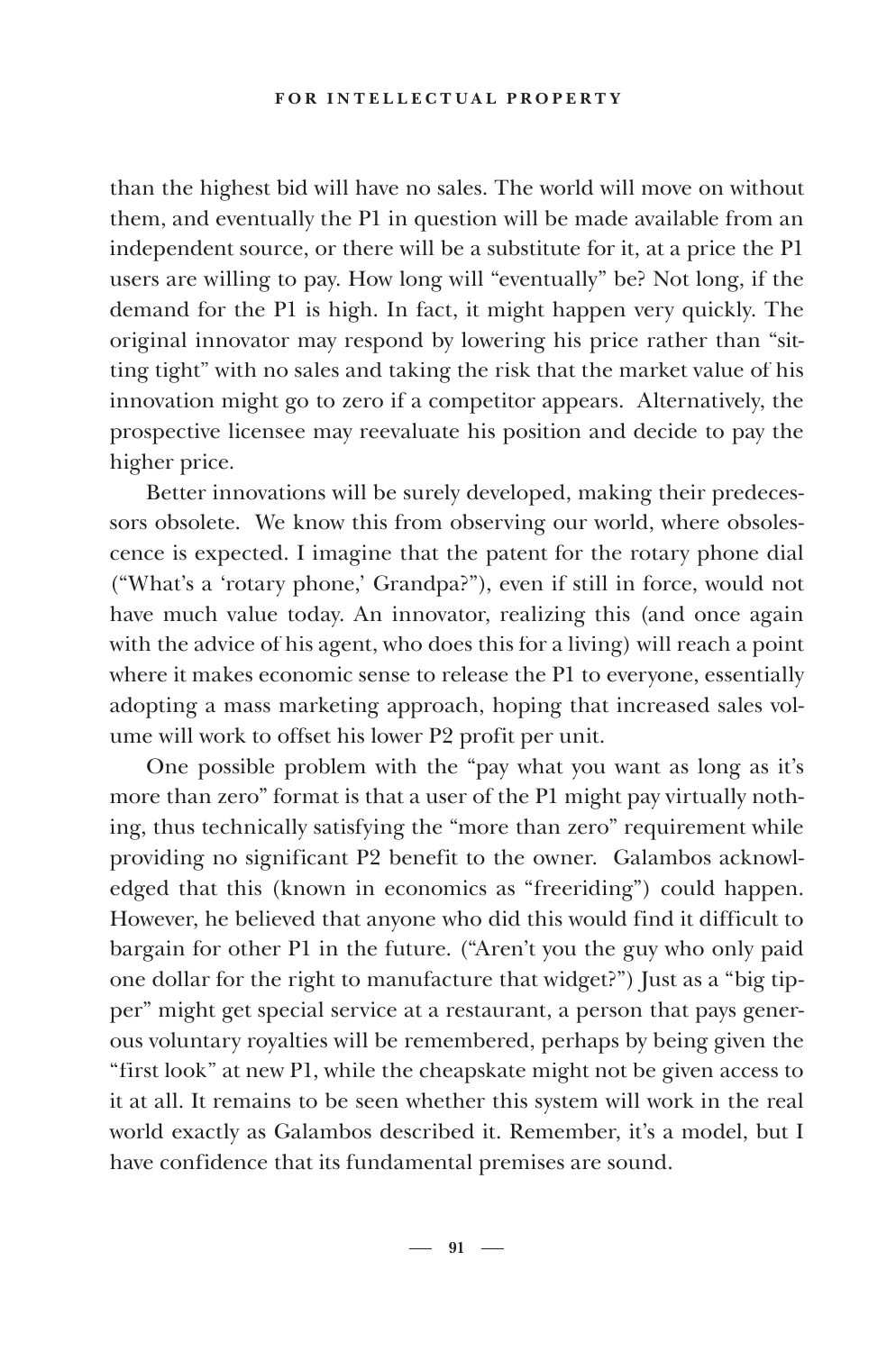than the highest bid will have no sales. The world will move on without them, and eventually the P1 in question will be made available from an independent source, or there will be a substitute for it, at a price the P1 users are willing to pay. How long will "eventually" be? Not long, if the demand for the P1 is high. In fact, it might happen very quickly. The original innovator may respond by lowering his price rather than "sitting tight" with no sales and taking the risk that the market value of his innovation might go to zero if a competitor appears. Alternatively, the prospective licensee may reevaluate his position and decide to pay the higher price.

Better innovations will be surely developed, making their predecessors obsolete. We know this from observing our world, where obsolescence is expected. I imagine that the patent for the rotary phone dial ("What's a 'rotary phone,' Grandpa?"), even if still in force, would not have much value today. An innovator, realizing this (and once again with the advice of his agent, who does this for a living) will reach a point where it makes economic sense to release the P1 to everyone, essentially adopting a mass marketing approach, hoping that increased sales volume will work to offset his lower P2 profit per unit.

One possible problem with the "pay what you want as long as it's more than zero" format is that a user of the P1 might pay virtually nothing, thus technically satisfying the "more than zero" requirement while providing no significant P2 benefit to the owner. Galambos acknowledged that this (known in economics as "freeriding") could happen. However, he believed that anyone who did this would find it difficult to bargain for other P1 in the future. ("Aren't you the guy who only paid one dollar for the right to manufacture that widget?") Just as a "big tipper" might get special service at a restaurant, a person that pays generous voluntary royalties will be remembered, perhaps by being given the "first look" at new P1, while the cheapskate might not be given access to it at all. It remains to be seen whether this system will work in the real world exactly as Galambos described it. Remember, it's a model, but I have confidence that its fundamental premises are sound.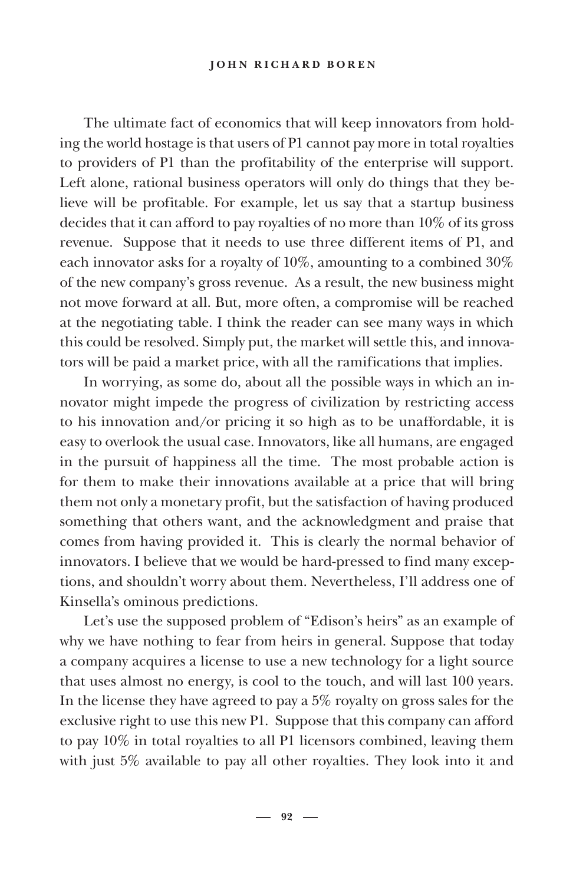The ultimate fact of economics that will keep innovators from holding the world hostage is that users of P1 cannot pay more in total royalties to providers of P1 than the profitability of the enterprise will support. Left alone, rational business operators will only do things that they believe will be profitable. For example, let us say that a startup business decides that it can afford to pay royalties of no more than 10% of its gross revenue. Suppose that it needs to use three different items of P1, and each innovator asks for a royalty of 10%, amounting to a combined 30% of the new company's gross revenue. As a result, the new business might not move forward at all. But, more often, a compromise will be reached at the negotiating table. I think the reader can see many ways in which this could be resolved. Simply put, the market will settle this, and innovators will be paid a market price, with all the ramifications that implies.

In worrying, as some do, about all the possible ways in which an innovator might impede the progress of civilization by restricting access to his innovation and/or pricing it so high as to be unaffordable, it is easy to overlook the usual case. Innovators, like all humans, are engaged in the pursuit of happiness all the time. The most probable action is for them to make their innovations available at a price that will bring them not only a monetary profit, but the satisfaction of having produced something that others want, and the acknowledgment and praise that comes from having provided it. This is clearly the normal behavior of innovators. I believe that we would be hard-pressed to find many exceptions, and shouldn't worry about them. Nevertheless, I'll address one of Kinsella's ominous predictions.

Let's use the supposed problem of "Edison's heirs" as an example of why we have nothing to fear from heirs in general. Suppose that today a company acquires a license to use a new technology for a light source that uses almost no energy, is cool to the touch, and will last 100 years. In the license they have agreed to pay a 5% royalty on gross sales for the exclusive right to use this new P1. Suppose that this company can afford to pay 10% in total royalties to all P1 licensors combined, leaving them with just 5% available to pay all other royalties. They look into it and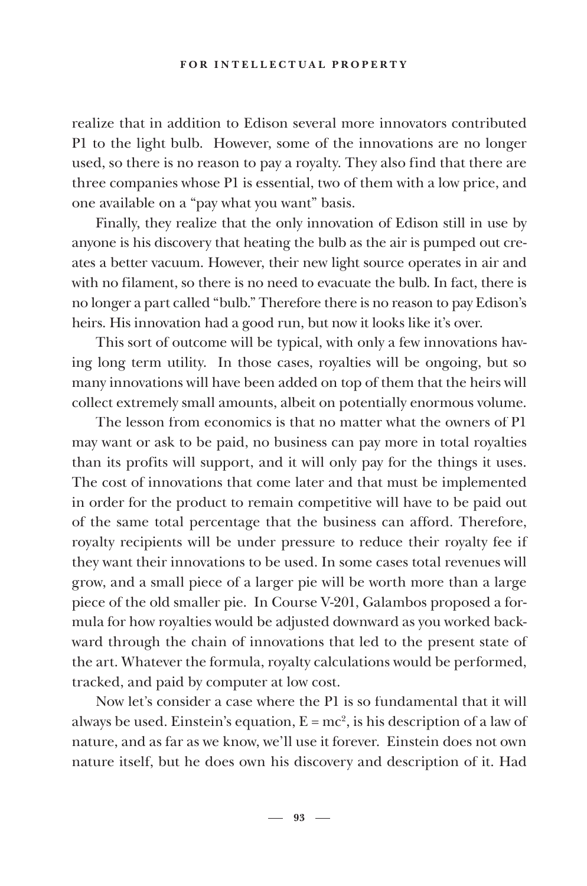realize that in addition to Edison several more innovators contributed P1 to the light bulb. However, some of the innovations are no longer used, so there is no reason to pay a royalty. They also find that there are three companies whose P1 is essential, two of them with a low price, and one available on a "pay what you want" basis.

Finally, they realize that the only innovation of Edison still in use by anyone is his discovery that heating the bulb as the air is pumped out creates a better vacuum. However, their new light source operates in air and with no filament, so there is no need to evacuate the bulb. In fact, there is no longer a part called "bulb." Therefore there is no reason to pay Edison's heirs. His innovation had a good run, but now it looks like it's over.

This sort of outcome will be typical, with only a few innovations having long term utility. In those cases, royalties will be ongoing, but so many innovations will have been added on top of them that the heirs will collect extremely small amounts, albeit on potentially enormous volume.

The lesson from economics is that no matter what the owners of P1 may want or ask to be paid, no business can pay more in total royalties than its profits will support, and it will only pay for the things it uses. The cost of innovations that come later and that must be implemented in order for the product to remain competitive will have to be paid out of the same total percentage that the business can afford. Therefore, royalty recipients will be under pressure to reduce their royalty fee if they want their innovations to be used. In some cases total revenues will grow, and a small piece of a larger pie will be worth more than a large piece of the old smaller pie. In Course V-201, Galambos proposed a formula for how royalties would be adjusted downward as you worked backward through the chain of innovations that led to the present state of the art. Whatever the formula, royalty calculations would be performed, tracked, and paid by computer at low cost.

Now let's consider a case where the P1 is so fundamental that it will always be used. Einstein's equation, $E = mc^2$, is his description of a law of nature, and as far as we know, we'll use it forever. Einstein does not own nature itself, but he does own his discovery and description of it. Had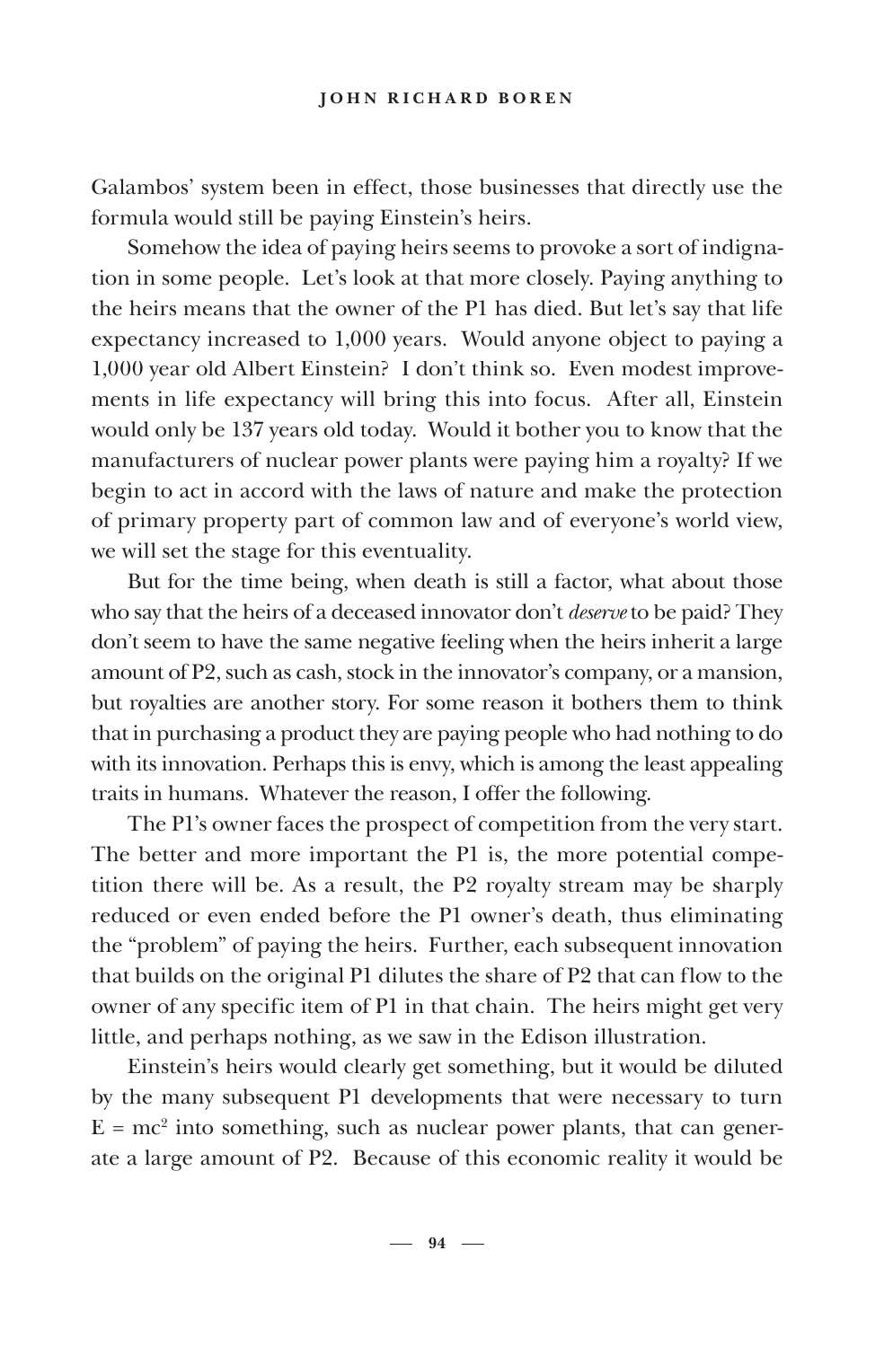Galambos' system been in effect, those businesses that directly use the formula would still be paying Einstein's heirs.

Somehow the idea of paying heirs seems to provoke a sort of indignation in some people. Let's look at that more closely. Paying anything to the heirs means that the owner of the P1 has died. But let's say that life expectancy increased to 1,000 years. Would anyone object to paying a 1,000 year old Albert Einstein? I don't think so. Even modest improvements in life expectancy will bring this into focus. After all, Einstein would only be 137 years old today. Would it bother you to know that the manufacturers of nuclear power plants were paying him a royalty? If we begin to act in accord with the laws of nature and make the protection of primary property part of common law and of everyone's world view, we will set the stage for this eventuality.

But for the time being, when death is still a factor, what about those who say that the heirs of a deceased innovator don't *deserve* to be paid? They don't seem to have the same negative feeling when the heirs inherit a large amount of P2, such as cash, stock in the innovator's company, or a mansion, but royalties are another story. For some reason it bothers them to think that in purchasing a product they are paying people who had nothing to do with its innovation. Perhaps this is envy, which is among the least appealing traits in humans. Whatever the reason, I offer the following.

The P1's owner faces the prospect of competition from the very start. The better and more important the P1 is, the more potential competition there will be. As a result, the P2 royalty stream may be sharply reduced or even ended before the P1 owner's death, thus eliminating the "problem" of paying the heirs. Further, each subsequent innovation that builds on the original P1 dilutes the share of P2 that can flow to the owner of any specific item of P1 in that chain. The heirs might get very little, and perhaps nothing, as we saw in the Edison illustration.

Einstein's heirs would clearly get something, but it would be diluted by the many subsequent P1 developments that were necessary to turn $E = mc^2$ into something, such as nuclear power plants, that can generate a large amount of P2. Because of this economic reality it would be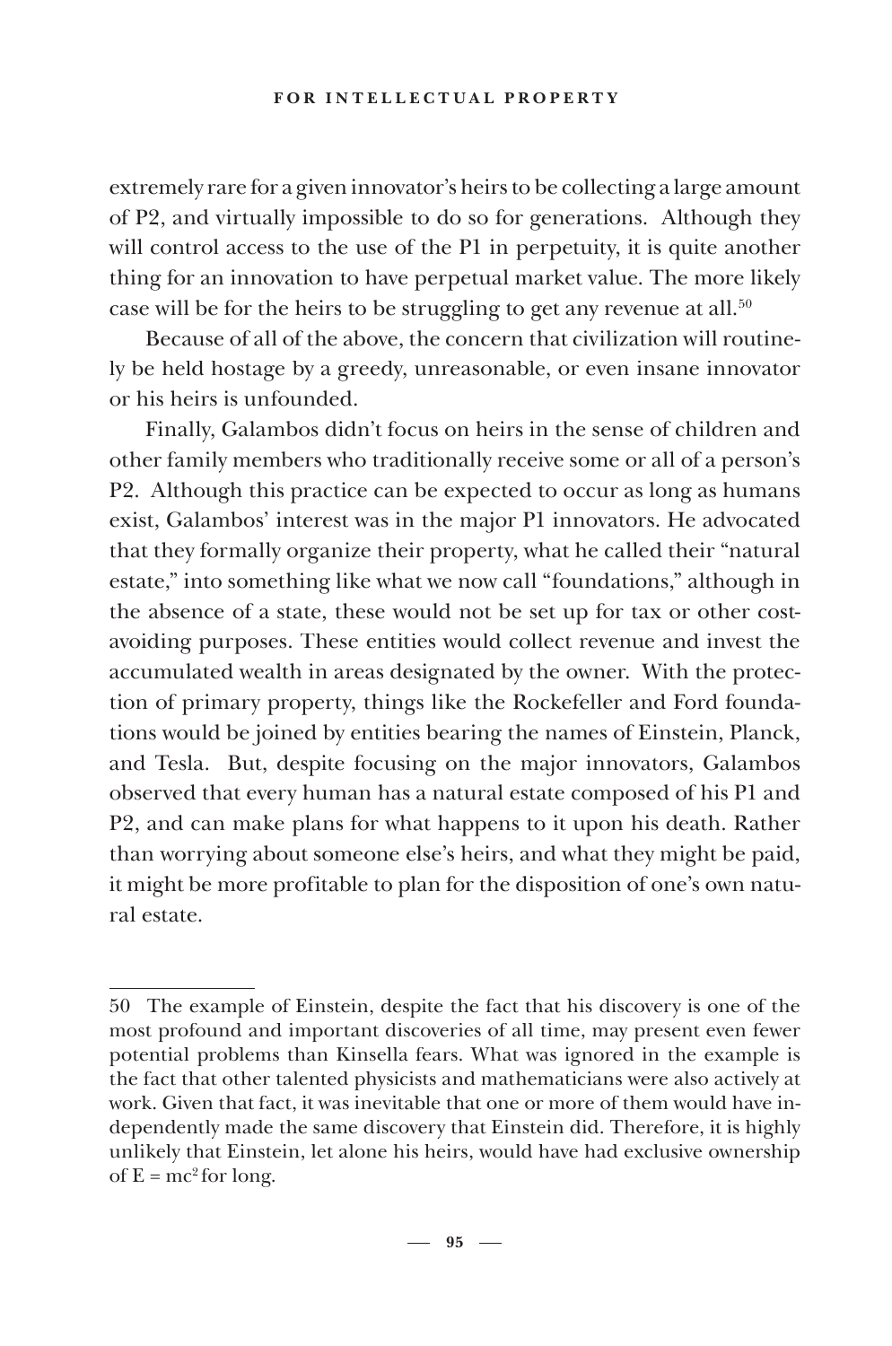extremely rare for a given innovator's heirs to be collecting a large amount of P2, and virtually impossible to do so for generations. Although they will control access to the use of the P1 in perpetuity, it is quite another thing for an innovation to have perpetual market value. The more likely case will be for the heirs to be struggling to get any revenue at all.[50]

Because of all of the above, the concern that civilization will routinely be held hostage by a greedy, unreasonable, or even insane innovator or his heirs is unfounded.

Finally, Galambos didn't focus on heirs in the sense of children and other family members who traditionally receive some or all of a person's P2. Although this practice can be expected to occur as long as humans exist, Galambos' interest was in the major P1 innovators. He advocated that they formally organize their property, what he called their "natural estate," into something like what we now call "foundations," although in the absence of a state, these would not be set up for tax or other cost-avoiding purposes. These entities would collect revenue and invest the accumulated wealth in areas designated by the owner. With the protection of primary property, things like the Rockefeller and Ford foundations would be joined by entities bearing the names of Einstein, Planck, and Tesla. But, despite focusing on the major innovators, Galambos observed that every human has a natural estate composed of his P1 and P2, and can make plans for what happens to it upon his death. Rather than worrying about someone else's heirs, and what they might be paid, it might be more profitable to plan for the disposition of one's own natural estate.

---

50 The example of Einstein, despite the fact that his discovery is one of the most profound and important discoveries of all time, may present even fewer potential problems than Kinsella fears. What was ignored in the example is the fact that other talented physicists and mathematicians were also actively at work. Given that fact, it was inevitable that one or more of them would have independently made the same discovery that Einstein did. Therefore, it is highly unlikely that Einstein, let alone his heirs, would have had exclusive ownership of $E = mc^2$ for long.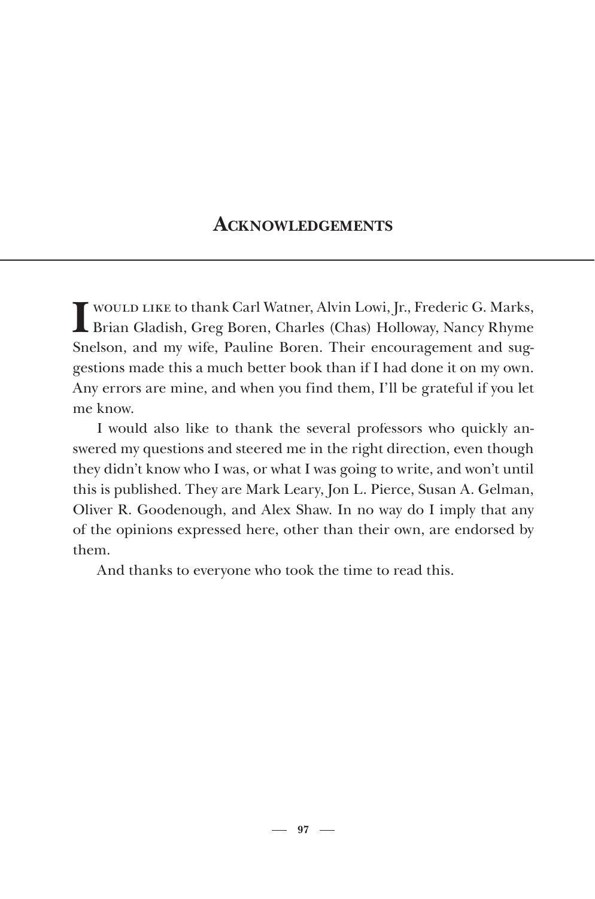## Acknowledgements

I would like to thank Carl Watner, Alvin Lowi, Jr., Frederic G. Marks, Brian Gladish, Greg Boren, Charles (Chas) Holloway, Nancy Rhyme Snelson, and my wife, Pauline Boren. Their encouragement and suggestions made this a much better book than if I had done it on my own. Any errors are mine, and when you find them, I'll be grateful if you let me know.

I would also like to thank the several professors who quickly answered my questions and steered me in the right direction, even though they didn't know who I was, or what I was going to write, and won't until this is published. They are Mark Leary, Jon L. Pierce, Susan A. Gelman, Oliver R. Goodenough, and Alex Shaw. In no way do I imply that any of the opinions expressed here, other than their own, are endorsed by them.

And thanks to everyone who took the time to read this.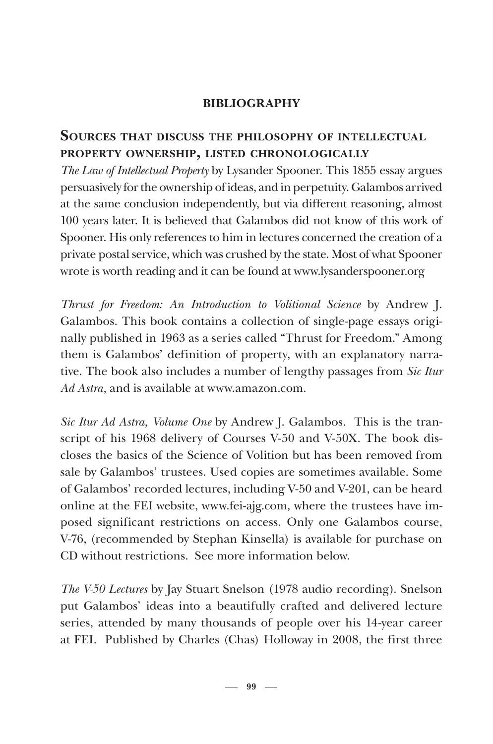**BIBLIOGRAPHY**

## Sources that discuss the philosophy of intellectual property ownership, listed chronologically

*The Law of Intellectual Property* by Lysander Spooner. This 1855 essay argues persuasively for the ownership of ideas, and in perpetuity. Galambos arrived at the same conclusion independently, but via different reasoning, almost 100 years later. It is believed that Galambos did not know of this work of Spooner. His only references to him in lectures concerned the creation of a private postal service, which was crushed by the state. Most of what Spooner wrote is worth reading and it can be found at www.lysanderspooner.org

*Thrust for Freedom: An Introduction to Volitional Science* by Andrew J. Galambos. This book contains a collection of single-page essays originally published in 1963 as a series called "Thrust for Freedom." Among them is Galambos' definition of property, with an explanatory narrative. The book also includes a number of lengthy passages from *Sic Itur Ad Astra*, and is available at www.amazon.com.

*Sic Itur Ad Astra, Volume One* by Andrew J. Galambos. This is the transcript of his 1968 delivery of Courses V-50 and V-50X. The book discloses the basics of the Science of Volition but has been removed from sale by Galambos' trustees. Used copies are sometimes available. Some of Galambos' recorded lectures, including V-50 and V-201, can be heard online at the FEI website, www.fei-ajg.com, where the trustees have imposed significant restrictions on access. Only one Galambos course, V-76, (recommended by Stephan Kinsella) is available for purchase on CD without restrictions. See more information below.

*The V-50 Lectures* by Jay Stuart Snelson (1978 audio recording). Snelson put Galambos' ideas into a beautifully crafted and delivered lecture series, attended by many thousands of people over his 14-year career at FEI. Published by Charles (Chas) Holloway in 2008, the first three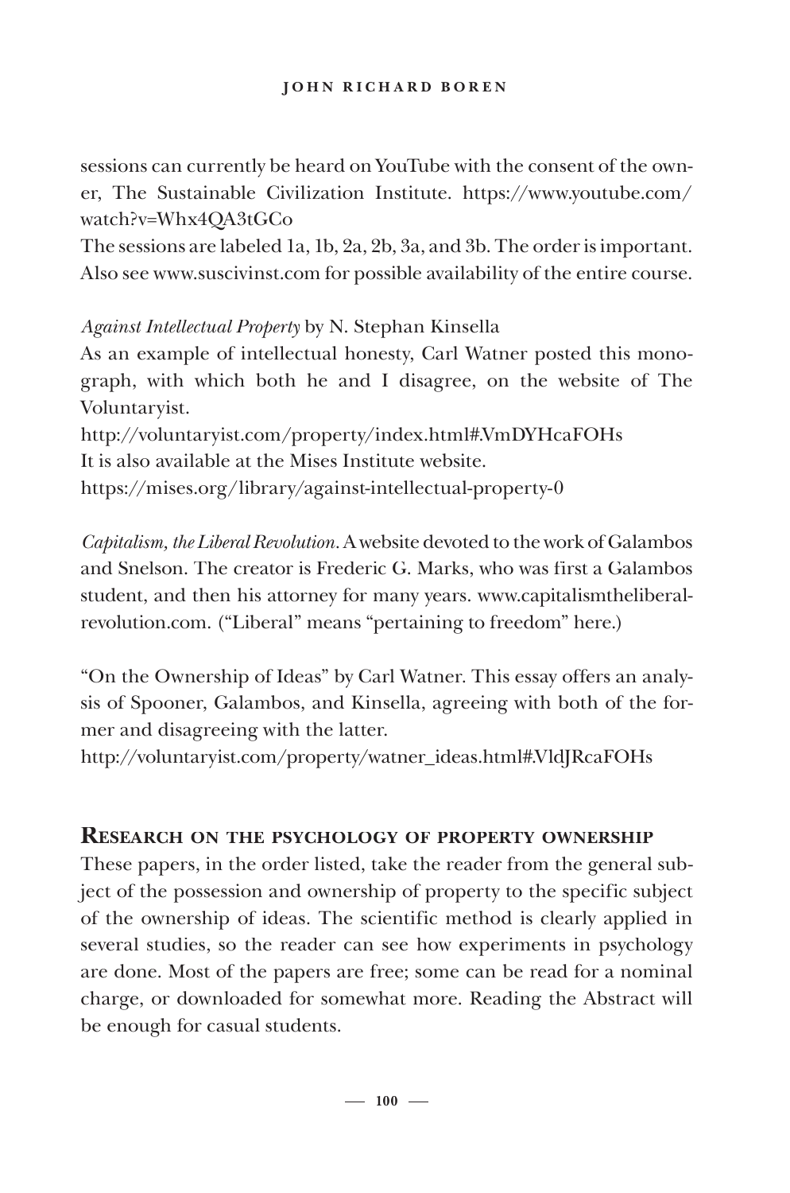sessions can currently be heard on YouTube with the consent of the owner, The Sustainable Civilization Institute. https://www.youtube.com/watch?v=Whx4QA3tGCo
The sessions are labeled 1a, 1b, 2a, 2b, 3a, and 3b. The order is important. Also see www.suscivinst.com for possible availability of the entire course.

*Against Intellectual Property* by N. Stephan Kinsella
As an example of intellectual honesty, Carl Watner posted this monograph, with which both he and I disagree, on the website of The Voluntaryist.
http://voluntaryist.com/property/index.html#.VmDYHcaFOHs
It is also available at the Mises Institute website.
https://mises.org/library/against-intellectual-property-0

*Capitalism, the Liberal Revolution*. A website devoted to the work of Galambos and Snelson. The creator is Frederic G. Marks, who was first a Galambos student, and then his attorney for many years. www.capitalismtheliberalrevolution.com. ("Liberal" means "pertaining to freedom" here.)

"On the Ownership of Ideas" by Carl Watner. This essay offers an analysis of Spooner, Galambos, and Kinsella, agreeing with both of the former and disagreeing with the latter.
http://voluntaryist.com/property/watner_ideas.html#.VldJRcaFOHs

## Research on the psychology of property ownership

These papers, in the order listed, take the reader from the general subject of the possession and ownership of property to the specific subject of the ownership of ideas. The scientific method is clearly applied in several studies, so the reader can see how experiments in psychology are done. Most of the papers are free; some can be read for a nominal charge, or downloaded for somewhat more. Reading the Abstract will be enough for casual students.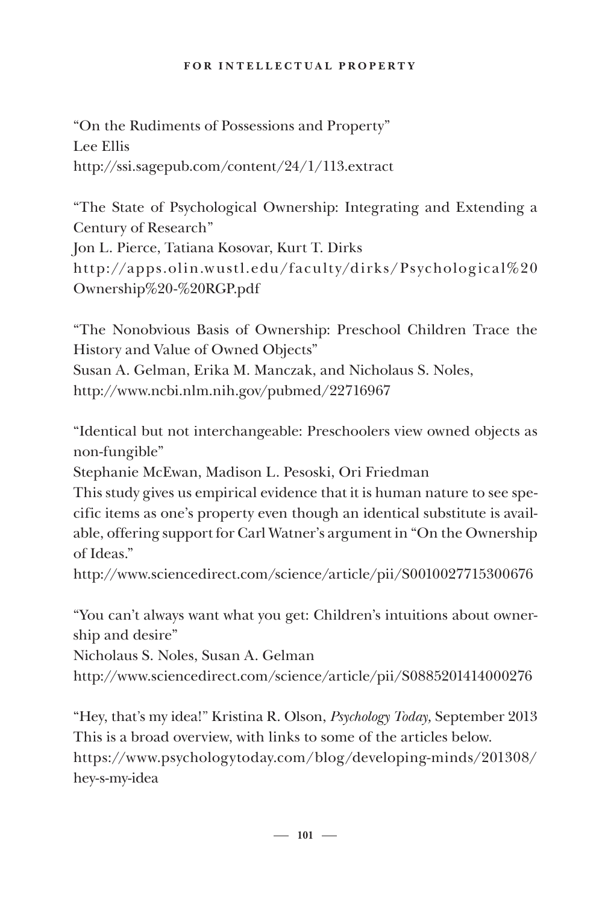"On the Rudiments of Possessions and Property"
Lee Ellis
http://ssi.sagepub.com/content/24/1/113.extract

"The State of Psychological Ownership: Integrating and Extending a Century of Research"
Jon L. Pierce, Tatiana Kosovar, Kurt T. Dirks
http://apps.olin.wustl.edu/faculty/dirks/Psychological%20Ownership%20-%20RGP.pdf

"The Nonobvious Basis of Ownership: Preschool Children Trace the History and Value of Owned Objects"
Susan A. Gelman, Erika M. Manczak, and Nicholaus S. Noles,
http://www.ncbi.nlm.nih.gov/pubmed/22716967

"Identical but not interchangeable: Preschoolers view owned objects as non-fungible"
Stephanie McEwan, Madison L. Pesoski, Ori Friedman
This study gives us empirical evidence that it is human nature to see specific items as one's property even though an identical substitute is available, offering support for Carl Watner's argument in "On the Ownership of Ideas."
http://www.sciencedirect.com/science/article/pii/S0010027715300676

"You can't always want what you get: Children's intuitions about ownership and desire"
Nicholaus S. Noles, Susan A. Gelman
http://www.sciencedirect.com/science/article/pii/S0885201414000276

"Hey, that's my idea!" Kristina R. Olson, *Psychology Today,* September 2013
This is a broad overview, with links to some of the articles below.
https://www.psychologytoday.com/blog/developing-minds/201308/hey-s-my-idea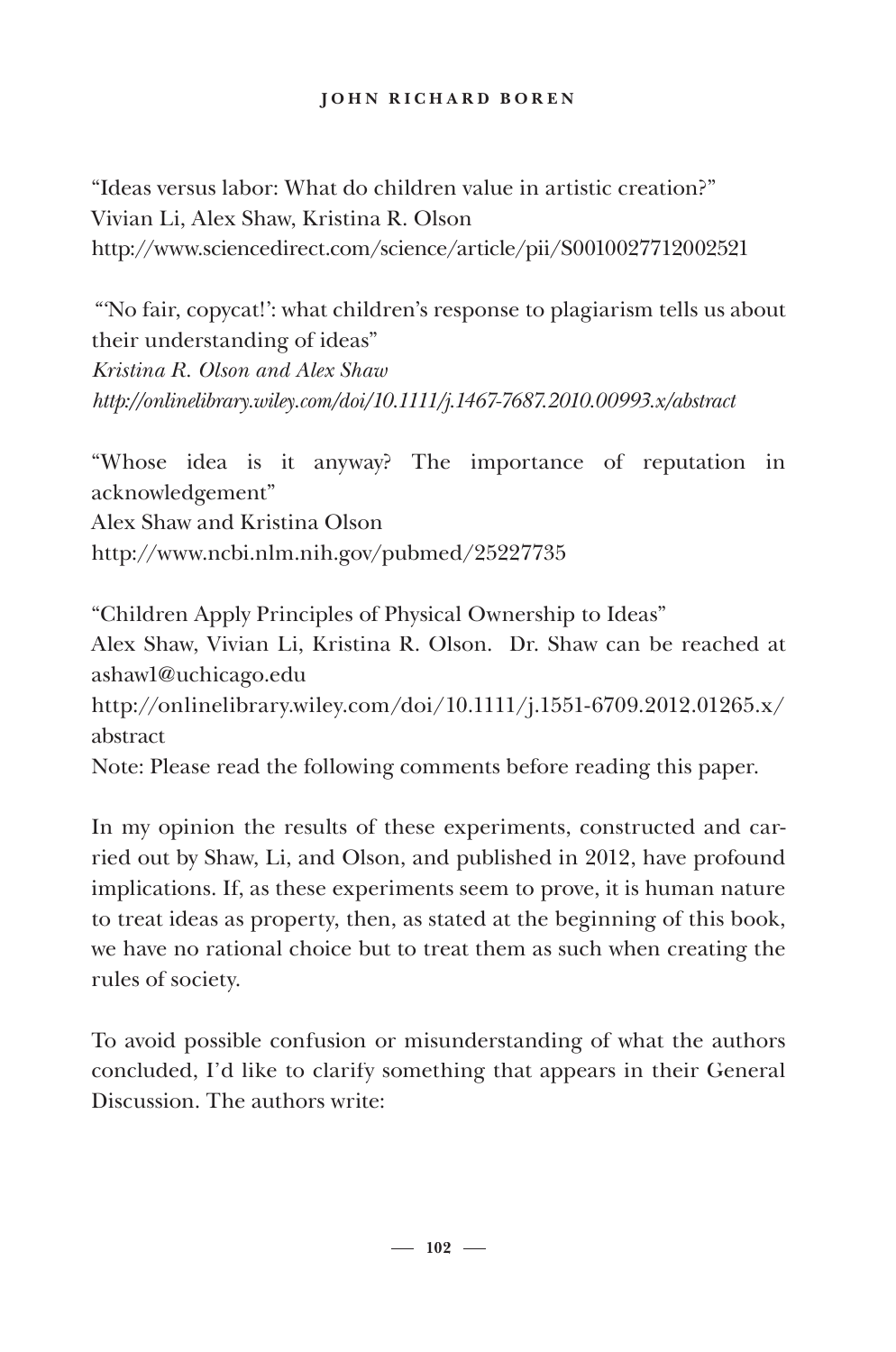"Ideas versus labor: What do children value in artistic creation?"
Vivian Li, Alex Shaw, Kristina R. Olson
http://www.sciencedirect.com/science/article/pii/S0010027712002521

"'No fair, copycat!': what children's response to plagiarism tells us about their understanding of ideas"
*Kristina R. Olson and Alex Shaw*
*http://onlinelibrary.wiley.com/doi/10.1111/j.1467-7687.2010.00993.x/abstract*

"Whose idea is it anyway? The importance of reputation in acknowledgement"
Alex Shaw and Kristina Olson
http://www.ncbi.nlm.nih.gov/pubmed/25227735

"Children Apply Principles of Physical Ownership to Ideas"
Alex Shaw, Vivian Li, Kristina R. Olson. Dr. Shaw can be reached at ashaw1@uchicago.edu
http://onlinelibrary.wiley.com/doi/10.1111/j.1551-6709.2012.01265.x/abstract
Note: Please read the following comments before reading this paper.

In my opinion the results of these experiments, constructed and carried out by Shaw, Li, and Olson, and published in 2012, have profound implications. If, as these experiments seem to prove, it is human nature to treat ideas as property, then, as stated at the beginning of this book, we have no rational choice but to treat them as such when creating the rules of society.

To avoid possible confusion or misunderstanding of what the authors concluded, I'd like to clarify something that appears in their General Discussion. The authors write: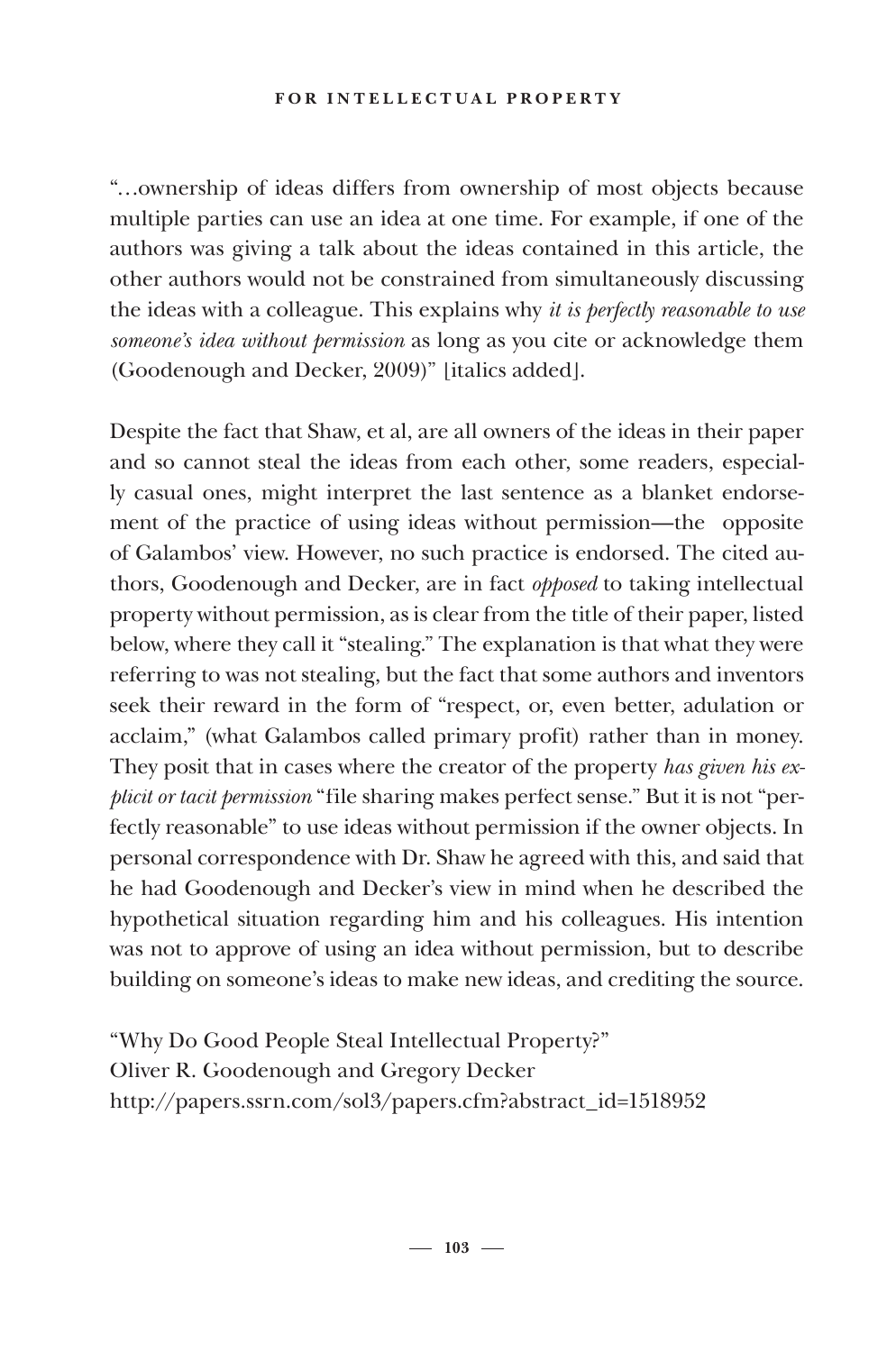"…ownership of ideas differs from ownership of most objects because multiple parties can use an idea at one time. For example, if one of the authors was giving a talk about the ideas contained in this article, the other authors would not be constrained from simultaneously discussing the ideas with a colleague. This explains why *it is perfectly reasonable to use someone's idea without permission* as long as you cite or acknowledge them (Goodenough and Decker, 2009)" [italics added].

Despite the fact that Shaw, et al, are all owners of the ideas in their paper and so cannot steal the ideas from each other, some readers, especially casual ones, might interpret the last sentence as a blanket endorsement of the practice of using ideas without permission—the opposite of Galambos' view. However, no such practice is endorsed. The cited authors, Goodenough and Decker, are in fact *opposed* to taking intellectual property without permission, as is clear from the title of their paper, listed below, where they call it "stealing." The explanation is that what they were referring to was not stealing, but the fact that some authors and inventors seek their reward in the form of "respect, or, even better, adulation or acclaim," (what Galambos called primary profit) rather than in money. They posit that in cases where the creator of the property *has given his explicit or tacit permission* "file sharing makes perfect sense." But it is not "perfectly reasonable" to use ideas without permission if the owner objects. In personal correspondence with Dr. Shaw he agreed with this, and said that he had Goodenough and Decker's view in mind when he described the hypothetical situation regarding him and his colleagues. His intention was not to approve of using an idea without permission, but to describe building on someone's ideas to make new ideas, and crediting the source.

"Why Do Good People Steal Intellectual Property?"
Oliver R. Goodenough and Gregory Decker
http://papers.ssrn.com/sol3/papers.cfm?abstract_id=1518952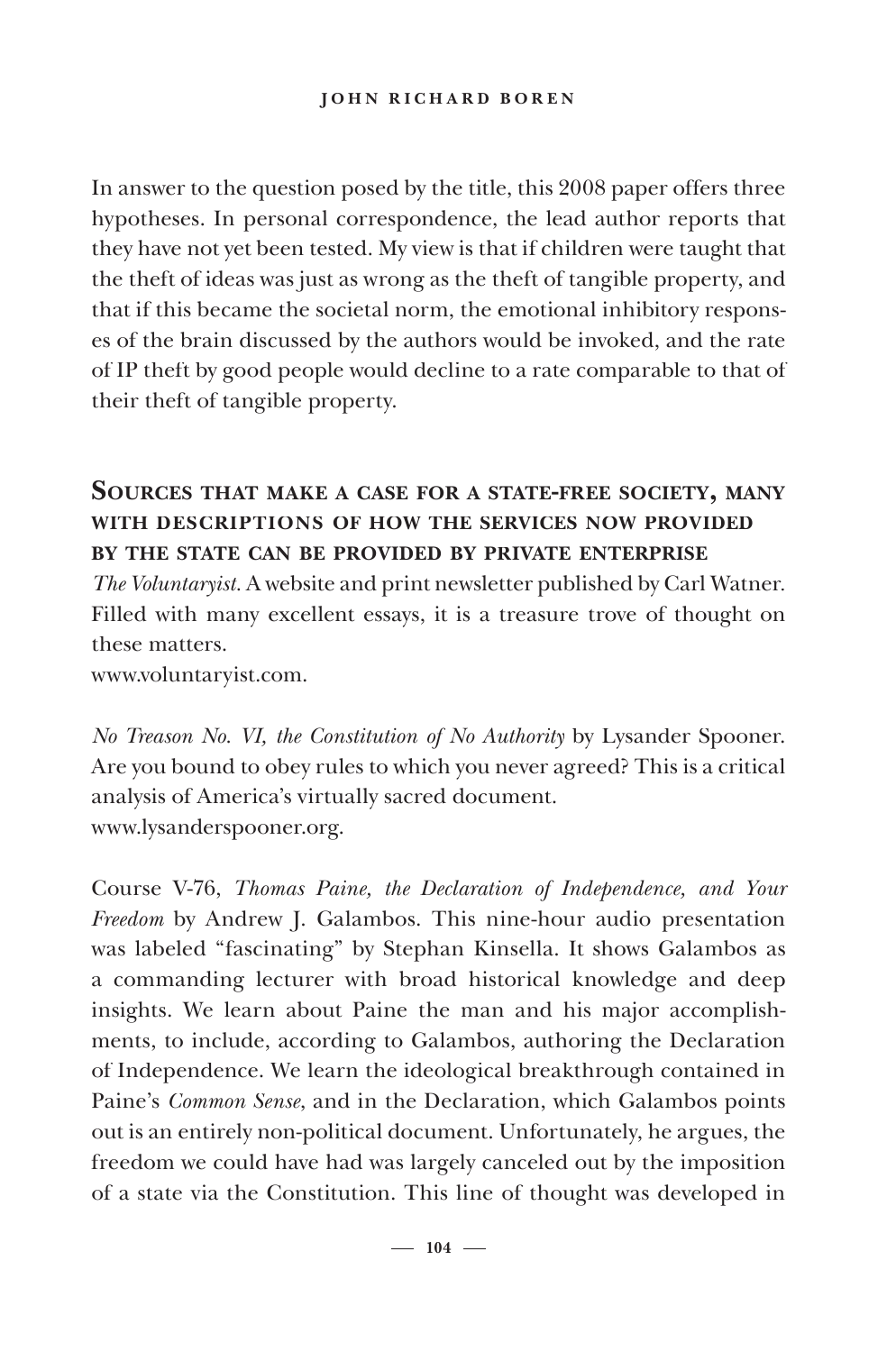In answer to the question posed by the title, this 2008 paper offers three hypotheses. In personal correspondence, the lead author reports that they have not yet been tested. My view is that if children were taught that the theft of ideas was just as wrong as the theft of tangible property, and that if this became the societal norm, the emotional inhibitory responses of the brain discussed by the authors would be invoked, and the rate of IP theft by good people would decline to a rate comparable to that of their theft of tangible property.

## Sources that make a case for a state-free society, many with descriptions of how the services now provided by the state can be provided by private enterprise

*The Voluntaryist.* A website and print newsletter published by Carl Watner. Filled with many excellent essays, it is a treasure trove of thought on these matters.
www.voluntaryist.com.

*No Treason No. VI, the Constitution of No Authority* by Lysander Spooner. Are you bound to obey rules to which you never agreed? This is a critical analysis of America's virtually sacred document.
www.lysanderspooner.org.

Course V-76, *Thomas Paine, the Declaration of Independence, and Your Freedom* by Andrew J. Galambos. This nine-hour audio presentation was labeled "fascinating" by Stephan Kinsella. It shows Galambos as a commanding lecturer with broad historical knowledge and deep insights. We learn about Paine the man and his major accomplishments, to include, according to Galambos, authoring the Declaration of Independence. We learn the ideological breakthrough contained in Paine's *Common Sense*, and in the Declaration, which Galambos points out is an entirely non-political document. Unfortunately, he argues, the freedom we could have had was largely canceled out by the imposition of a state via the Constitution. This line of thought was developed in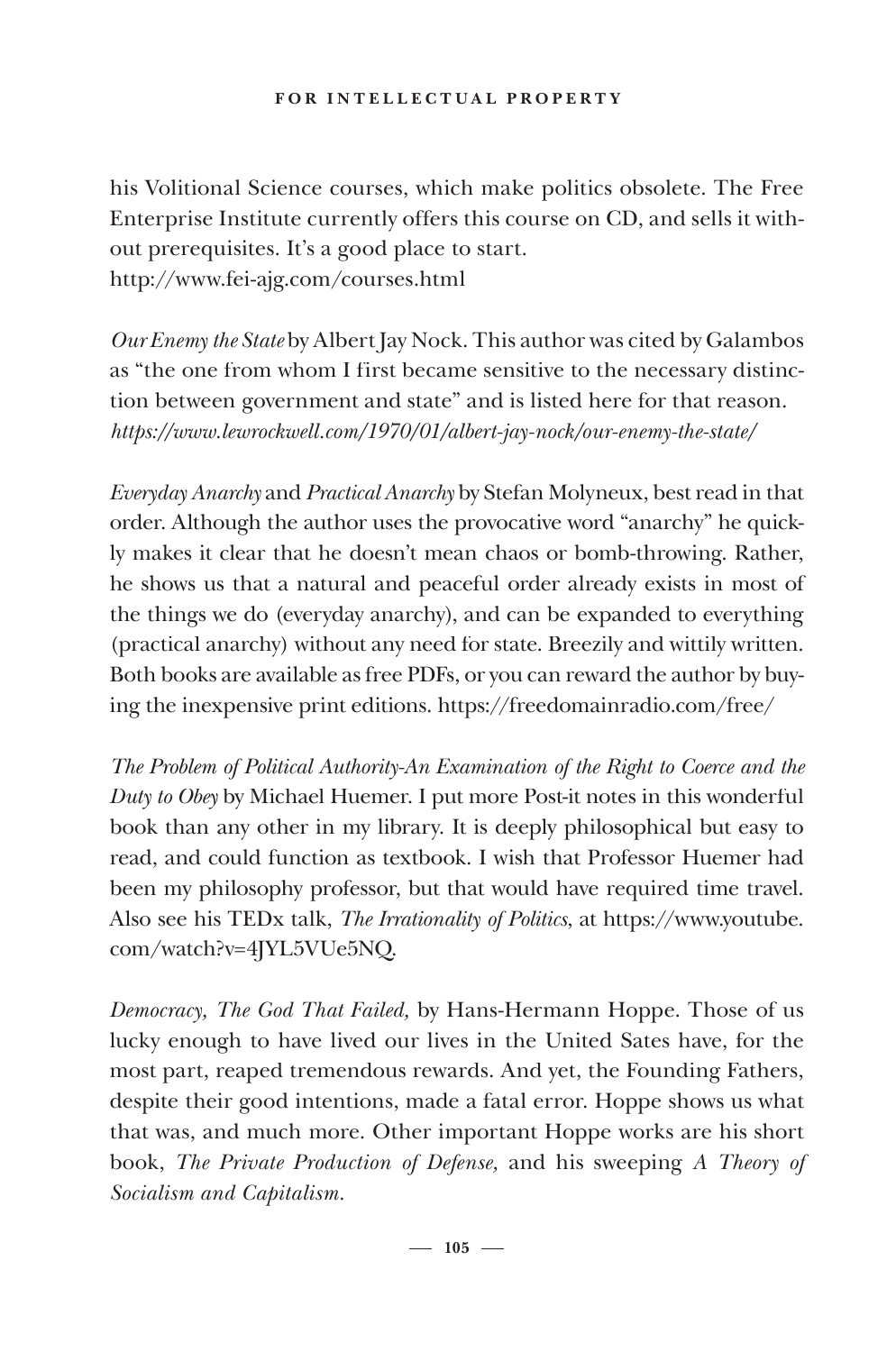his Volitional Science courses, which make politics obsolete. The Free Enterprise Institute currently offers this course on CD, and sells it without prerequisites. It's a good place to start.
http://www.fei-ajg.com/courses.html

*Our Enemy the State* by Albert Jay Nock. This author was cited by Galambos as "the one from whom I first became sensitive to the necessary distinction between government and state" and is listed here for that reason.
*https://www.lewrockwell.com/1970/01/albert-jay-nock/our-enemy-the-state/*

*Everyday Anarchy* and *Practical Anarchy* by Stefan Molyneux, best read in that order. Although the author uses the provocative word "anarchy" he quickly makes it clear that he doesn't mean chaos or bomb-throwing. Rather, he shows us that a natural and peaceful order already exists in most of the things we do (everyday anarchy), and can be expanded to everything (practical anarchy) without any need for state. Breezily and wittily written. Both books are available as free PDFs, or you can reward the author by buying the inexpensive print editions. https://freedomainradio.com/free/

*The Problem of Political Authority-An Examination of the Right to Coerce and the Duty to Obey* by Michael Huemer. I put more Post-it notes in this wonderful book than any other in my library. It is deeply philosophical but easy to read, and could function as textbook. I wish that Professor Huemer had been my philosophy professor, but that would have required time travel. Also see his TEDx talk, *The Irrationality of Politics*, at https://www.youtube.com/watch?v=4JYL5VUe5NQ.

*Democracy, The God That Failed,* by Hans-Hermann Hoppe. Those of us lucky enough to have lived our lives in the United Sates have, for the most part, reaped tremendous rewards. And yet, the Founding Fathers, despite their good intentions, made a fatal error. Hoppe shows us what that was, and much more. Other important Hoppe works are his short book, *The Private Production of Defense,* and his sweeping *A Theory of Socialism and Capitalism.*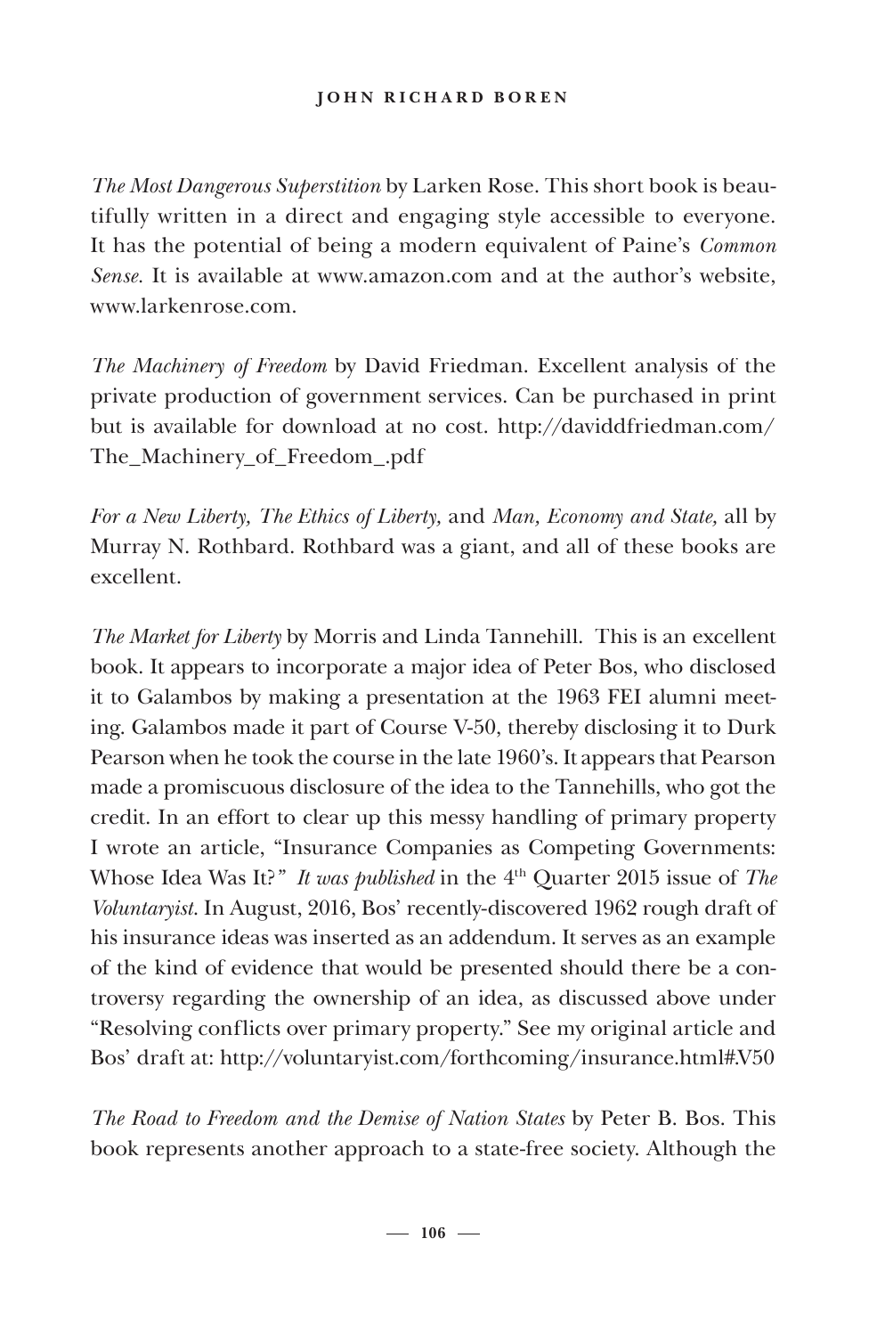*The Most Dangerous Superstition* by Larken Rose. This short book is beautifully written in a direct and engaging style accessible to everyone. It has the potential of being a modern equivalent of Paine's *Common Sense*. It is available at www.amazon.com and at the author's website, www.larkenrose.com.

*The Machinery of Freedom* by David Friedman. Excellent analysis of the private production of government services. Can be purchased in print but is available for download at no cost. http://daviddfriedman.com/The_Machinery_of_Freedom_.pdf

*For a New Liberty, The Ethics of Liberty,* and *Man, Economy and State,* all by Murray N. Rothbard. Rothbard was a giant, and all of these books are excellent.

*The Market for Liberty* by Morris and Linda Tannehill. This is an excellent book. It appears to incorporate a major idea of Peter Bos, who disclosed it to Galambos by making a presentation at the 1963 FEI alumni meeting. Galambos made it part of Course V-50, thereby disclosing it to Durk Pearson when he took the course in the late 1960's. It appears that Pearson made a promiscuous disclosure of the idea to the Tannehills, who got the credit. In an effort to clear up this messy handling of primary property I wrote an article, "Insurance Companies as Competing Governments: Whose Idea Was It?" *It was published* in the 4th Quarter 2015 issue of *The Voluntaryist*. In August, 2016, Bos' recently-discovered 1962 rough draft of his insurance ideas was inserted as an addendum. It serves as an example of the kind of evidence that would be presented should there be a controversy regarding the ownership of an idea, as discussed above under "Resolving conflicts over primary property." See my original article and Bos' draft at: http://voluntaryist.com/forthcoming/insurance.html#.V50

*The Road to Freedom and the Demise of Nation States* by Peter B. Bos. This book represents another approach to a state-free society. Although the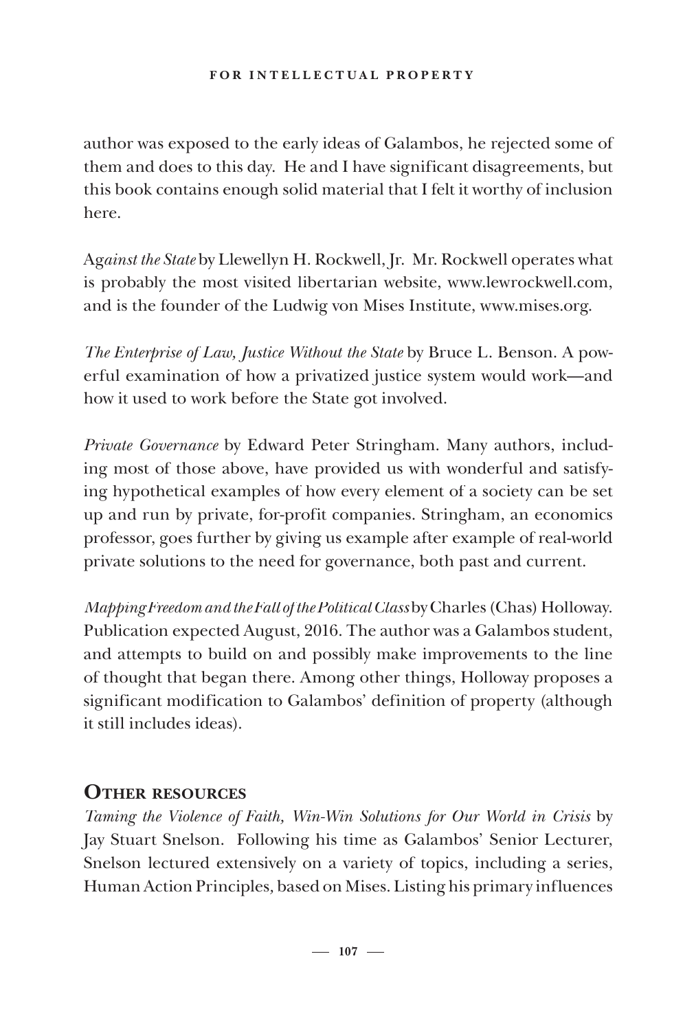author was exposed to the early ideas of Galambos, he rejected some of them and does to this day. He and I have significant disagreements, but this book contains enough solid material that I felt it worthy of inclusion here.

Ag*ainst the State* by Llewellyn H. Rockwell, Jr. Mr. Rockwell operates what is probably the most visited libertarian website, www.lewrockwell.com, and is the founder of the Ludwig von Mises Institute, www.mises.org.

*The Enterprise of Law, Justice Without the State* by Bruce L. Benson. A powerful examination of how a privatized justice system would work—and how it used to work before the State got involved.

*Private Governance* by Edward Peter Stringham. Many authors, including most of those above, have provided us with wonderful and satisfying hypothetical examples of how every element of a society can be set up and run by private, for-profit companies. Stringham, an economics professor, goes further by giving us example after example of real-world private solutions to the need for governance, both past and current.

*Mapping Freedom and the Fall of the Political Class* by Charles (Chas) Holloway. Publication expected August, 2016. The author was a Galambos student, and attempts to build on and possibly make improvements to the line of thought that began there. Among other things, Holloway proposes a significant modification to Galambos' definition of property (although it still includes ideas).

## Other resources

*Taming the Violence of Faith, Win-Win Solutions for Our World in Crisis* by Jay Stuart Snelson. Following his time as Galambos' Senior Lecturer, Snelson lectured extensively on a variety of topics, including a series, Human Action Principles, based on Mises. Listing his primary influences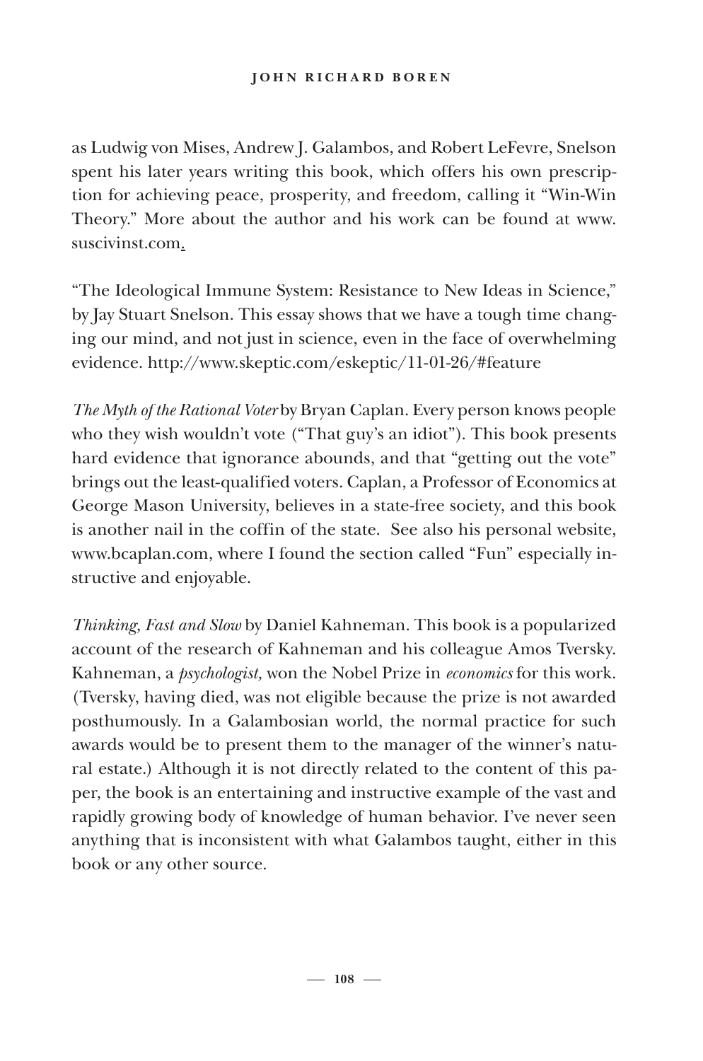as Ludwig von Mises, Andrew J. Galambos, and Robert LeFevre, Snelson spent his later years writing this book, which offers his own prescription for achieving peace, prosperity, and freedom, calling it "Win-Win Theory." More about the author and his work can be found at www.suscivinst.com.

"The Ideological Immune System: Resistance to New Ideas in Science," by Jay Stuart Snelson. This essay shows that we have a tough time changing our mind, and not just in science, even in the face of overwhelming evidence. http://www.skeptic.com/eskeptic/11-01-26/#feature

*The Myth of the Rational Voter* by Bryan Caplan. Every person knows people who they wish wouldn't vote ("That guy's an idiot"). This book presents hard evidence that ignorance abounds, and that "getting out the vote" brings out the least-qualified voters. Caplan, a Professor of Economics at George Mason University, believes in a state-free society, and this book is another nail in the coffin of the state. See also his personal website, www.bcaplan.com, where I found the section called "Fun" especially instructive and enjoyable.

*Thinking, Fast and Slow* by Daniel Kahneman. This book is a popularized account of the research of Kahneman and his colleague Amos Tversky. Kahneman, a *psychologist,* won the Nobel Prize in *economics* for this work. (Tversky, having died, was not eligible because the prize is not awarded posthumously. In a Galambosian world, the normal practice for such awards would be to present them to the manager of the winner's natural estate.) Although it is not directly related to the content of this paper, the book is an entertaining and instructive example of the vast and rapidly growing body of knowledge of human behavior. I've never seen anything that is inconsistent with what Galambos taught, either in this book or any other source.